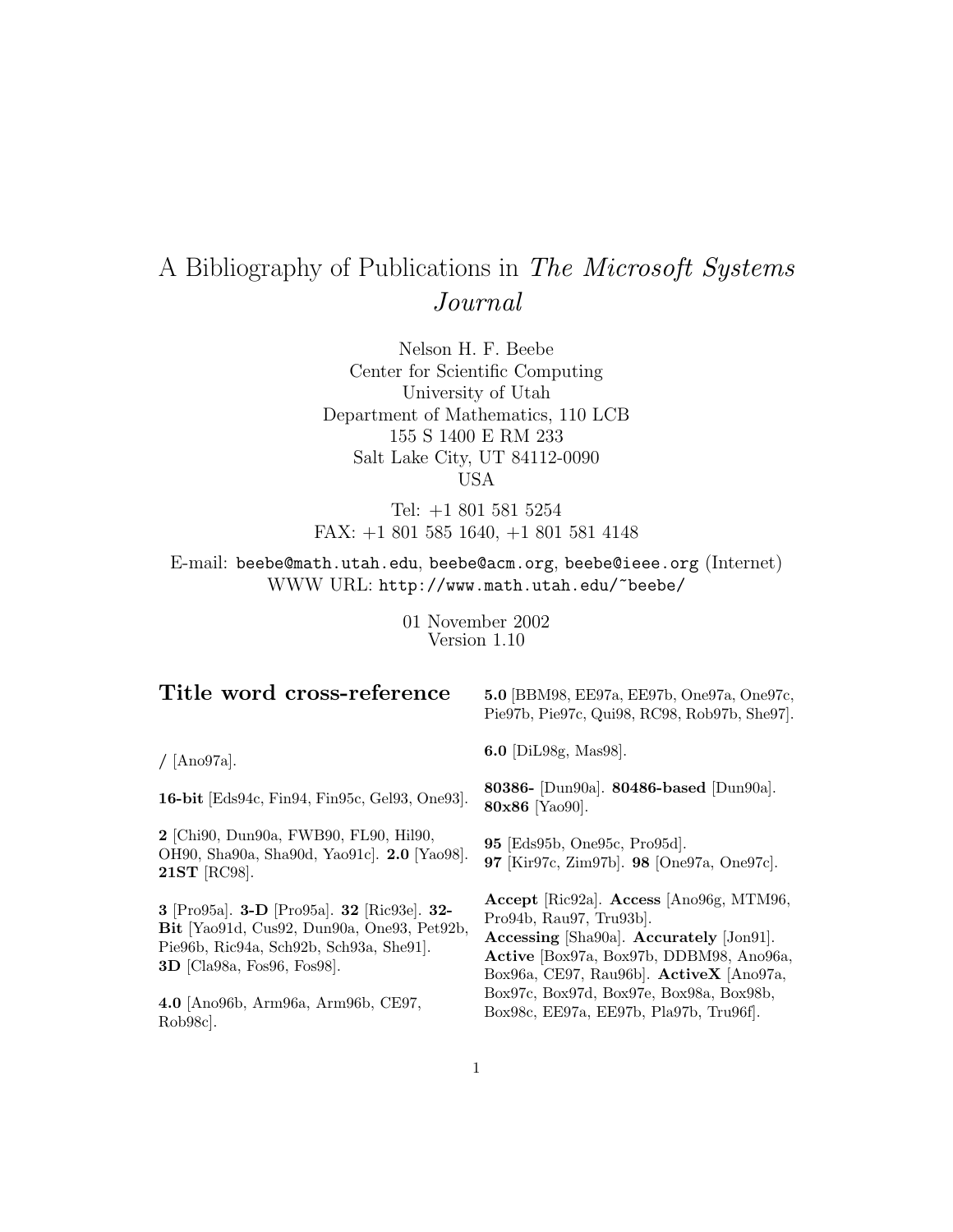# A Bibliography of Publications in *The Microsoft Systems Journal*

Nelson H. F. Beebe
Center for Scientific Computing
University of Utah
Department of Mathematics, 110 LCB
155 S 1400 E RM 233
Salt Lake City, UT 84112-0090
USA

Tel: +1 801 581 5254
FAX: +1 801 585 1640, +1 801 581 4148

E-mail: `beebe@math.utah.edu`, `beebe@acm.org`, `beebe@ieee.org` (Internet)
WWW URL: `http://www.math.utah.edu/~beebe/`

01 November 2002
Version 1.10

## Title word cross-reference

**/** [Ano97a].

**16-bit** [Eds94c, Fin94, Fin95c, Gel93, One93].

**2** [Chi90, Dun90a, FWB90, FL90, Hil90, OH90, Sha90a, Sha90d, Yao91c]. **2.0** [Yao98]. **21ST** [RC98].

**3** [Pro95a]. **3-D** [Pro95a]. **32** [Ric93e]. **32-Bit** [Yao91d, Cus92, Dun90a, One93, Pet92b, Pie96b, Ric94a, Sch92b, Sch93a, She91]. **3D** [Cla98a, Fos96, Fos98].

**4.0** [Ano96b, Arm96a, Arm96b, CE97, Rob98c].

**5.0** [BBM98, EE97a, EE97b, One97a, One97c, Pie97b, Pie97c, Qui98, RC98, Rob97b, She97].

**6.0** [DiL98g, Mas98].

**80386-** [Dun90a]. **80486-based** [Dun90a]. **80x86** [Yao90].

**95** [Eds95b, One95c, Pro95d]. **97** [Kir97c, Zim97b]. **98** [One97a, One97c].

**Accept** [Ric92a]. **Access** [Ano96g, MTM96, Pro94b, Rau97, Tru93b]. **Accessing** [Sha90a]. **Accurately** [Jon91]. **Active** [Box97a, Box97b, DDBM98, Ano96a, Box96a, CE97, Rau96b]. **ActiveX** [Ano97a, Box97c, Box97d, Box97e, Box98a, Box98b, Box98c, EE97a, EE97b, Pla97b, Tru96f].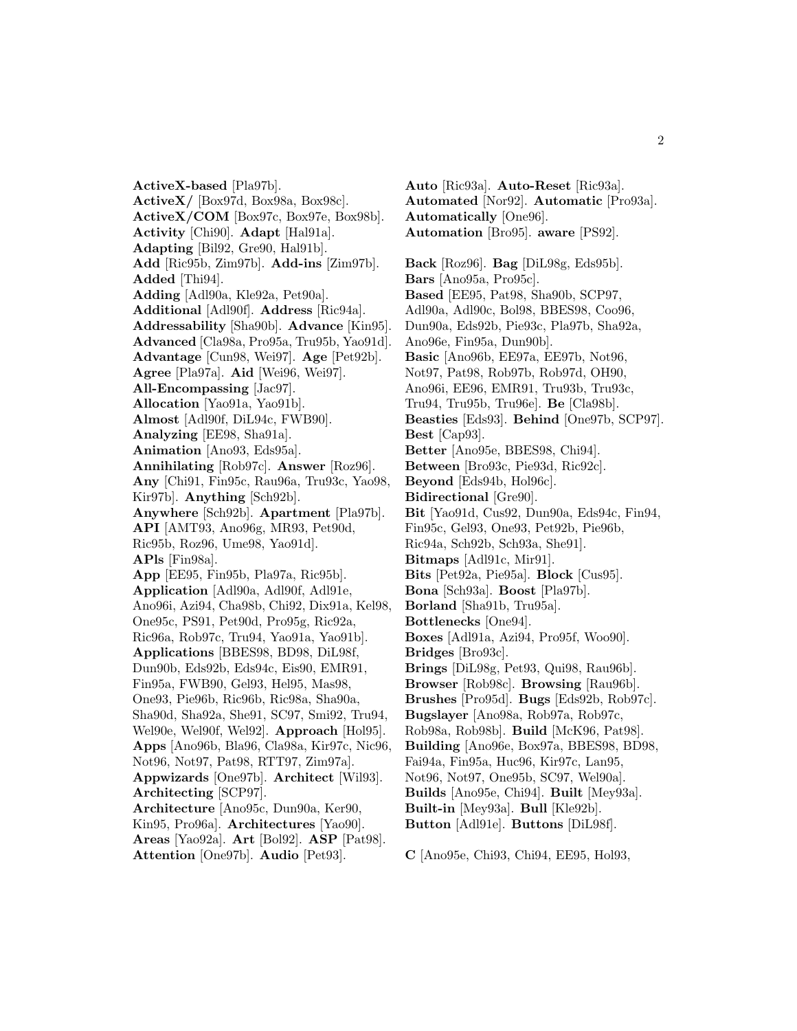**ActiveX-based** [Pla97b]. **ActiveX/** [Box97d, Box98a, Box98c]. **ActiveX/COM** [Box97c, Box97e, Box98b]. **Activity** [Chi90]. **Adapt** [Hal91a]. **Adapting** [Bil92, Gre90, Hal91b]. **Add** [Ric95b, Zim97b]. **Add-ins** [Zim97b]. **Added** [Thi94]. **Adding** [Adl90a, Kle92a, Pet90a]. **Additional** [Adl90f]. **Address** [Ric94a]. **Addressability** [Sha90b]. **Advance** [Kin95]. **Advanced** [Cla98a, Pro95a, Tru95b, Yao91d]. **Advantage** [Cun98, Wei97]. **Age** [Pet92b]. **Agree** [Pla97a]. **Aid** [Wei96, Wei97]. **All-Encompassing** [Jac97]. **Allocation** [Yao91a, Yao91b]. **Almost** [Adl90f, DiL94c, FWB90]. **Analyzing** [EE98, Sha91a]. **Animation** [Ano93, Eds95a]. **Annihilating** [Rob97c]. **Answer** [Roz96]. **Any** [Chi91, Fin95c, Rau96a, Tru93c, Yao98, Kir97b]. **Anything** [Sch92b]. **Anywhere** [Sch92b]. **Apartment** [Pla97b]. **API** [AMT93, Ano96g, MR93, Pet90d, Ric95b, Roz96, Ume98, Yao91d]. **APls** [Fin98a]. **App** [EE95, Fin95b, Pla97a, Ric95b]. **Application** [Adl90a, Adl90f, Adl91e, Ano96i, Azi94, Cha98b, Chi92, Dix91a, Kel98, One95c, PS91, Pet90d, Pro95g, Ric92a, Ric96a, Rob97c, Tru94, Yao91a, Yao91b]. **Applications** [BBES98, BD98, DiL98f, Dun90b, Eds92b, Eds94c, Eis90, EMR91, Fin95a, FWB90, Gel93, Hel95, Mas98, One93, Pie96b, Ric96b, Ric98a, Sha90a, Sha90d, Sha92a, She91, SC97, Smi92, Tru94, Wel90e, Wel90f, Wel92]. **Approach** [Hol95]. **Apps** [Ano96b, Bla96, Cla98a, Kir97c, Nic96, Not96, Not97, Pat98, RTT97, Zim97a]. **Appwizards** [One97b]. **Architect** [Wil93]. **Architecting** [SCP97]. **Architecture** [Ano95c, Dun90a, Ker90, Kin95, Pro96a]. **Architectures** [Yao90]. **Areas** [Yao92a]. **Art** [Bol92]. **ASP** [Pat98]. **Attention** [One97b]. **Audio** [Pet93].

**Auto** [Ric93a]. **Auto-Reset** [Ric93a]. **Automated** [Nor92]. **Automatic** [Pro93a]. **Automatically** [One96]. **Automation** [Bro95]. **aware** [PS92].

**Back** [Roz96]. **Bag** [DiL98g, Eds95b]. **Bars** [Ano95a, Pro95c]. **Based** [EE95, Pat98, Sha90b, SCP97, Adl90a, Adl90c, Bol98, BBES98, Coo96, Dun90a, Eds92b, Pie93c, Pla97b, Sha92a, Ano96e, Fin95a, Dun90b]. **Basic** [Ano96b, EE97a, EE97b, Not96, Not97, Pat98, Rob97b, Rob97d, OH90, Ano96i, EE96, EMR91, Tru93b, Tru93c, Tru94, Tru95b, Tru96e]. **Be** [Cla98b]. **Beasties** [Eds93]. **Behind** [One97b, SCP97]. **Best** [Cap93]. **Better** [Ano95e, BBES98, Chi94]. **Between** [Bro93c, Pie93d, Ric92c]. **Beyond** [Eds94b, Hol96c]. **Bidirectional** [Gre90]. **Bit** [Yao91d, Cus92, Dun90a, Eds94c, Fin94, Fin95c, Gel93, One93, Pet92b, Pie96b, Ric94a, Sch92b, Sch93a, She91]. **Bitmaps** [Adl91c, Mir91]. **Bits** [Pet92a, Pie95a]. **Block** [Cus95]. **Bona** [Sch93a]. **Boost** [Pla97b]. **Borland** [Sha91b, Tru95a]. **Bottlenecks** [One94]. **Boxes** [Adl91a, Azi94, Pro95f, Woo90]. **Bridges** [Bro93c]. **Brings** [DiL98g, Pet93, Qui98, Rau96b]. **Browser** [Rob98c]. **Browsing** [Rau96b]. **Brushes** [Pro95d]. **Bugs** [Eds92b, Rob97c]. **Bugslayer** [Ano98a, Rob97a, Rob97c, Rob98a, Rob98b]. **Build** [McK96, Pat98]. **Building** [Ano96e, Box97a, BBES98, BD98, Fai94a, Fin95a, Huc96, Kir97c, Lan95, Not96, Not97, One95b, SC97, Wel90a]. **Builds** [Ano95e, Chi94]. **Built** [Mey93a]. **Built-in** [Mey93a]. **Bull** [Kle92b]. **Button** [Adl91e]. **Buttons** [DiL98f].

**C** [Ano95e, Chi93, Chi94, EE95, Hol93,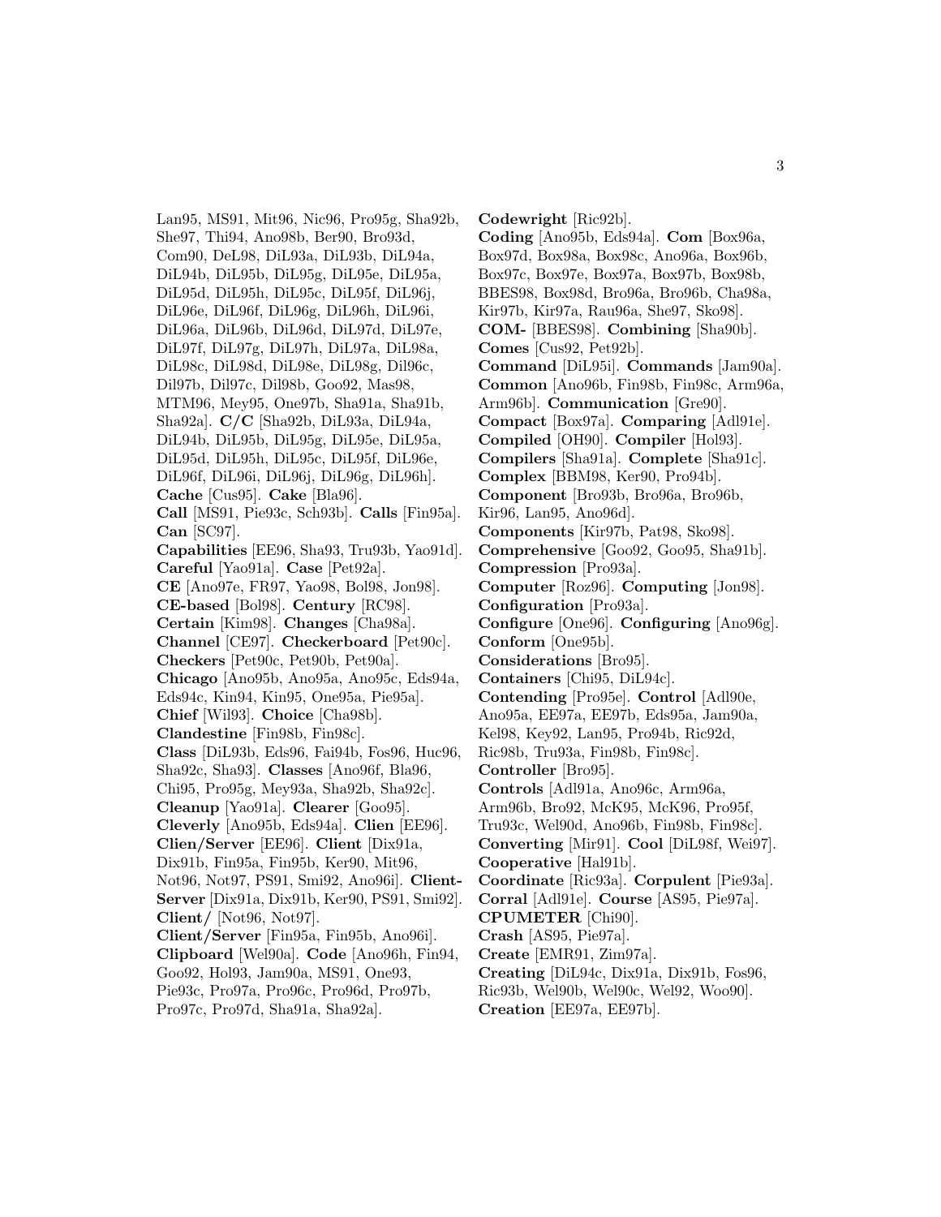Lan95, MS91, Mit96, Nic96, Pro95g, Sha92b, She97, Thi94, Ano98b, Ber90, Bro93d, Com90, DeL98, DiL93a, DiL93b, DiL94a, DiL94b, DiL95b, DiL95g, DiL95e, DiL95a, DiL95d, DiL95h, DiL95c, DiL95f, DiL96j, DiL96e, DiL96f, DiL96g, DiL96h, DiL96i, DiL96a, DiL96b, DiL96d, DiL97d, DiL97e, DiL97f, DiL97g, DiL97h, DiL97a, DiL98a, DiL98c, DiL98d, DiL98e, DiL98g, Dil96c, Dil97b, Dil97c, Dil98b, Goo92, Mas98, MTM96, Mey95, One97b, Sha91a, Sha91b, Sha92a]. **C/C** [Sha92b, DiL93a, DiL94a, DiL94b, DiL95b, DiL95g, DiL95e, DiL95a, DiL95d, DiL95h, DiL95c, DiL95f, DiL96e, DiL96f, DiL96i, DiL96j, DiL96g, DiL96h].
**Cache** [Cus95]. **Cake** [Bla96].
**Call** [MS91, Pie93c, Sch93b]. **Calls** [Fin95a].
**Can** [SC97].
**Capabilities** [EE96, Sha93, Tru93b, Yao91d].
**Careful** [Yao91a]. **Case** [Pet92a].
**CE** [Ano97e, FR97, Yao98, Bol98, Jon98].
**CE-based** [Bol98]. **Century** [RC98].
**Certain** [Kim98]. **Changes** [Cha98a].
**Channel** [CE97]. **Checkerboard** [Pet90c].
**Checkers** [Pet90c, Pet90b, Pet90a].
**Chicago** [Ano95b, Ano95a, Ano95c, Eds94a, Eds94c, Kin94, Kin95, One95a, Pie95a].
**Chief** [Wil93]. **Choice** [Cha98b].
**Clandestine** [Fin98b, Fin98c].
**Class** [DiL93b, Eds96, Fai94b, Fos96, Huc96, Sha92c, Sha93]. **Classes** [Ano96f, Bla96, Chi95, Pro95g, Mey93a, Sha92b, Sha92c].
**Cleanup** [Yao91a]. **Clearer** [Goo95].
**Cleverly** [Ano95b, Eds94a]. **Clien** [EE96].
**Clien/Server** [EE96]. **Client** [Dix91a, Dix91b, Fin95a, Fin95b, Ker90, Mit96, Not96, Not97, PS91, Smi92, Ano96i]. **Client-Server** [Dix91a, Dix91b, Ker90, PS91, Smi92].
**Client/** [Not96, Not97].
**Client/Server** [Fin95a, Fin95b, Ano96i].
**Clipboard** [Wel90a]. **Code** [Ano96h, Fin94, Goo92, Hol93, Jam90a, MS91, One93, Pie93c, Pro97a, Pro96c, Pro96d, Pro97b, Pro97c, Pro97d, Sha91a, Sha92a].
**Codewright** [Ric92b].
**Coding** [Ano95b, Eds94a]. **Com** [Box96a, Box97d, Box98a, Box98c, Ano96a, Box96b, Box97c, Box97e, Box97a, Box97b, Box98b, BBES98, Box98d, Bro96a, Bro96b, Cha98a, Kir97b, Kir97a, Rau96a, She97, Sko98].
**COM-** [BBES98]. **Combining** [Sha90b].
**Comes** [Cus92, Pet92b].
**Command** [DiL95i]. **Commands** [Jam90a].
**Common** [Ano96b, Fin98b, Fin98c, Arm96a, Arm96b]. **Communication** [Gre90].
**Compact** [Box97a]. **Comparing** [Adl91e].
**Compiled** [OH90]. **Compiler** [Hol93].
**Compilers** [Sha91a]. **Complete** [Sha91c].
**Complex** [BBM98, Ker90, Pro94b].
**Component** [Bro93b, Bro96a, Bro96b, Kir96, Lan95, Ano96d].
**Components** [Kir97b, Pat98, Sko98].
**Comprehensive** [Goo92, Goo95, Sha91b].
**Compression** [Pro93a].
**Computer** [Roz96]. **Computing** [Jon98].
**Configuration** [Pro93a].
**Configure** [One96]. **Configuring** [Ano96g].
**Conform** [One95b].
**Considerations** [Bro95].
**Containers** [Chi95, DiL94c].
**Contending** [Pro95e]. **Control** [Adl90e, Ano95a, EE97a, EE97b, Eds95a, Jam90a, Kel98, Key92, Lan95, Pro94b, Ric92d, Ric98b, Tru93a, Fin98b, Fin98c].
**Controller** [Bro95].
**Controls** [Adl91a, Ano96c, Arm96a, Arm96b, Bro92, McK95, McK96, Pro95f, Tru93c, Wel90d, Ano96b, Fin98b, Fin98c].
**Converting** [Mir91]. **Cool** [DiL98f, Wei97].
**Cooperative** [Hal91b].
**Coordinate** [Ric93a]. **Corpulent** [Pie93a].
**Corral** [Adl91e]. **Course** [AS95, Pie97a].
**CPUMETER** [Chi90].
**Crash** [AS95, Pie97a].
**Create** [EMR91, Zim97a].
**Creating** [DiL94c, Dix91a, Dix91b, Fos96, Ric93b, Wel90b, Wel90c, Wel92, Woo90].
**Creation** [EE97a, EE97b].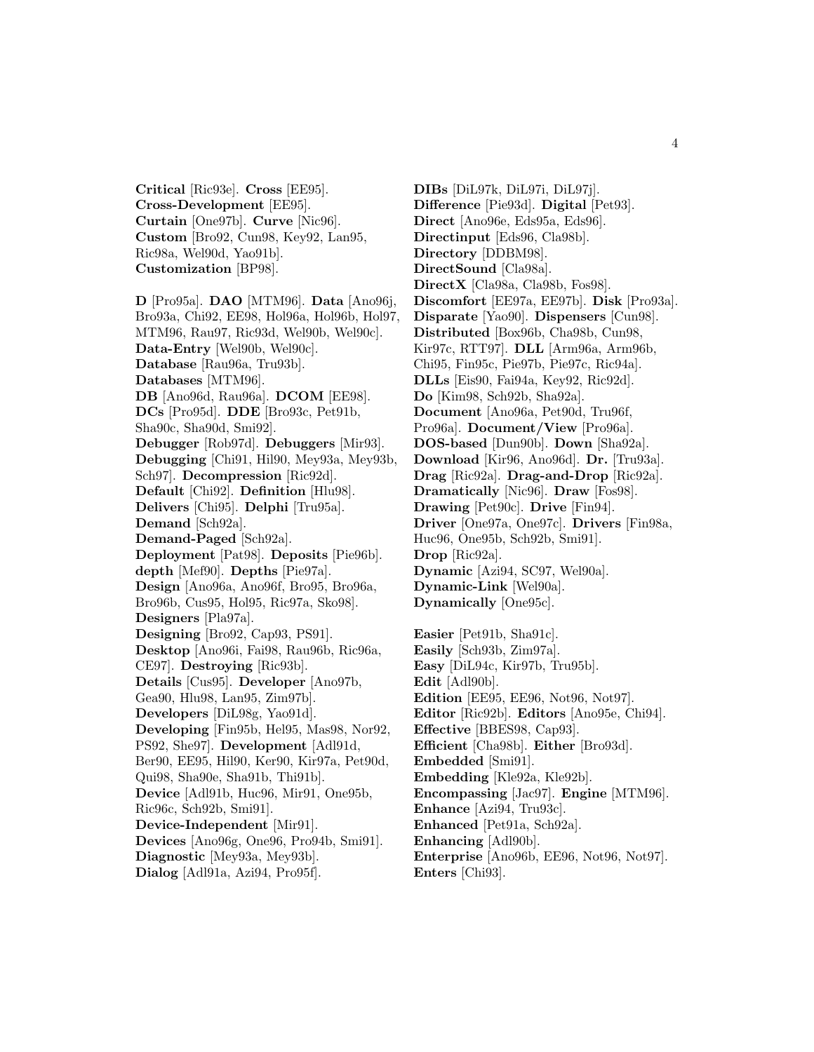**Critical** [Ric93e]. **Cross** [EE95]. **Cross-Development** [EE95]. **Curtain** [One97b]. **Curve** [Nic96]. **Custom** [Bro92, Cun98, Key92, Lan95, Ric98a, Wel90d, Yao91b]. **Customization** [BP98].

**D** [Pro95a]. **DAO** [MTM96]. **Data** [Ano96j, Bro93a, Chi92, EE98, Hol96a, Hol96b, Hol97, MTM96, Rau97, Ric93d, Wel90b, Wel90c]. **Data-Entry** [Wel90b, Wel90c]. **Database** [Rau96a, Tru93b]. **Databases** [MTM96]. **DB** [Ano96d, Rau96a]. **DCOM** [EE98]. **DCs** [Pro95d]. **DDE** [Bro93c, Pet91b, Sha90c, Sha90d, Smi92]. **Debugger** [Rob97d]. **Debuggers** [Mir93]. **Debugging** [Chi91, Hil90, Mey93a, Mey93b, Sch97]. **Decompression** [Ric92d]. **Default** [Chi92]. **Definition** [Hlu98]. **Delivers** [Chi95]. **Delphi** [Tru95a]. **Demand** [Sch92a]. **Demand-Paged** [Sch92a]. **Deployment** [Pat98]. **Deposits** [Pie96b]. **depth** [Mef90]. **Depths** [Pie97a]. **Design** [Ano96a, Ano96f, Bro95, Bro96a, Bro96b, Cus95, Hol95, Ric97a, Sko98]. **Designers** [Pla97a]. **Designing** [Bro92, Cap93, PS91]. **Desktop** [Ano96i, Fai98, Rau96b, Ric96a, CE97]. **Destroying** [Ric93b]. **Details** [Cus95]. **Developer** [Ano97b, Gea90, Hlu98, Lan95, Zim97b]. **Developers** [DiL98g, Yao91d]. **Developing** [Fin95b, Hel95, Mas98, Nor92, PS92, She97]. **Development** [Adl91d, Ber90, EE95, Hil90, Ker90, Kir97a, Pet90d, Qui98, Sha90e, Sha91b, Thi91b]. **Device** [Adl91b, Huc96, Mir91, One95b, Ric96c, Sch92b, Smi91]. **Device-Independent** [Mir91]. **Devices** [Ano96g, One96, Pro94b, Smi91]. **Diagnostic** [Mey93a, Mey93b]. **Dialog** [Adl91a, Azi94, Pro95f].

**DIBs** [DiL97k, DiL97i, DiL97j]. **Difference** [Pie93d]. **Digital** [Pet93]. **Direct** [Ano96e, Eds95a, Eds96]. **Directinput** [Eds96, Cla98b]. **Directory** [DDBM98]. **DirectSound** [Cla98a]. **DirectX** [Cla98a, Cla98b, Fos98]. **Discomfort** [EE97a, EE97b]. **Disk** [Pro93a]. **Disparate** [Yao90]. **Dispensers** [Cun98]. **Distributed** [Box96b, Cha98b, Cun98, Kir97c, RTT97]. **DLL** [Arm96a, Arm96b, Chi95, Fin95c, Pie97b, Pie97c, Ric94a]. **DLLs** [Eis90, Fai94a, Key92, Ric92d]. **Do** [Kim98, Sch92b, Sha92a]. **Document** [Ano96a, Pet90d, Tru96f, Pro96a]. **Document/View** [Pro96a]. **DOS-based** [Dun90b]. **Down** [Sha92a]. **Download** [Kir96, Ano96d]. **Dr.** [Tru93a]. **Drag** [Ric92a]. **Drag-and-Drop** [Ric92a]. **Dramatically** [Nic96]. **Draw** [Fos98]. **Drawing** [Pet90c]. **Drive** [Fin94]. **Driver** [One97a, One97c]. **Drivers** [Fin98a, Huc96, One95b, Sch92b, Smi91]. **Drop** [Ric92a]. **Dynamic** [Azi94, SC97, Wel90a]. **Dynamic-Link** [Wel90a]. **Dynamically** [One95c].

**Easier** [Pet91b, Sha91c]. **Easily** [Sch93b, Zim97a]. **Easy** [DiL94c, Kir97b, Tru95b]. **Edit** [Adl90b]. **Edition** [EE95, EE96, Not96, Not97]. **Editor** [Ric92b]. **Editors** [Ano95e, Chi94]. **Effective** [BBES98, Cap93]. **Efficient** [Cha98b]. **Either** [Bro93d]. **Embedded** [Smi91]. **Embedding** [Kle92a, Kle92b]. **Encompassing** [Jac97]. **Engine** [MTM96]. **Enhance** [Azi94, Tru93c]. **Enhanced** [Pet91a, Sch92a]. **Enhancing** [Adl90b]. **Enterprise** [Ano96b, EE96, Not96, Not97]. **Enters** [Chi93].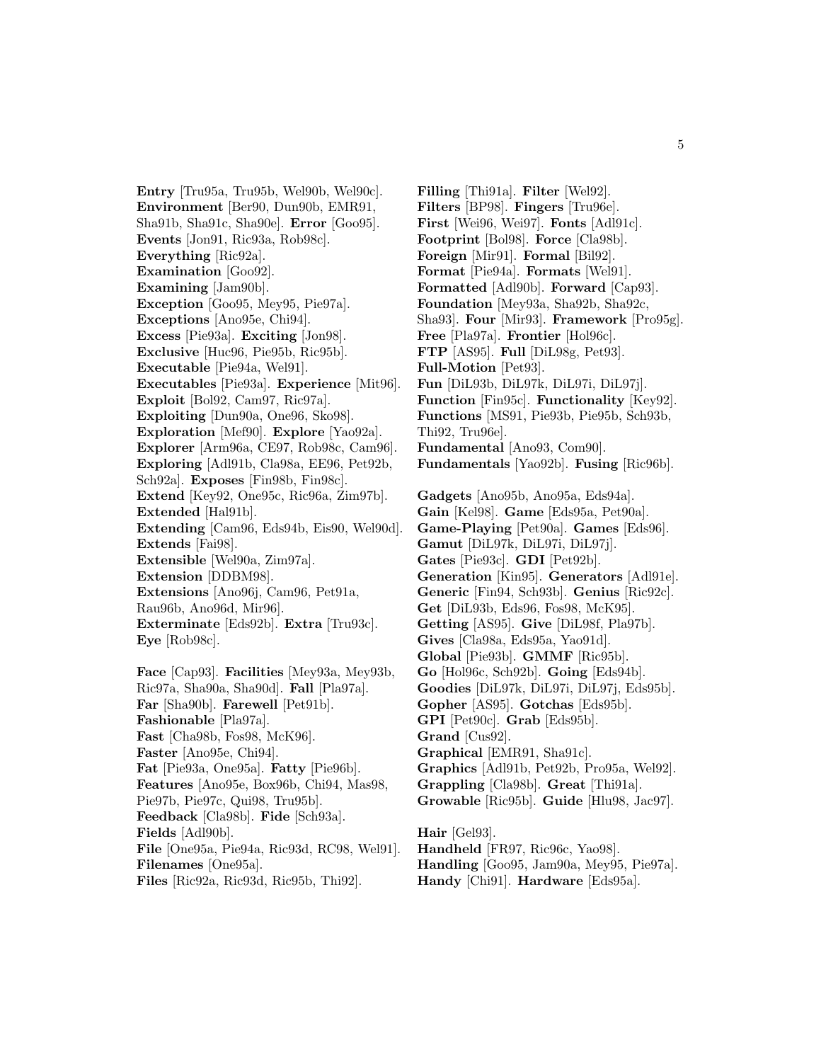**Entry** [Tru95a, Tru95b, Wel90b, Wel90c]. **Environment** [Ber90, Dun90b, EMR91, Sha91b, Sha91c, Sha90e]. **Error** [Goo95]. **Events** [Jon91, Ric93a, Rob98c]. **Everything** [Ric92a]. **Examination** [Goo92]. **Examining** [Jam90b]. **Exception** [Goo95, Mey95, Pie97a]. **Exceptions** [Ano95e, Chi94]. **Excess** [Pie93a]. **Exciting** [Jon98]. **Exclusive** [Huc96, Pie95b, Ric95b]. **Executable** [Pie94a, Wel91]. **Executables** [Pie93a]. **Experience** [Mit96]. **Exploit** [Bol92, Cam97, Ric97a]. **Exploiting** [Dun90a, One96, Sko98]. **Exploration** [Mef90]. **Explore** [Yao92a]. **Explorer** [Arm96a, CE97, Rob98c, Cam96]. **Exploring** [Adl91b, Cla98a, EE96, Pet92b, Sch92a]. **Exposes** [Fin98b, Fin98c]. **Extend** [Key92, One95c, Ric96a, Zim97b]. **Extended** [Hal91b]. **Extending** [Cam96, Eds94b, Eis90, Wel90d]. **Extends** [Fai98]. **Extensible** [Wel90a, Zim97a]. **Extension** [DDBM98]. **Extensions** [Ano96j, Cam96, Pet91a, Rau96b, Ano96d, Mir96]. **Exterminate** [Eds92b]. **Extra** [Tru93c]. **Eye** [Rob98c].

**Face** [Cap93]. **Facilities** [Mey93a, Mey93b, Ric97a, Sha90a, Sha90d]. **Fall** [Pla97a]. **Far** [Sha90b]. **Farewell** [Pet91b]. **Fashionable** [Pla97a]. **Fast** [Cha98b, Fos98, McK96]. **Faster** [Ano95e, Chi94]. **Fat** [Pie93a, One95a]. **Fatty** [Pie96b]. **Features** [Ano95e, Box96b, Chi94, Mas98, Pie97b, Pie97c, Qui98, Tru95b]. **Feedback** [Cla98b]. **Fide** [Sch93a]. **Fields** [Adl90b]. **File** [One95a, Pie94a, Ric93d, RC98, Wel91]. **Filenames** [One95a]. **Files** [Ric92a, Ric93d, Ric95b, Thi92]. **Filling** [Thi91a]. **Filter** [Wel92]. **Filters** [BP98]. **Fingers** [Tru96e]. **First** [Wei96, Wei97]. **Fonts** [Adl91c]. **Footprint** [Bol98]. **Force** [Cla98b]. **Foreign** [Mir91]. **Formal** [Bil92]. **Format** [Pie94a]. **Formats** [Wel91]. **Formatted** [Adl90b]. **Forward** [Cap93]. **Foundation** [Mey93a, Sha92b, Sha92c, Sha93]. **Four** [Mir93]. **Framework** [Pro95g]. **Free** [Pla97a]. **Frontier** [Hol96c]. **FTP** [AS95]. **Full** [DiL98g, Pet93]. **Full-Motion** [Pet93]. **Fun** [DiL93b, DiL97k, DiL97i, DiL97j]. **Function** [Fin95c]. **Functionality** [Key92]. **Functions** [MS91, Pie93b, Pie95b, Sch93b, Thi92, Tru96e]. **Fundamental** [Ano93, Com90]. **Fundamentals** [Yao92b]. **Fusing** [Ric96b].

**Gadgets** [Ano95b, Ano95a, Eds94a]. **Gain** [Kel98]. **Game** [Eds95a, Pet90a]. **Game-Playing** [Pet90a]. **Games** [Eds96]. **Gamut** [DiL97k, DiL97i, DiL97j]. **Gates** [Pie93c]. **GDI** [Pet92b]. **Generation** [Kin95]. **Generators** [Adl91e]. **Generic** [Fin94, Sch93b]. **Genius** [Ric92c]. **Get** [DiL93b, Eds96, Fos98, McK95]. **Getting** [AS95]. **Give** [DiL98f, Pla97b]. **Gives** [Cla98a, Eds95a, Yao91d]. **Global** [Pie93b]. **GMMF** [Ric95b]. **Go** [Hol96c, Sch92b]. **Going** [Eds94b]. **Goodies** [DiL97k, DiL97i, DiL97j, Eds95b]. **Gopher** [AS95]. **Gotchas** [Eds95b]. **GPI** [Pet90c]. **Grab** [Eds95b]. **Grand** [Cus92]. **Graphical** [EMR91, Sha91c]. **Graphics** [Adl91b, Pet92b, Pro95a, Wel92]. **Grappling** [Cla98b]. **Great** [Thi91a]. **Growable** [Ric95b]. **Guide** [Hlu98, Jac97].

**Hair** [Gel93]. **Handheld** [FR97, Ric96c, Yao98]. **Handling** [Goo95, Jam90a, Mey95, Pie97a]. **Handy** [Chi91]. **Hardware** [Eds95a].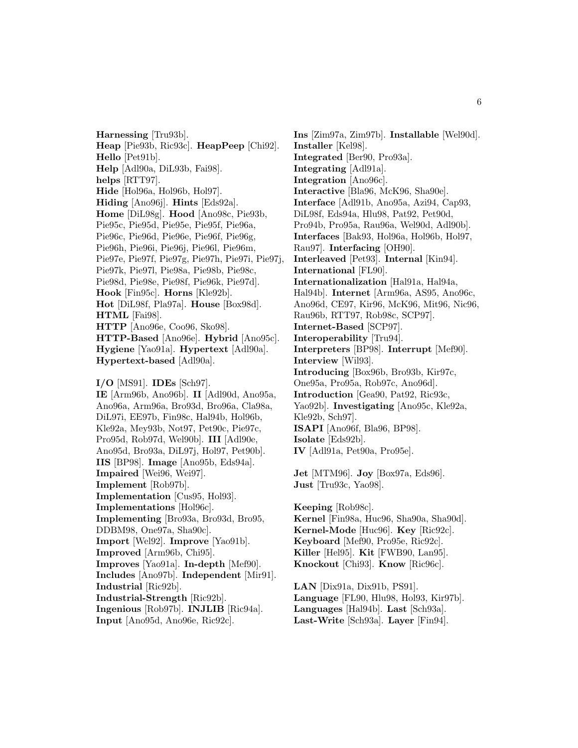**Harnessing** [Tru93b].
**Heap** [Pie93b, Ric93c]. **HeapPeep** [Chi92].
**Hello** [Pet91b].
**Help** [Adl90a, DiL93b, Fai98].
**helps** [RTT97].
**Hide** [Hol96a, Hol96b, Hol97].
**Hiding** [Ano96j]. **Hints** [Eds92a].
**Home** [DiL98g]. **Hood** [Ano98c, Pie93b, Pie95c, Pie95d, Pie95e, Pie95f, Pie96a, Pie96c, Pie96d, Pie96e, Pie96f, Pie96g, Pie96h, Pie96i, Pie96j, Pie96l, Pie96m, Pie97e, Pie97f, Pie97g, Pie97h, Pie97i, Pie97j, Pie97k, Pie97l, Pie98a, Pie98b, Pie98c, Pie98d, Pie98e, Pie98f, Pie96k, Pie97d].
**Hook** [Fin95c]. **Horns** [Kle92b].
**Hot** [DiL98f, Pla97a]. **House** [Box98d].
**HTML** [Fai98].
**HTTP** [Ano96e, Coo96, Sko98].
**HTTP-Based** [Ano96e]. **Hybrid** [Ano95c].
**Hygiene** [Yao91a]. **Hypertext** [Adl90a].
**Hypertext-based** [Adl90a].

**I/O** [MS91]. **IDEs** [Sch97].
**IE** [Arm96b, Ano96b]. **II** [Adl90d, Ano95a, Ano96a, Arm96a, Bro93d, Bro96a, Cla98a, DiL97i, EE97b, Fin98c, Hal94b, Hol96b, Kle92a, Mey93b, Not97, Pet90c, Pie97c, Pro95d, Rob97d, Wel90b]. **III** [Adl90e, Ano95d, Bro93a, DiL97j, Hol97, Pet90b].
**IIS** [BP98]. **Image** [Ano95b, Eds94a].
**Impaired** [Wei96, Wei97].
**Implement** [Rob97b].
**Implementation** [Cus95, Hol93].
**Implementations** [Hol96c].
**Implementing** [Bro93a, Bro93d, Bro95, DDBM98, One97a, Sha90c].
**Import** [Wel92]. **Improve** [Yao91b].
**Improved** [Arm96b, Chi95].
**Improves** [Yao91a]. **In-depth** [Mef90].
**Includes** [Ano97b]. **Independent** [Mir91].
**Industrial** [Ric92b].
**Industrial-Strength** [Ric92b].
**Ingenious** [Rob97b]. **INJLIB** [Ric94a].
**Input** [Ano95d, Ano96e, Ric92c].

**Ins** [Zim97a, Zim97b]. **Installable** [Wel90d].
**Installer** [Kel98].
**Integrated** [Ber90, Pro93a].
**Integrating** [Adl91a].
**Integration** [Ano96c].
**Interactive** [Bla96, McK96, Sha90e].
**Interface** [Adl91b, Ano95a, Azi94, Cap93, DiL98f, Eds94a, Hlu98, Pat92, Pet90d, Pro94b, Pro95a, Rau96a, Wel90d, Adl90b].
**Interfaces** [Bak93, Hol96a, Hol96b, Hol97, Rau97]. **Interfacing** [OH90].
**Interleaved** [Pet93]. **Internal** [Kin94].
**International** [FL90].
**Internationalization** [Hal91a, Hal94a, Hal94b]. **Internet** [Arm96a, AS95, Ano96c, Ano96d, CE97, Kir96, McK96, Mit96, Nic96, Rau96b, RTT97, Rob98c, SCP97].
**Internet-Based** [SCP97].
**Interoperability** [Tru94].
**Interpreters** [BP98]. **Interrupt** [Mef90].
**Interview** [Wil93].
**Introducing** [Box96b, Bro93b, Kir97c, One95a, Pro95a, Rob97c, Ano96d].
**Introduction** [Gea90, Pat92, Ric93c, Yao92b]. **Investigating** [Ano95c, Kle92a, Kle92b, Sch97].
**ISAPI** [Ano96f, Bla96, BP98].
**Isolate** [Eds92b].
**IV** [Adl91a, Pet90a, Pro95e].

**Jet** [MTM96]. **Joy** [Box97a, Eds96].
**Just** [Tru93c, Yao98].

**Keeping** [Rob98c].
**Kernel** [Fin98a, Huc96, Sha90a, Sha90d].
**Kernel-Mode** [Huc96]. **Key** [Ric92c].
**Keyboard** [Mef90, Pro95e, Ric92c].
**Killer** [Hel95]. **Kit** [FWB90, Lan95].
**Knockout** [Chi93]. **Know** [Ric96c].

**LAN** [Dix91a, Dix91b, PS91].
**Language** [FL90, Hlu98, Hol93, Kir97b].
**Languages** [Hal94b]. **Last** [Sch93a].
**Last-Write** [Sch93a]. **Layer** [Fin94].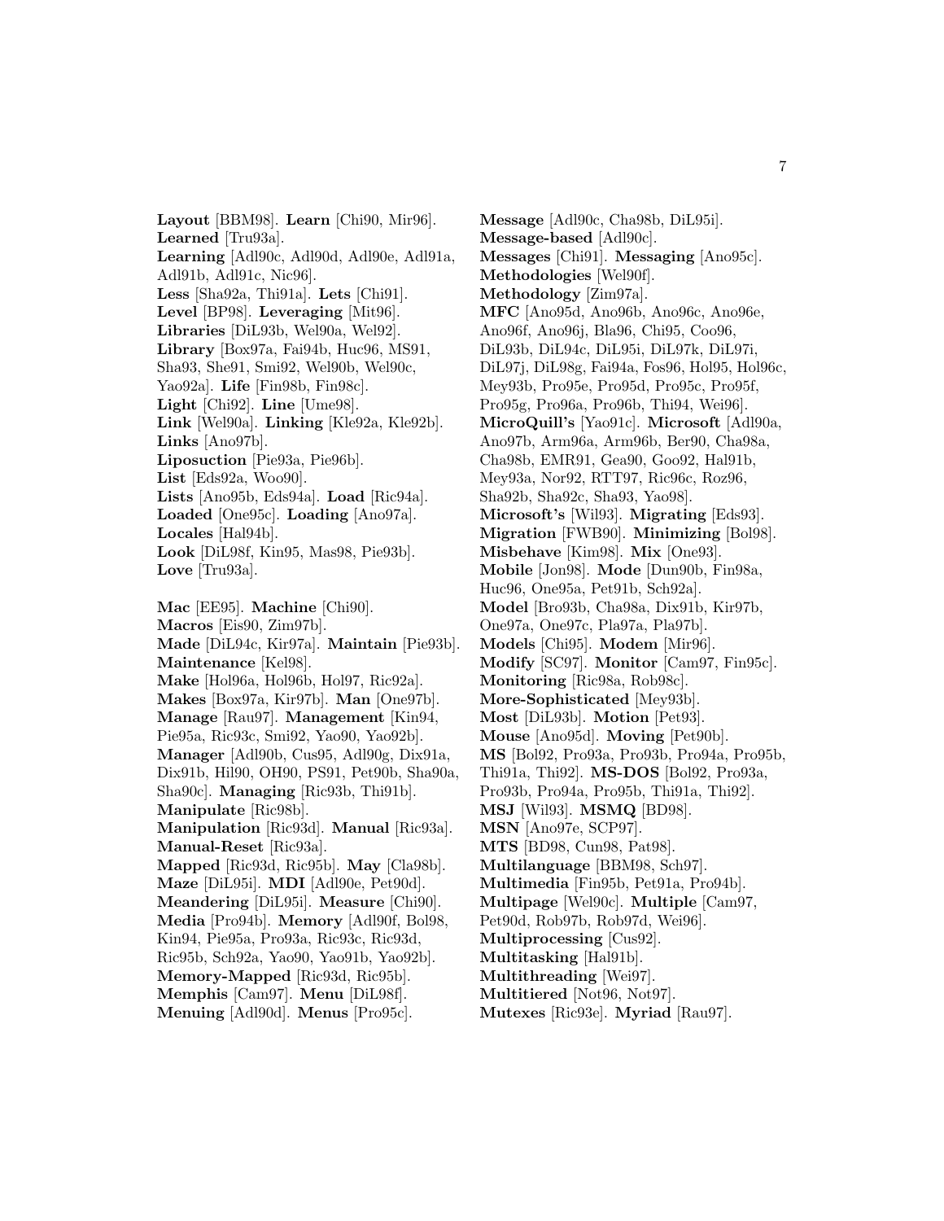**Layout** [BBM98]. **Learn** [Chi90, Mir96]. **Learned** [Tru93a]. **Learning** [Adl90c, Adl90d, Adl90e, Adl91a, Adl91b, Adl91c, Nic96]. **Less** [Sha92a, Thi91a]. **Lets** [Chi91]. **Level** [BP98]. **Leveraging** [Mit96]. **Libraries** [DiL93b, Wel90a, Wel92]. **Library** [Box97a, Fai94b, Huc96, MS91, Sha93, She91, Smi92, Wel90b, Wel90c, Yao92a]. **Life** [Fin98b, Fin98c]. **Light** [Chi92]. **Line** [Ume98]. **Link** [Wel90a]. **Linking** [Kle92a, Kle92b]. **Links** [Ano97b]. **Liposuction** [Pie93a, Pie96b]. **List** [Eds92a, Woo90]. **Lists** [Ano95b, Eds94a]. **Load** [Ric94a]. **Loaded** [One95c]. **Loading** [Ano97a]. **Locales** [Hal94b]. **Look** [DiL98f, Kin95, Mas98, Pie93b]. **Love** [Tru93a].

**Mac** [EE95]. **Machine** [Chi90]. **Macros** [Eis90, Zim97b]. **Made** [DiL94c, Kir97a]. **Maintain** [Pie93b]. **Maintenance** [Kel98]. **Make** [Hol96a, Hol96b, Hol97, Ric92a]. **Makes** [Box97a, Kir97b]. **Man** [One97b]. **Manage** [Rau97]. **Management** [Kin94, Pie95a, Ric93c, Smi92, Yao90, Yao92b]. **Manager** [Adl90b, Cus95, Adl90g, Dix91a, Dix91b, Hil90, OH90, PS91, Pet90b, Sha90a, Sha90c]. **Managing** [Ric93b, Thi91b]. **Manipulate** [Ric98b]. **Manipulation** [Ric93d]. **Manual** [Ric93a]. **Manual-Reset** [Ric93a]. **Mapped** [Ric93d, Ric95b]. **May** [Cla98b]. **Maze** [DiL95i]. **MDI** [Adl90e, Pet90d]. **Meandering** [DiL95i]. **Measure** [Chi90]. **Media** [Pro94b]. **Memory** [Adl90f, Bol98, Kin94, Pie95a, Pro93a, Ric93c, Ric93d, Ric95b, Sch92a, Yao90, Yao91b, Yao92b]. **Memory-Mapped** [Ric93d, Ric95b]. **Memphis** [Cam97]. **Menu** [DiL98f]. **Menuing** [Adl90d]. **Menus** [Pro95c].

**Message** [Adl90c, Cha98b, DiL95i]. **Message-based** [Adl90c]. **Messages** [Chi91]. **Messaging** [Ano95c]. **Methodologies** [Wel90f]. **Methodology** [Zim97a]. **MFC** [Ano95d, Ano96b, Ano96c, Ano96e, Ano96f, Ano96j, Bla96, Chi95, Coo96, DiL93b, DiL94c, DiL95i, DiL97k, DiL97i, DiL97j, DiL98g, Fai94a, Fos96, Hol95, Hol96c, Mey93b, Pro95e, Pro95d, Pro95c, Pro95f, Pro95g, Pro96a, Pro96b, Thi94, Wei96]. **MicroQuill's** [Yao91c]. **Microsoft** [Adl90a, Ano97b, Arm96a, Arm96b, Ber90, Cha98a, Cha98b, EMR91, Gea90, Goo92, Hal91b, Mey93a, Nor92, RTT97, Ric96c, Roz96, Sha92b, Sha92c, Sha93, Yao98]. **Microsoft's** [Wil93]. **Migrating** [Eds93]. **Migration** [FWB90]. **Minimizing** [Bol98]. **Misbehave** [Kim98]. **Mix** [One93]. **Mobile** [Jon98]. **Mode** [Dun90b, Fin98a, Huc96, One95a, Pet91b, Sch92a]. **Model** [Bro93b, Cha98a, Dix91b, Kir97b, One97a, One97c, Pla97a, Pla97b]. **Models** [Chi95]. **Modem** [Mir96]. **Modify** [SC97]. **Monitor** [Cam97, Fin95c]. **Monitoring** [Ric98a, Rob98c]. **More-Sophisticated** [Mey93b]. **Most** [DiL93b]. **Motion** [Pet93]. **Mouse** [Ano95d]. **Moving** [Pet90b]. **MS** [Bol92, Pro93a, Pro93b, Pro94a, Pro95b, Thi91a, Thi92]. **MS-DOS** [Bol92, Pro93a, Pro93b, Pro94a, Pro95b, Thi91a, Thi92]. **MSJ** [Wil93]. **MSMQ** [BD98]. **MSN** [Ano97e, SCP97]. **MTS** [BD98, Cun98, Pat98]. **Multilanguage** [BBM98, Sch97]. **Multimedia** [Fin95b, Pet91a, Pro94b]. **Multipage** [Wel90c]. **Multiple** [Cam97, Pet90d, Rob97b, Rob97d, Wei96]. **Multiprocessing** [Cus92]. **Multitasking** [Hal91b]. **Multithreading** [Wei97]. **Multitiered** [Not96, Not97]. **Mutexes** [Ric93e]. **Myriad** [Rau97].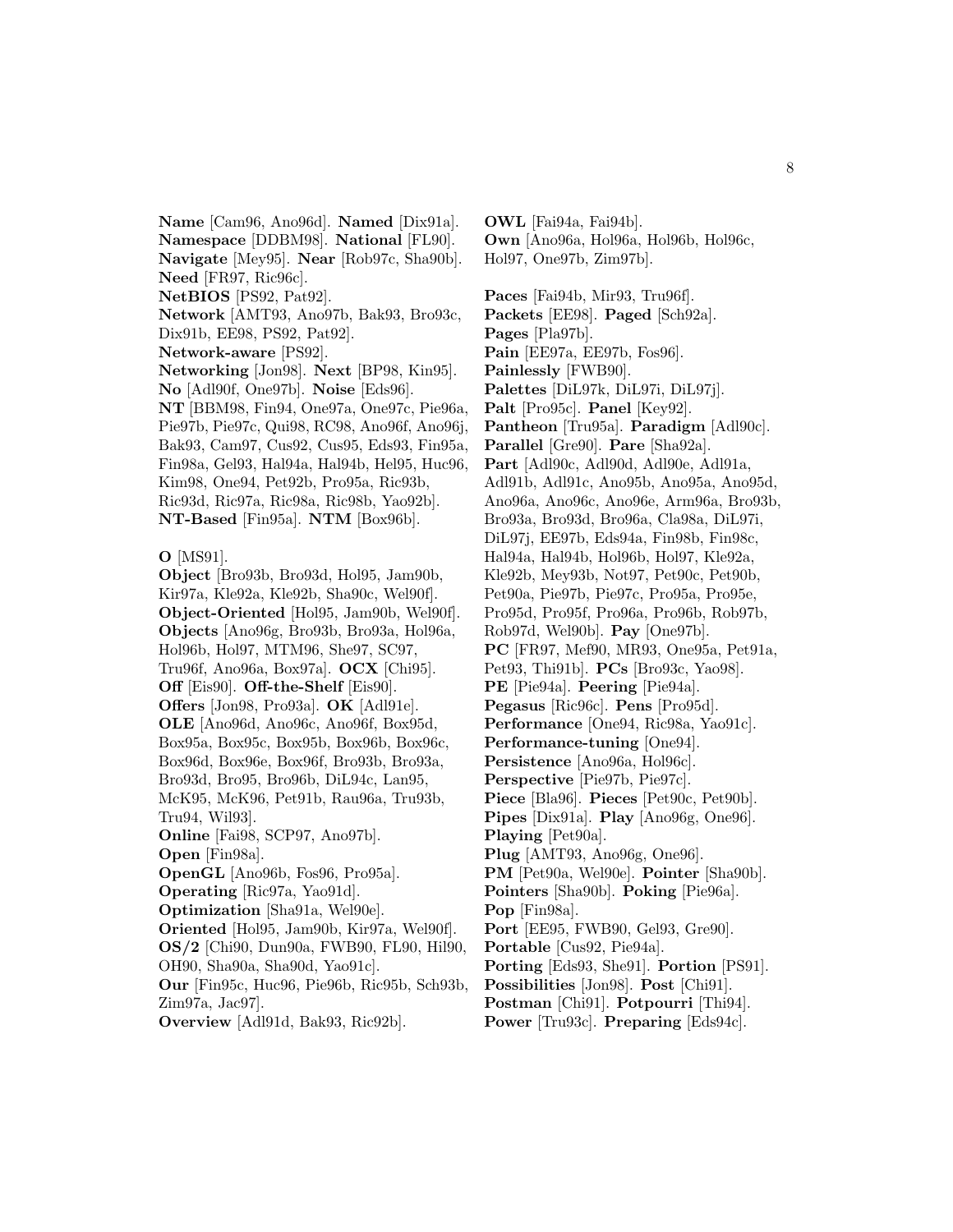**Name** [Cam96, Ano96d]. **Named** [Dix91a]. **Namespace** [DDBM98]. **National** [FL90]. **Navigate** [Mey95]. **Near** [Rob97c, Sha90b]. **Need** [FR97, Ric96c]. **NetBIOS** [PS92, Pat92]. **Network** [AMT93, Ano97b, Bak93, Bro93c, Dix91b, EE98, PS92, Pat92]. **Network-aware** [PS92]. **Networking** [Jon98]. **Next** [BP98, Kin95]. **No** [Adl90f, One97b]. **Noise** [Eds96]. **NT** [BBM98, Fin94, One97a, One97c, Pie96a, Pie97b, Pie97c, Qui98, RC98, Ano96f, Ano96j, Bak93, Cam97, Cus92, Cus95, Eds93, Fin95a, Fin98a, Gel93, Hal94a, Hal94b, Hel95, Huc96, Kim98, One94, Pet92b, Pro95a, Ric93b, Ric93d, Ric97a, Ric98a, Ric98b, Yao92b]. **NT-Based** [Fin95a]. **NTM** [Box96b].

**O** [MS91]. **Object** [Bro93b, Bro93d, Hol95, Jam90b, Kir97a, Kle92a, Kle92b, Sha90c, Wel90f]. **Object-Oriented** [Hol95, Jam90b, Wel90f]. **Objects** [Ano96g, Bro93b, Bro93a, Hol96a, Hol96b, Hol97, MTM96, She97, SC97, Tru96f, Ano96a, Box97a]. **OCX** [Chi95]. **Off** [Eis90]. **Off-the-Shelf** [Eis90]. **Offers** [Jon98, Pro93a]. **OK** [Adl91e]. **OLE** [Ano96d, Ano96c, Ano96f, Box95d, Box95a, Box95c, Box95b, Box96b, Box96c, Box96d, Box96e, Box96f, Bro93b, Bro93a, Bro93d, Bro95, Bro96b, DiL94c, Lan95, McK95, McK96, Pet91b, Rau96a, Tru93b, Tru94, Wil93]. **Online** [Fai98, SCP97, Ano97b]. **Open** [Fin98a]. **OpenGL** [Ano96b, Fos96, Pro95a]. **Operating** [Ric97a, Yao91d]. **Optimization** [Sha91a, Wel90e]. **Oriented** [Hol95, Jam90b, Kir97a, Wel90f]. **OS/2** [Chi90, Dun90a, FWB90, FL90, Hil90, OH90, Sha90a, Sha90d, Yao91c]. **Our** [Fin95c, Huc96, Pie96b, Ric95b, Sch93b, Zim97a, Jac97]. **Overview** [Adl91d, Bak93, Ric92b]. **OWL** [Fai94a, Fai94b]. **Own** [Ano96a, Hol96a, Hol96b, Hol96c, Hol97, One97b, Zim97b].

**Paces** [Fai94b, Mir93, Tru96f]. **Packets** [EE98]. **Paged** [Sch92a]. **Pages** [Pla97b]. **Pain** [EE97a, EE97b, Fos96]. **Painlessly** [FWB90]. **Palettes** [DiL97k, DiL97i, DiL97j]. **Palt** [Pro95c]. **Panel** [Key92]. **Pantheon** [Tru95a]. **Paradigm** [Adl90c]. **Parallel** [Gre90]. **Pare** [Sha92a]. **Part** [Adl90c, Adl90d, Adl90e, Adl91a, Adl91b, Adl91c, Ano95b, Ano95a, Ano95d, Ano96a, Ano96c, Ano96e, Arm96a, Bro93b, Bro93a, Bro93d, Bro96a, Cla98a, DiL97i, DiL97j, EE97b, Eds94a, Fin98b, Fin98c, Hal94a, Hal94b, Hol96b, Hol97, Kle92a, Kle92b, Mey93b, Not97, Pet90c, Pet90b, Pet90a, Pie97b, Pie97c, Pro95a, Pro95e, Pro95d, Pro95f, Pro96a, Pro96b, Rob97b, Rob97d, Wel90b]. **Pay** [One97b]. **PC** [FR97, Mef90, MR93, One95a, Pet91a, Pet93, Thi91b]. **PCs** [Bro93c, Yao98]. **PE** [Pie94a]. **Peering** [Pie94a]. **Pegasus** [Ric96c]. **Pens** [Pro95d]. **Performance** [One94, Ric98a, Yao91c]. **Performance-tuning** [One94]. **Persistence** [Ano96a, Hol96c]. **Perspective** [Pie97b, Pie97c]. **Piece** [Bla96]. **Pieces** [Pet90c, Pet90b]. **Pipes** [Dix91a]. **Play** [Ano96g, One96]. **Playing** [Pet90a]. **Plug** [AMT93, Ano96g, One96]. **PM** [Pet90a, Wel90e]. **Pointer** [Sha90b]. **Pointers** [Sha90b]. **Poking** [Pie96a]. **Pop** [Fin98a]. **Port** [EE95, FWB90, Gel93, Gre90]. **Portable** [Cus92, Pie94a]. **Porting** [Eds93, She91]. **Portion** [PS91]. **Possibilities** [Jon98]. **Post** [Chi91]. **Postman** [Chi91]. **Potpourri** [Thi94]. **Power** [Tru93c]. **Preparing** [Eds94c].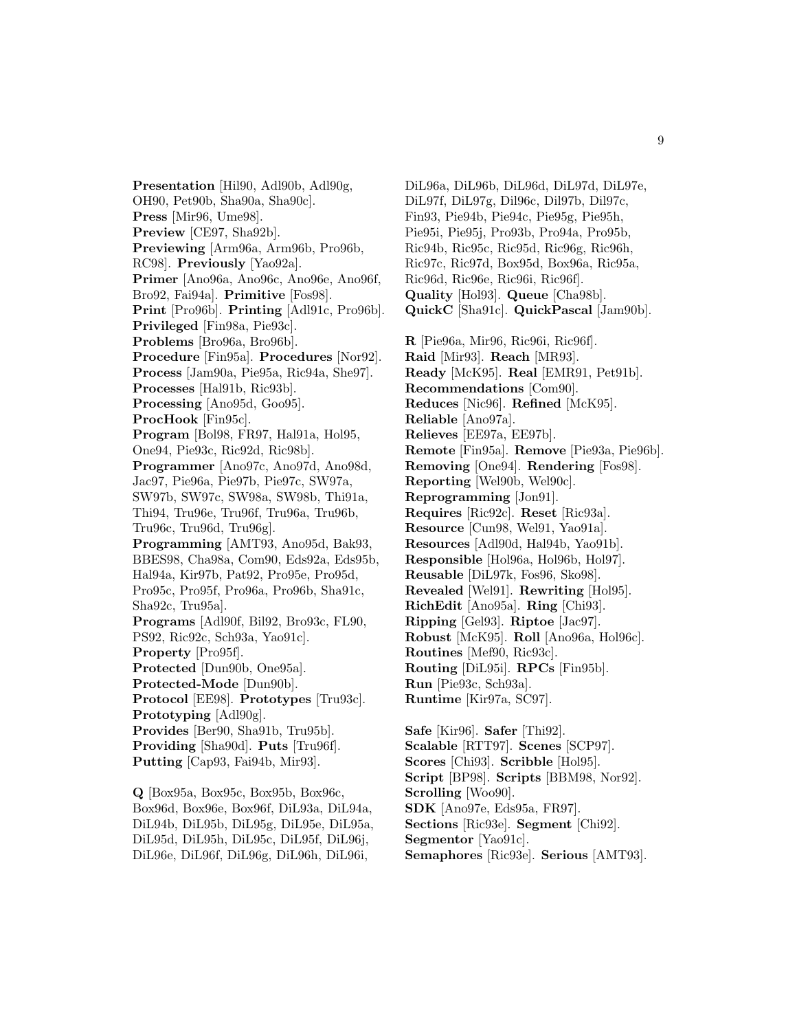**Presentation** [Hil90, Adl90b, Adl90g, OH90, Pet90b, Sha90a, Sha90c]. **Press** [Mir96, Ume98]. **Preview** [CE97, Sha92b]. **Previewing** [Arm96a, Arm96b, Pro96b, RC98]. **Previously** [Yao92a]. **Primer** [Ano96a, Ano96c, Ano96e, Ano96f, Bro92, Fai94a]. **Primitive** [Fos98]. **Print** [Pro96b]. **Printing** [Adl91c, Pro96b]. **Privileged** [Fin98a, Pie93c]. **Problems** [Bro96a, Bro96b]. **Procedure** [Fin95a]. **Procedures** [Nor92]. **Process** [Jam90a, Pie95a, Ric94a, She97]. **Processes** [Hal91b, Ric93b]. **Processing** [Ano95d, Goo95]. **ProcHook** [Fin95c]. **Program** [Bol98, FR97, Hal91a, Hol95, One94, Pie93c, Ric92d, Ric98b]. **Programmer** [Ano97c, Ano97d, Ano98d, Jac97, Pie96a, Pie97b, Pie97c, SW97a, SW97b, SW97c, SW98a, SW98b, Thi91a, Thi94, Tru96e, Tru96f, Tru96a, Tru96b, Tru96c, Tru96d, Tru96g]. **Programming** [AMT93, Ano95d, Bak93, BBES98, Cha98a, Com90, Eds92a, Eds95b, Hal94a, Kir97b, Pat92, Pro95e, Pro95d, Pro95c, Pro95f, Pro96a, Pro96b, Sha91c, Sha92c, Tru95a]. **Programs** [Adl90f, Bil92, Bro93c, FL90, PS92, Ric92c, Sch93a, Yao91c]. **Property** [Pro95f]. **Protected** [Dun90b, One95a]. **Protected-Mode** [Dun90b]. **Protocol** [EE98]. **Prototypes** [Tru93c]. **Prototyping** [Adl90g]. **Provides** [Ber90, Sha91b, Tru95b]. **Providing** [Sha90d]. **Puts** [Tru96f]. **Putting** [Cap93, Fai94b, Mir93].

**Q** [Box95a, Box95c, Box95b, Box96c, Box96d, Box96e, Box96f, DiL93a, DiL94a, DiL94b, DiL95b, DiL95g, DiL95e, DiL95a, DiL95d, DiL95h, DiL95c, DiL95f, DiL96j, DiL96e, DiL96f, DiL96g, DiL96h, DiL96i, DiL96a, DiL96b, DiL96d, DiL97d, DiL97e, DiL97f, DiL97g, Dil96c, Dil97b, Dil97c, Fin93, Pie94b, Pie94c, Pie95g, Pie95h, Pie95i, Pie95j, Pro93b, Pro94a, Pro95b, Ric94b, Ric95c, Ric95d, Ric96g, Ric96h, Ric97c, Ric97d, Box95d, Box96a, Ric95a, Ric96d, Ric96e, Ric96i, Ric96f]. **Quality** [Hol93]. **Queue** [Cha98b]. **QuickC** [Sha91c]. **QuickPascal** [Jam90b].

**R** [Pie96a, Mir96, Ric96i, Ric96f]. **Raid** [Mir93]. **Reach** [MR93]. **Ready** [McK95]. **Real** [EMR91, Pet91b]. **Recommendations** [Com90]. **Reduces** [Nic96]. **Refined** [McK95]. **Reliable** [Ano97a]. **Relieves** [EE97a, EE97b]. **Remote** [Fin95a]. **Remove** [Pie93a, Pie96b]. **Removing** [One94]. **Rendering** [Fos98]. **Reporting** [Wel90b, Wel90c]. **Reprogramming** [Jon91]. **Requires** [Ric92c]. **Reset** [Ric93a]. **Resource** [Cun98, Wel91, Yao91a]. **Resources** [Adl90d, Hal94b, Yao91b]. **Responsible** [Hol96a, Hol96b, Hol97]. **Reusable** [DiL97k, Fos96, Sko98]. **Revealed** [Wel91]. **Rewriting** [Hol95]. **RichEdit** [Ano95a]. **Ring** [Chi93]. **Ripping** [Gel93]. **Riptoe** [Jac97]. **Robust** [McK95]. **Roll** [Ano96a, Hol96c]. **Routines** [Mef90, Ric93c]. **Routing** [DiL95i]. **RPCs** [Fin95b]. **Run** [Pie93c, Sch93a]. **Runtime** [Kir97a, SC97].

**Safe** [Kir96]. **Safer** [Thi92]. **Scalable** [RTT97]. **Scenes** [SCP97]. **Scores** [Chi93]. **Scribble** [Hol95]. **Script** [BP98]. **Scripts** [BBM98, Nor92]. **Scrolling** [Woo90]. **SDK** [Ano97e, Eds95a, FR97]. **Sections** [Ric93e]. **Segment** [Chi92]. **Segmentor** [Yao91c]. **Semaphores** [Ric93e]. **Serious** [AMT93].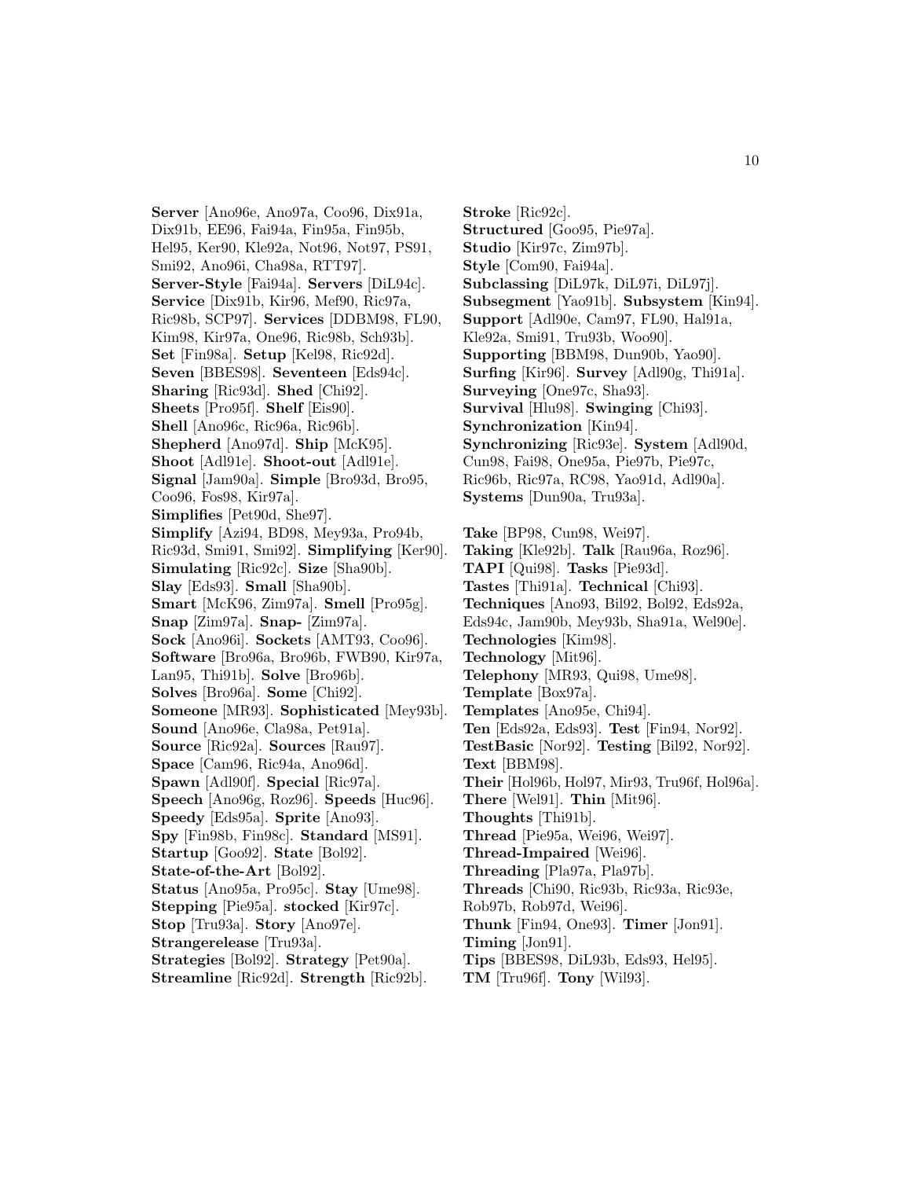**Server** [Ano96e, Ano97a, Coo96, Dix91a, Dix91b, EE96, Fai94a, Fin95a, Fin95b, Hel95, Ker90, Kle92a, Not96, Not97, PS91, Smi92, Ano96i, Cha98a, RTT97]. **Server-Style** [Fai94a]. **Servers** [DiL94c]. **Service** [Dix91b, Kir96, Mef90, Ric97a, Ric98b, SCP97]. **Services** [DDBM98, FL90, Kim98, Kir97a, One96, Ric98b, Sch93b]. **Set** [Fin98a]. **Setup** [Kel98, Ric92d]. **Seven** [BBES98]. **Seventeen** [Eds94c]. **Sharing** [Ric93d]. **Shed** [Chi92]. **Sheets** [Pro95f]. **Shelf** [Eis90]. **Shell** [Ano96c, Ric96a, Ric96b]. **Shepherd** [Ano97d]. **Ship** [McK95]. **Shoot** [Adl91e]. **Shoot-out** [Adl91e]. **Signal** [Jam90a]. **Simple** [Bro93d, Bro95, Coo96, Fos98, Kir97a]. **Simplifies** [Pet90d, She97]. **Simplify** [Azi94, BD98, Mey93a, Pro94b, Ric93d, Smi91, Smi92]. **Simplifying** [Ker90]. **Simulating** [Ric92c]. **Size** [Sha90b]. **Slay** [Eds93]. **Small** [Sha90b]. **Smart** [McK96, Zim97a]. **Smell** [Pro95g]. **Snap** [Zim97a]. **Snap-** [Zim97a]. **Sock** [Ano96i]. **Sockets** [AMT93, Coo96]. **Software** [Bro96a, Bro96b, FWB90, Kir97a, Lan95, Thi91b]. **Solve** [Bro96b]. **Solves** [Bro96a]. **Some** [Chi92]. **Someone** [MR93]. **Sophisticated** [Mey93b]. **Sound** [Ano96e, Cla98a, Pet91a]. **Source** [Ric92a]. **Sources** [Rau97]. **Space** [Cam96, Ric94a, Ano96d]. **Spawn** [Adl90f]. **Special** [Ric97a]. **Speech** [Ano96g, Roz96]. **Speeds** [Huc96]. **Speedy** [Eds95a]. **Sprite** [Ano93]. **Spy** [Fin98b, Fin98c]. **Standard** [MS91]. **Startup** [Goo92]. **State** [Bol92]. **State-of-the-Art** [Bol92]. **Status** [Ano95a, Pro95c]. **Stay** [Ume98]. **Stepping** [Pie95a]. **stocked** [Kir97c]. **Stop** [Tru93a]. **Story** [Ano97e]. **Strangerelease** [Tru93a]. **Strategies** [Bol92]. **Strategy** [Pet90a]. **Streamline** [Ric92d]. **Strength** [Ric92b].

**Stroke** [Ric92c]. **Structured** [Goo95, Pie97a]. **Studio** [Kir97c, Zim97b]. **Style** [Com90, Fai94a]. **Subclassing** [DiL97k, DiL97i, DiL97j]. **Subsegment** [Yao91b]. **Subsystem** [Kin94]. **Support** [Adl90e, Cam97, FL90, Hal91a, Kle92a, Smi91, Tru93b, Woo90]. **Supporting** [BBM98, Dun90b, Yao90]. **Surfing** [Kir96]. **Survey** [Adl90g, Thi91a]. **Surveying** [One97c, Sha93]. **Survival** [Hlu98]. **Swinging** [Chi93]. **Synchronization** [Kin94]. **Synchronizing** [Ric93e]. **System** [Adl90d, Cun98, Fai98, One95a, Pie97b, Pie97c, Ric96b, Ric97a, RC98, Yao91d, Adl90a]. **Systems** [Dun90a, Tru93a].

**Take** [BP98, Cun98, Wei97]. **Taking** [Kle92b]. **Talk** [Rau96a, Roz96]. **TAPI** [Qui98]. **Tasks** [Pie93d]. **Tastes** [Thi91a]. **Technical** [Chi93]. **Techniques** [Ano93, Bil92, Bol92, Eds92a, Eds94c, Jam90b, Mey93b, Sha91a, Wel90e]. **Technologies** [Kim98]. **Technology** [Mit96]. **Telephony** [MR93, Qui98, Ume98]. **Template** [Box97a]. **Templates** [Ano95e, Chi94]. **Ten** [Eds92a, Eds93]. **Test** [Fin94, Nor92]. **TestBasic** [Nor92]. **Testing** [Bil92, Nor92]. **Text** [BBM98]. **Their** [Hol96b, Hol97, Mir93, Tru96f, Hol96a]. **There** [Wel91]. **Thin** [Mit96]. **Thoughts** [Thi91b]. **Thread** [Pie95a, Wei96, Wei97]. **Thread-Impaired** [Wei96]. **Threading** [Pla97a, Pla97b]. **Threads** [Chi90, Ric93b, Ric93a, Ric93e, Rob97b, Rob97d, Wei96]. **Thunk** [Fin94, One93]. **Timer** [Jon91]. **Timing** [Jon91]. **Tips** [BBES98, DiL93b, Eds93, Hel95]. **TM** [Tru96f]. **Tony** [Wil93].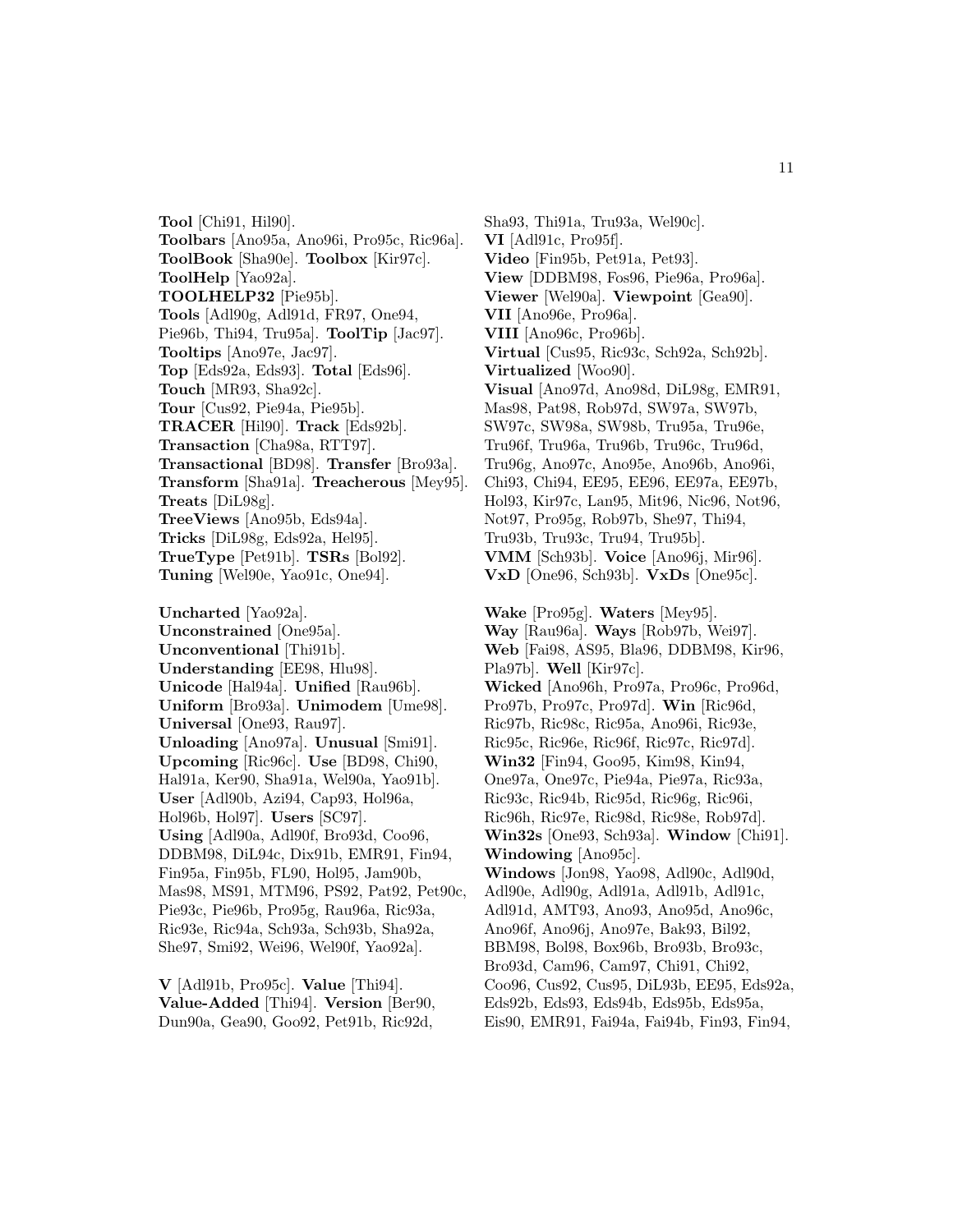**Tool** [Chi91, Hil90]. **Toolbars** [Ano95a, Ano96i, Pro95c, Ric96a]. **ToolBook** [Sha90e]. **Toolbox** [Kir97c]. **ToolHelp** [Yao92a]. **TOOLHELP32** [Pie95b]. **Tools** [Adl90g, Adl91d, FR97, One94, Pie96b, Thi94, Tru95a]. **ToolTip** [Jac97]. **Tooltips** [Ano97e, Jac97]. **Top** [Eds92a, Eds93]. **Total** [Eds96]. **Touch** [MR93, Sha92c]. **Tour** [Cus92, Pie94a, Pie95b]. **TRACER** [Hil90]. **Track** [Eds92b]. **Transaction** [Cha98a, RTT97]. **Transactional** [BD98]. **Transfer** [Bro93a]. **Transform** [Sha91a]. **Treacherous** [Mey95]. **Treats** [DiL98g]. **TreeViews** [Ano95b, Eds94a]. **Tricks** [DiL98g, Eds92a, Hel95]. **TrueType** [Pet91b]. **TSRs** [Bol92]. **Tuning** [Wel90e, Yao91c, One94].

**Uncharted** [Yao92a]. **Unconstrained** [One95a]. **Unconventional** [Thi91b]. **Understanding** [EE98, Hlu98]. **Unicode** [Hal94a]. **Unified** [Rau96b]. **Uniform** [Bro93a]. **Unimodem** [Ume98]. **Universal** [One93, Rau97]. **Unloading** [Ano97a]. **Unusual** [Smi91]. **Upcoming** [Ric96c]. **Use** [BD98, Chi90, Hal91a, Ker90, Sha91a, Wel90a, Yao91b]. **User** [Adl90b, Azi94, Cap93, Hol96a, Hol96b, Hol97]. **Users** [SC97]. **Using** [Adl90a, Adl90f, Bro93d, Coo96, DDBM98, DiL94c, Dix91b, EMR91, Fin94, Fin95a, Fin95b, FL90, Hol95, Jam90b, Mas98, MS91, MTM96, PS92, Pat92, Pet90c, Pie93c, Pie96b, Pro95g, Rau96a, Ric93a, Ric93e, Ric94a, Sch93a, Sch93b, Sha92a, She97, Smi92, Wei96, Wel90f, Yao92a].

**V** [Adl91b, Pro95c]. **Value** [Thi94]. **Value-Added** [Thi94]. **Version** [Ber90, Dun90a, Gea90, Goo92, Pet91b, Ric92d, Sha93, Thi91a, Tru93a, Wel90c]. **VI** [Adl91c, Pro95f]. **Video** [Fin95b, Pet91a, Pet93]. **View** [DDBM98, Fos96, Pie96a, Pro96a]. **Viewer** [Wel90a]. **Viewpoint** [Gea90]. **VII** [Ano96e, Pro96a]. **VIII** [Ano96c, Pro96b]. **Virtual** [Cus95, Ric93c, Sch92a, Sch92b]. **Virtualized** [Woo90]. **Visual** [Ano97d, Ano98d, DiL98g, EMR91, Mas98, Pat98, Rob97d, SW97a, SW97b, SW97c, SW98a, SW98b, Tru95a, Tru96e, Tru96f, Tru96a, Tru96b, Tru96c, Tru96d, Tru96g, Ano97c, Ano95e, Ano96b, Ano96i, Chi93, Chi94, EE95, EE96, EE97a, EE97b, Hol93, Kir97c, Lan95, Mit96, Nic96, Not96, Not97, Pro95g, Rob97b, She97, Thi94, Tru93b, Tru93c, Tru94, Tru95b]. **VMM** [Sch93b]. **Voice** [Ano96j, Mir96]. **VxD** [One96, Sch93b]. **VxDs** [One95c].

**Wake** [Pro95g]. **Waters** [Mey95]. **Way** [Rau96a]. **Ways** [Rob97b, Wei97]. **Web** [Fai98, AS95, Bla96, DDBM98, Kir96, Pla97b]. **Well** [Kir97c]. **Wicked** [Ano96h, Pro97a, Pro96c, Pro96d, Pro97b, Pro97c, Pro97d]. **Win** [Ric96d, Ric97b, Ric98c, Ric95a, Ano96i, Ric93e, Ric95c, Ric96e, Ric96f, Ric97c, Ric97d]. **Win32** [Fin94, Goo95, Kim98, Kin94, One97a, One97c, Pie94a, Pie97a, Ric93a, Ric93c, Ric94b, Ric95d, Ric96g, Ric96i, Ric96h, Ric97e, Ric98d, Ric98e, Rob97d]. **Win32s** [One93, Sch93a]. **Window** [Chi91]. **Windowing** [Ano95c]. **Windows** [Jon98, Yao98, Adl90c, Adl90d, Adl90e, Adl90g, Adl91a, Adl91b, Adl91c, Adl91d, AMT93, Ano93, Ano95d, Ano96c, Ano96f, Ano96j, Ano97e, Bak93, Bil92, BBM98, Bol98, Box96b, Bro93b, Bro93c, Bro93d, Cam96, Cam97, Chi91, Chi92, Coo96, Cus92, Cus95, DiL93b, EE95, Eds92a, Eds92b, Eds93, Eds94b, Eds95b, Eds95a, Eis90, EMR91, Fai94a, Fai94b, Fin93, Fin94,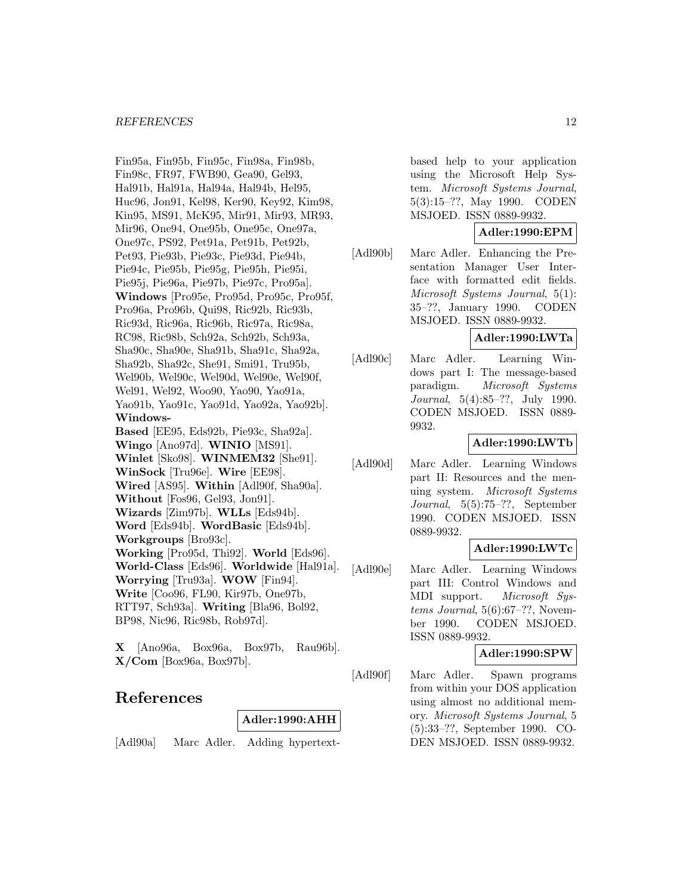Fin95a, Fin95b, Fin95c, Fin98a, Fin98b, Fin98c, FR97, FWB90, Gea90, Gel93, Hal91b, Hal91a, Hal94a, Hal94b, Hel95, Huc96, Jon91, Kel98, Ker90, Key92, Kim98, Kin95, MS91, McK95, Mir91, Mir93, MR93, Mir96, One94, One95b, One95c, One97a, One97c, PS92, Pet91a, Pet91b, Pet92b, Pet93, Pie93b, Pie93c, Pie93d, Pie94b, Pie94c, Pie95b, Pie95g, Pie95h, Pie95i, Pie95j, Pie96a, Pie97b, Pie97c, Pro95a]. **Windows** [Pro95e, Pro95d, Pro95c, Pro95f, Pro96a, Pro96b, Qui98, Ric92b, Ric93b, Ric93d, Ric96a, Ric96b, Ric97a, Ric98a, RC98, Ric98b, Sch92a, Sch92b, Sch93a, Sha90c, Sha90e, Sha91b, Sha91c, Sha92a, Sha92b, Sha92c, She91, Smi91, Tru95b, Wel90b, Wel90c, Wel90d, Wel90e, Wel90f, Wel91, Wel92, Woo90, Yao90, Yao91a, Yao91b, Yao91c, Yao91d, Yao92a, Yao92b]. **Windows-Based** [EE95, Eds92b, Pie93c, Sha92a]. **Wingo** [Ano97d]. **WINIO** [MS91]. **Winlet** [Sko98]. **WINMEM32** [She91]. **WinSock** [Tru96e]. **Wire** [EE98]. **Wired** [AS95]. **Within** [Adl90f, Sha90a]. **Without** [Fos96, Gel93, Jon91]. **Wizards** [Zim97b]. **WLLs** [Eds94b]. **Word** [Eds94b]. **WordBasic** [Eds94b]. **Workgroups** [Bro93c]. **Working** [Pro95d, Thi92]. **World** [Eds96]. **World-Class** [Eds96]. **Worldwide** [Hal91a]. **Worrying** [Tru93a]. **WOW** [Fin94]. **Write** [Coo96, FL90, Kir97b, One97b, RTT97, Sch93a]. **Writing** [Bla96, Bol92, BP98, Nic96, Ric98b, Rob97d].

**X** [Ano96a, Box96a, Box97b, Rau96b]. **X/Com** [Box96a, Box97b].

# References

**Adler:1990:AHH**

[Adl90a] Marc Adler. Adding hypertext-based help to your application using the Microsoft Help System. *Microsoft Systems Journal*, 5(3):15–??, May 1990. CODEN MSJOED. ISSN 0889-9932.

**Adler:1990:EPM**

[Adl90b] Marc Adler. Enhancing the Presentation Manager User Interface with formatted edit fields. *Microsoft Systems Journal*, 5(1): 35–??, January 1990. CODEN MSJOED. ISSN 0889-9932.

**Adler:1990:LWTa**

[Adl90c] Marc Adler. Learning Windows part I: The message-based paradigm. *Microsoft Systems Journal*, 5(4):85–??, July 1990. CODEN MSJOED. ISSN 0889-9932.

**Adler:1990:LWTb**

[Adl90d] Marc Adler. Learning Windows part II: Resources and the menuing system. *Microsoft Systems Journal*, 5(5):75–??, September 1990. CODEN MSJOED. ISSN 0889-9932.

**Adler:1990:LWTc**

[Adl90e] Marc Adler. Learning Windows part III: Control Windows and MDI support. *Microsoft Systems Journal*, 5(6):67–??, November 1990. CODEN MSJOED. ISSN 0889-9932.

**Adler:1990:SPW**

[Adl90f] Marc Adler. Spawn programs from within your DOS application using almost no additional memory. *Microsoft Systems Journal*, 5 (5):33–??, September 1990. CODEN MSJOED. ISSN 0889-9932.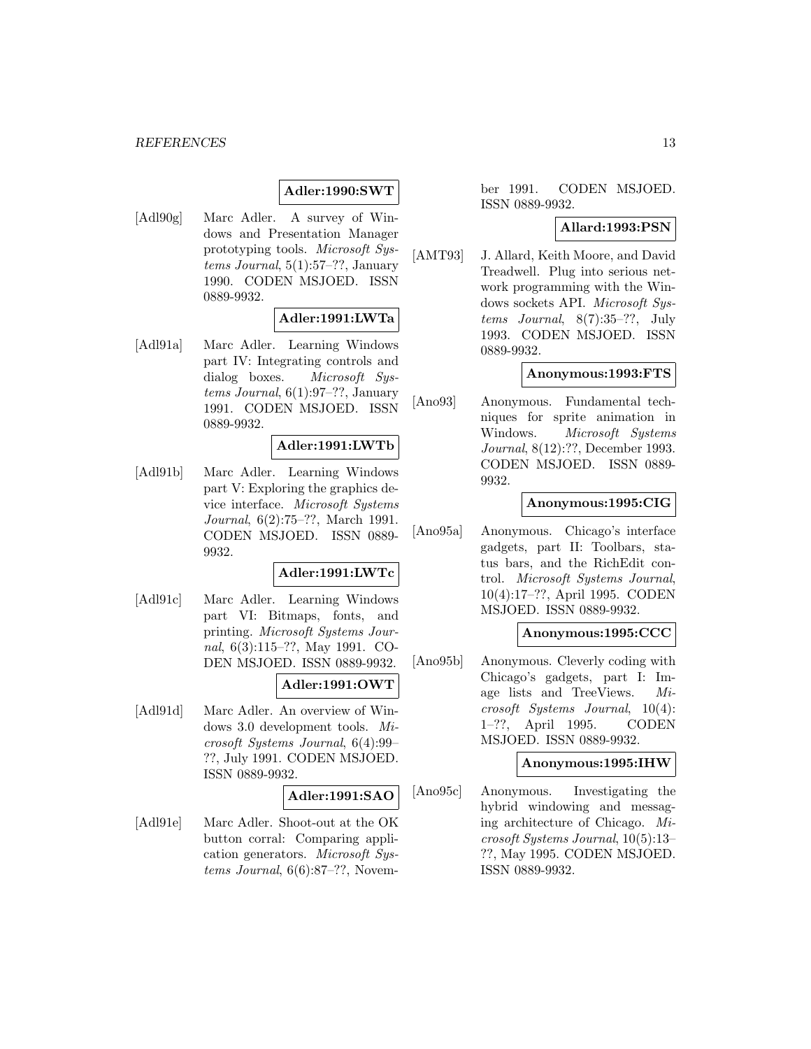**Adler:1990:SWT**

[Adl90g] Marc Adler. A survey of Windows and Presentation Manager prototyping tools. *Microsoft Systems Journal*, 5(1):57–??, January 1990. CODEN MSJOED. ISSN 0889-9932.

**Adler:1991:LWTa**

[Adl91a] Marc Adler. Learning Windows part IV: Integrating controls and dialog boxes. *Microsoft Systems Journal*, 6(1):97–??, January 1991. CODEN MSJOED. ISSN 0889-9932.

**Adler:1991:LWTb**

[Adl91b] Marc Adler. Learning Windows part V: Exploring the graphics device interface. *Microsoft Systems Journal*, 6(2):75–??, March 1991. CODEN MSJOED. ISSN 0889-9932.

**Adler:1991:LWTc**

[Adl91c] Marc Adler. Learning Windows part VI: Bitmaps, fonts, and printing. *Microsoft Systems Journal*, 6(3):115–??, May 1991. CODEN MSJOED. ISSN 0889-9932.

**Adler:1991:OWT**

[Adl91d] Marc Adler. An overview of Windows 3.0 development tools. *Microsoft Systems Journal*, 6(4):99–??, July 1991. CODEN MSJOED. ISSN 0889-9932.

**Adler:1991:SAO**

[Adl91e] Marc Adler. Shoot-out at the OK button corral: Comparing application generators. *Microsoft Systems Journal*, 6(6):87–??, November 1991. CODEN MSJOED. ISSN 0889-9932.

**Allard:1993:PSN**

[AMT93] J. Allard, Keith Moore, and David Treadwell. Plug into serious network programming with the Windows sockets API. *Microsoft Systems Journal*, 8(7):35–??, July 1993. CODEN MSJOED. ISSN 0889-9932.

**Anonymous:1993:FTS**

[Ano93] Anonymous. Fundamental techniques for sprite animation in Windows. *Microsoft Systems Journal*, 8(12):??, December 1993. CODEN MSJOED. ISSN 0889-9932.

**Anonymous:1995:CIG**

[Ano95a] Anonymous. Chicago's interface gadgets, part II: Toolbars, status bars, and the RichEdit control. *Microsoft Systems Journal*, 10(4):17–??, April 1995. CODEN MSJOED. ISSN 0889-9932.

**Anonymous:1995:CCC**

[Ano95b] Anonymous. Cleverly coding with Chicago's gadgets, part I: Image lists and TreeViews. *Microsoft Systems Journal*, 10(4): 1–??, April 1995. CODEN MSJOED. ISSN 0889-9932.

**Anonymous:1995:IHW**

[Ano95c] Anonymous. Investigating the hybrid windowing and messaging architecture of Chicago. *Microsoft Systems Journal*, 10(5):13–??, May 1995. CODEN MSJOED. ISSN 0889-9932.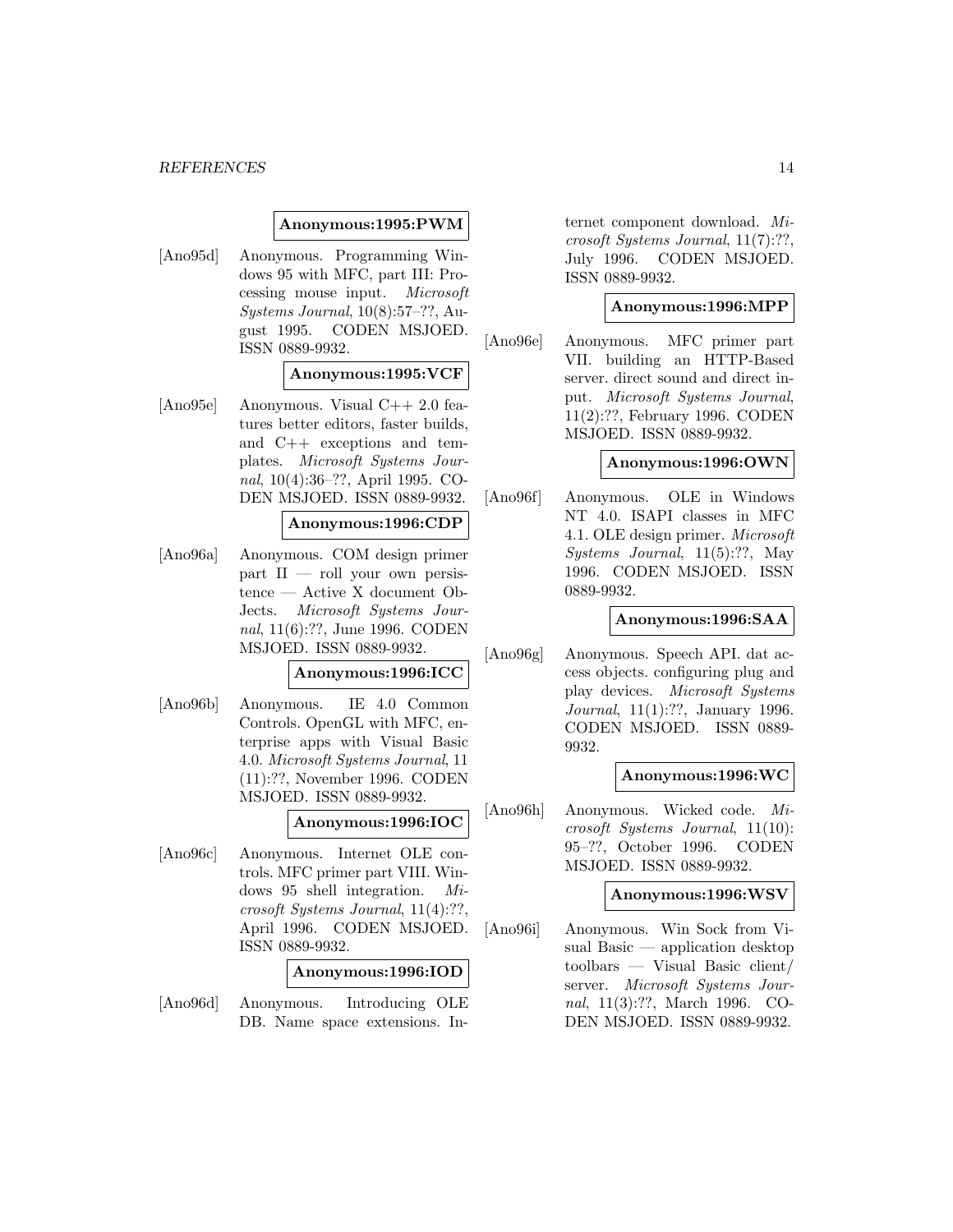**Anonymous:1995:PWM**

[Ano95d] Anonymous. Programming Windows 95 with MFC, part III: Processing mouse input. *Microsoft Systems Journal*, 10(8):57–??, August 1995. CODEN MSJOED. ISSN 0889-9932.

**Anonymous:1995:VCF**

[Ano95e] Anonymous. Visual C++ 2.0 features better editors, faster builds, and C++ exceptions and templates. *Microsoft Systems Journal*, 10(4):36–??, April 1995. CODEN MSJOED. ISSN 0889-9932.

**Anonymous:1996:CDP**

[Ano96a] Anonymous. COM design primer part II — roll your own persistence — Active X document ObJects. *Microsoft Systems Journal*, 11(6):??, June 1996. CODEN MSJOED. ISSN 0889-9932.

**Anonymous:1996:ICC**

[Ano96b] Anonymous. IE 4.0 Common Controls. OpenGL with MFC, enterprise apps with Visual Basic 4.0. *Microsoft Systems Journal*, 11 (11):??, November 1996. CODEN MSJOED. ISSN 0889-9932.

**Anonymous:1996:IOC**

[Ano96c] Anonymous. Internet OLE controls. MFC primer part VIII. Windows 95 shell integration. *Microsoft Systems Journal*, 11(4):??, April 1996. CODEN MSJOED. ISSN 0889-9932.

**Anonymous:1996:IOD**

[Ano96d] Anonymous. Introducing OLE DB. Name space extensions. Internet component download. *Microsoft Systems Journal*, 11(7):??, July 1996. CODEN MSJOED. ISSN 0889-9932.

**Anonymous:1996:MPP**

[Ano96e] Anonymous. MFC primer part VII. building an HTTP-Based server. direct sound and direct input. *Microsoft Systems Journal*, 11(2):??, February 1996. CODEN MSJOED. ISSN 0889-9932.

**Anonymous:1996:OWN**

[Ano96f] Anonymous. OLE in Windows NT 4.0. ISAPI classes in MFC 4.1. OLE design primer. *Microsoft Systems Journal*, 11(5):??, May 1996. CODEN MSJOED. ISSN 0889-9932.

**Anonymous:1996:SAA**

[Ano96g] Anonymous. Speech API. dat access objects. configuring plug and play devices. *Microsoft Systems Journal*, 11(1):??, January 1996. CODEN MSJOED. ISSN 0889-9932.

**Anonymous:1996:WC**

[Ano96h] Anonymous. Wicked code. *Microsoft Systems Journal*, 11(10): 95–??, October 1996. CODEN MSJOED. ISSN 0889-9932.

**Anonymous:1996:WSV**

[Ano96i] Anonymous. Win Sock from Visual Basic — application desktop toolbars — Visual Basic client/ server. *Microsoft Systems Journal*, 11(3):??, March 1996. CODEN MSJOED. ISSN 0889-9932.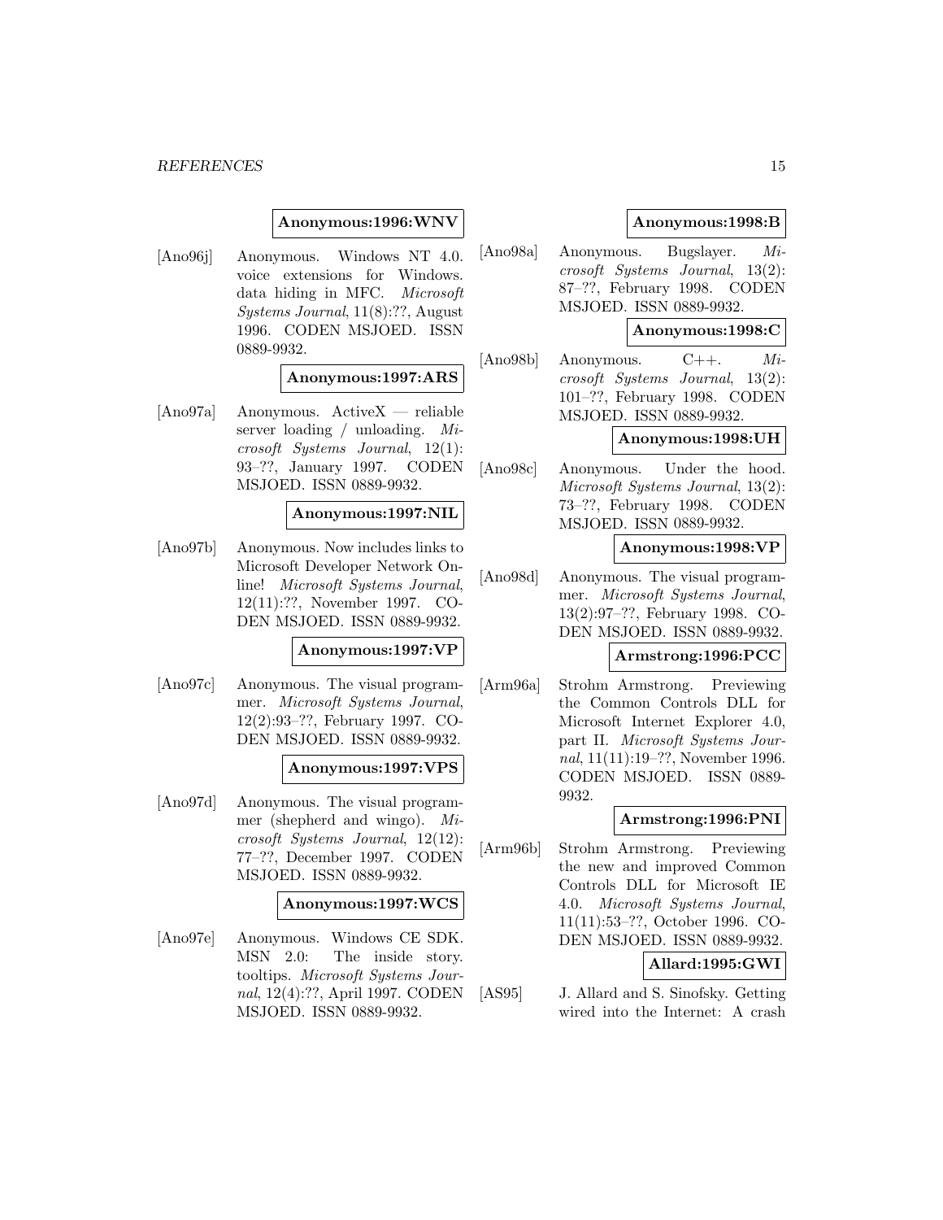**Anonymous:1996:WNV**

[Ano96j] Anonymous. Windows NT 4.0. voice extensions for Windows. data hiding in MFC. *Microsoft Systems Journal*, 11(8):??, August 1996. CODEN MSJOED. ISSN 0889-9932.

**Anonymous:1997:ARS**

[Ano97a] Anonymous. ActiveX — reliable server loading / unloading. *Microsoft Systems Journal*, 12(1): 93–??, January 1997. CODEN MSJOED. ISSN 0889-9932.

**Anonymous:1997:NIL**

[Ano97b] Anonymous. Now includes links to Microsoft Developer Network Online! *Microsoft Systems Journal*, 12(11):??, November 1997. CODEN MSJOED. ISSN 0889-9932.

**Anonymous:1997:VP**

[Ano97c] Anonymous. The visual programmer. *Microsoft Systems Journal*, 12(2):93–??, February 1997. CODEN MSJOED. ISSN 0889-9932.

**Anonymous:1997:VPS**

[Ano97d] Anonymous. The visual programmer (shepherd and wingo). *Microsoft Systems Journal*, 12(12): 77–??, December 1997. CODEN MSJOED. ISSN 0889-9932.

**Anonymous:1997:WCS**

[Ano97e] Anonymous. Windows CE SDK. MSN 2.0: The inside story. tooltips. *Microsoft Systems Journal*, 12(4):??, April 1997. CODEN MSJOED. ISSN 0889-9932.

**Anonymous:1998:B**

[Ano98a] Anonymous. Bugslayer. *Microsoft Systems Journal*, 13(2): 87–??, February 1998. CODEN MSJOED. ISSN 0889-9932.

**Anonymous:1998:C**

[Ano98b] Anonymous. C++. *Microsoft Systems Journal*, 13(2): 101–??, February 1998. CODEN MSJOED. ISSN 0889-9932.

**Anonymous:1998:UH**

[Ano98c] Anonymous. Under the hood. *Microsoft Systems Journal*, 13(2): 73–??, February 1998. CODEN MSJOED. ISSN 0889-9932.

**Anonymous:1998:VP**

[Ano98d] Anonymous. The visual programmer. *Microsoft Systems Journal*, 13(2):97–??, February 1998. CODEN MSJOED. ISSN 0889-9932.

**Armstrong:1996:PCC**

[Arm96a] Strohm Armstrong. Previewing the Common Controls DLL for Microsoft Internet Explorer 4.0, part II. *Microsoft Systems Journal*, 11(11):19–??, November 1996. CODEN MSJOED. ISSN 0889-9932.

**Armstrong:1996:PNI**

[Arm96b] Strohm Armstrong. Previewing the new and improved Common Controls DLL for Microsoft IE 4.0. *Microsoft Systems Journal*, 11(11):53–??, October 1996. CODEN MSJOED. ISSN 0889-9932.

**Allard:1995:GWI**

[AS95] J. Allard and S. Sinofsky. Getting wired into the Internet: A crash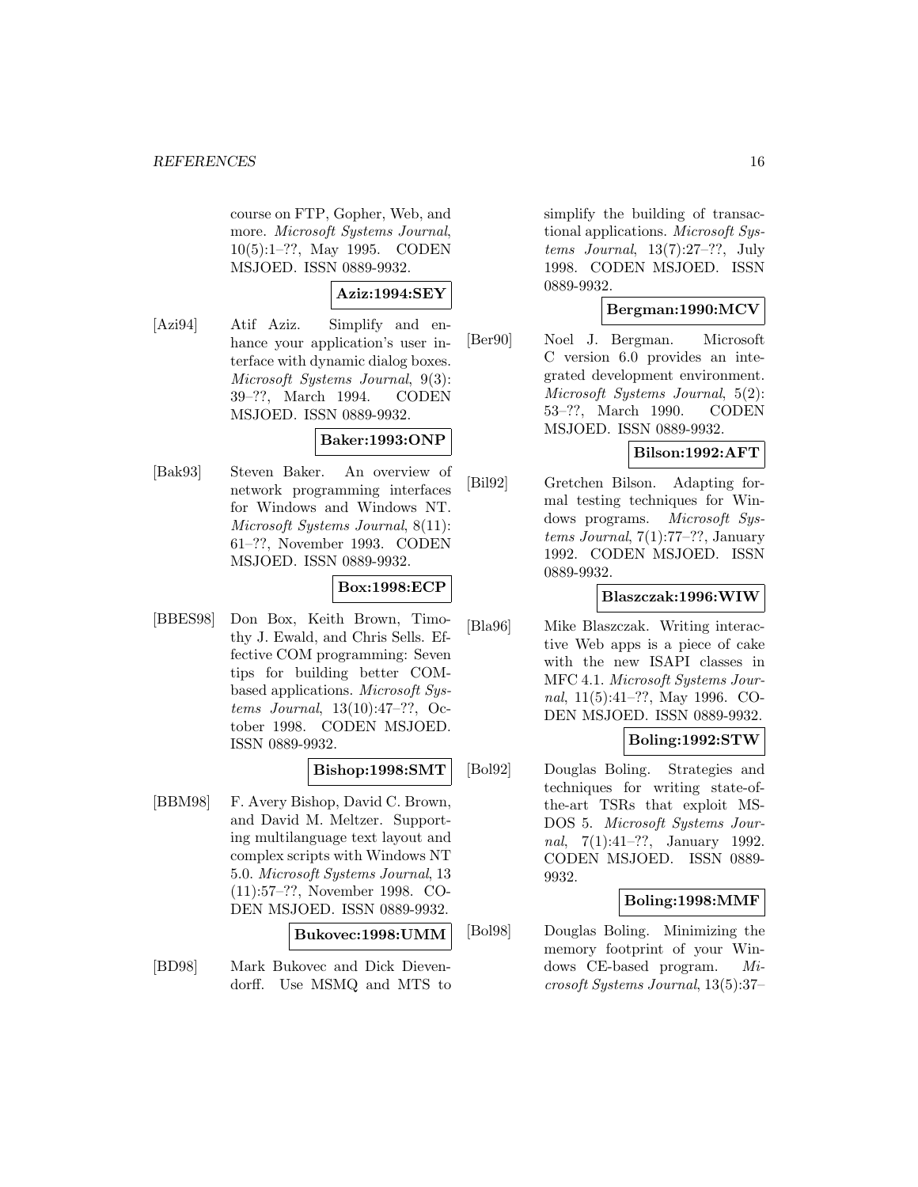course on FTP, Gopher, Web, and more. *Microsoft Systems Journal*, 10(5):1–??, May 1995. CODEN MSJOED. ISSN 0889-9932.

**Aziz:1994:SEY**

[Azi94] Atif Aziz. Simplify and enhance your application's user interface with dynamic dialog boxes. *Microsoft Systems Journal*, 9(3): 39–??, March 1994. CODEN MSJOED. ISSN 0889-9932.

**Baker:1993:ONP**

[Bak93] Steven Baker. An overview of network programming interfaces for Windows and Windows NT. *Microsoft Systems Journal*, 8(11): 61–??, November 1993. CODEN MSJOED. ISSN 0889-9932.

**Box:1998:ECP**

[BBES98] Don Box, Keith Brown, Timothy J. Ewald, and Chris Sells. Effective COM programming: Seven tips for building better COM-based applications. *Microsoft Systems Journal*, 13(10):47–??, October 1998. CODEN MSJOED. ISSN 0889-9932.

**Bishop:1998:SMT**

[BBM98] F. Avery Bishop, David C. Brown, and David M. Meltzer. Supporting multilanguage text layout and complex scripts with Windows NT 5.0. *Microsoft Systems Journal*, 13 (11):57–??, November 1998. CODEN MSJOED. ISSN 0889-9932.

**Bukovec:1998:UMM**

[BD98] Mark Bukovec and Dick Dievendorff. Use MSMQ and MTS to simplify the building of transactional applications. *Microsoft Systems Journal*, 13(7):27–??, July 1998. CODEN MSJOED. ISSN 0889-9932.

**Bergman:1990:MCV**

[Ber90] Noel J. Bergman. Microsoft C version 6.0 provides an integrated development environment. *Microsoft Systems Journal*, 5(2): 53–??, March 1990. CODEN MSJOED. ISSN 0889-9932.

**Bilson:1992:AFT**

[Bil92] Gretchen Bilson. Adapting formal testing techniques for Windows programs. *Microsoft Systems Journal*, 7(1):77–??, January 1992. CODEN MSJOED. ISSN 0889-9932.

**Blaszczak:1996:WIW**

[Bla96] Mike Blaszczak. Writing interactive Web apps is a piece of cake with the new ISAPI classes in MFC 4.1. *Microsoft Systems Journal*, 11(5):41–??, May 1996. CODEN MSJOED. ISSN 0889-9932.

**Boling:1992:STW**

[Bol92] Douglas Boling. Strategies and techniques for writing state-of-the-art TSRs that exploit MS-DOS 5. *Microsoft Systems Journal*, 7(1):41–??, January 1992. CODEN MSJOED. ISSN 0889-9932.

**Boling:1998:MMF**

[Bol98] Douglas Boling. Minimizing the memory footprint of your Windows CE-based program. *Microsoft Systems Journal*, 13(5):37–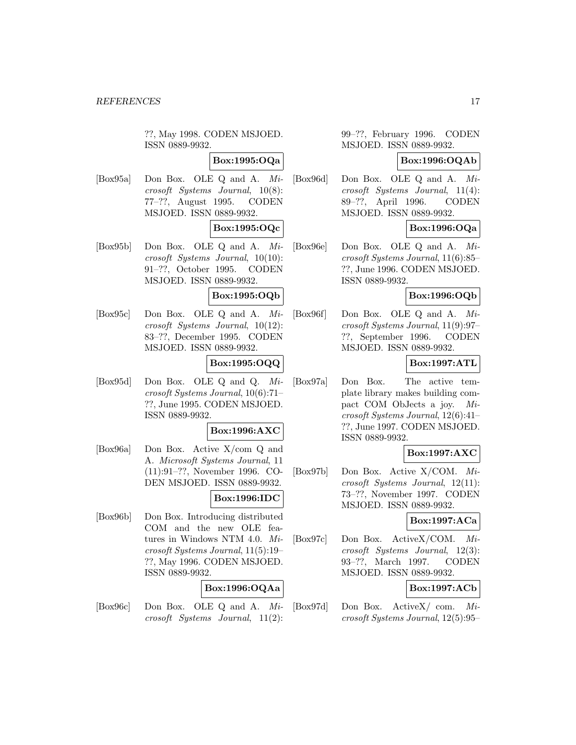??, May 1998. CODEN MSJOED. ISSN 0889-9932.

**Box:1995:OQa**

[Box95a] Don Box. OLE Q and A. *Microsoft Systems Journal*, 10(8): 77–??, August 1995. CODEN MSJOED. ISSN 0889-9932.

**Box:1995:OQc**

[Box95b] Don Box. OLE Q and A. *Microsoft Systems Journal*, 10(10): 91–??, October 1995. CODEN MSJOED. ISSN 0889-9932.

**Box:1995:OQb**

[Box95c] Don Box. OLE Q and A. *Microsoft Systems Journal*, 10(12): 83–??, December 1995. CODEN MSJOED. ISSN 0889-9932.

**Box:1995:OQQ**

[Box95d] Don Box. OLE Q and Q. *Microsoft Systems Journal*, 10(6):71–??, June 1995. CODEN MSJOED. ISSN 0889-9932.

**Box:1996:AXC**

[Box96a] Don Box. Active X/com Q and A. *Microsoft Systems Journal*, 11 (11):91–??, November 1996. CODEN MSJOED. ISSN 0889-9932.

**Box:1996:IDC**

[Box96b] Don Box. Introducing distributed COM and the new OLE features in Windows NTM 4.0. *Microsoft Systems Journal*, 11(5):19–??, May 1996. CODEN MSJOED. ISSN 0889-9932.

**Box:1996:OQAa**

[Box96c] Don Box. OLE Q and A. *Microsoft Systems Journal*, 11(2): 99–??, February 1996. CODEN MSJOED. ISSN 0889-9932.

**Box:1996:OQAb**

[Box96d] Don Box. OLE Q and A. *Microsoft Systems Journal*, 11(4): 89–??, April 1996. CODEN MSJOED. ISSN 0889-9932.

**Box:1996:OQa**

[Box96e] Don Box. OLE Q and A. *Microsoft Systems Journal*, 11(6):85–??, June 1996. CODEN MSJOED. ISSN 0889-9932.

**Box:1996:OQb**

[Box96f] Don Box. OLE Q and A. *Microsoft Systems Journal*, 11(9):97–??, September 1996. CODEN MSJOED. ISSN 0889-9932.

**Box:1997:ATL**

[Box97a] Don Box. The active template library makes building compact COM ObJects a joy. *Microsoft Systems Journal*, 12(6):41–??, June 1997. CODEN MSJOED. ISSN 0889-9932.

**Box:1997:AXC**

[Box97b] Don Box. Active X/COM. *Microsoft Systems Journal*, 12(11): 73–??, November 1997. CODEN MSJOED. ISSN 0889-9932.

**Box:1997:ACa**

[Box97c] Don Box. ActiveX/COM. *Microsoft Systems Journal*, 12(3): 93–??, March 1997. CODEN MSJOED. ISSN 0889-9932.

**Box:1997:ACb**

[Box97d] Don Box. ActiveX/ com. *Microsoft Systems Journal*, 12(5):95–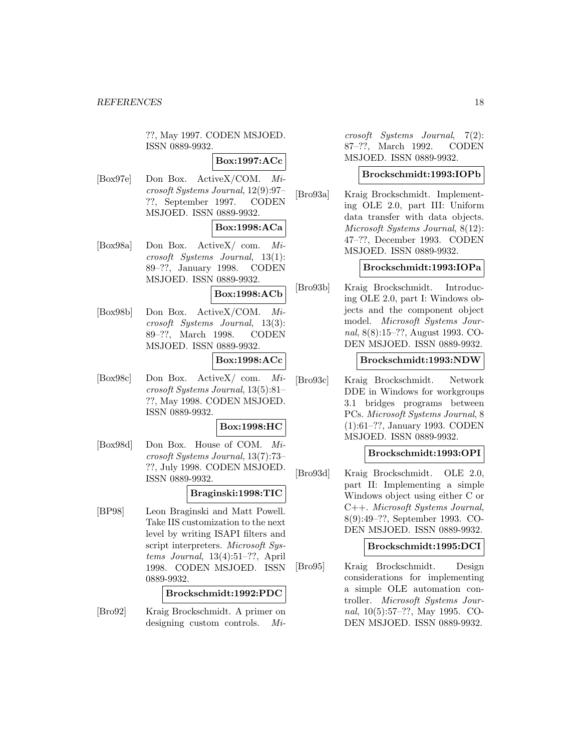??, May 1997. CODEN MSJOED. ISSN 0889-9932.

**Box:1997:ACc**

[Box97e] Don Box. ActiveX/COM. *Microsoft Systems Journal*, 12(9):97–??, September 1997. CODEN MSJOED. ISSN 0889-9932.

**Box:1998:ACa**

[Box98a] Don Box. ActiveX/ com. *Microsoft Systems Journal*, 13(1): 89–??, January 1998. CODEN MSJOED. ISSN 0889-9932.

**Box:1998:ACb**

[Box98b] Don Box. ActiveX/COM. *Microsoft Systems Journal*, 13(3): 89–??, March 1998. CODEN MSJOED. ISSN 0889-9932.

**Box:1998:ACc**

[Box98c] Don Box. ActiveX/ com. *Microsoft Systems Journal*, 13(5):81–??, May 1998. CODEN MSJOED. ISSN 0889-9932.

**Box:1998:HC**

[Box98d] Don Box. House of COM. *Microsoft Systems Journal*, 13(7):73–??, July 1998. CODEN MSJOED. ISSN 0889-9932.

**Braginski:1998:TIC**

[BP98] Leon Braginski and Matt Powell. Take IIS customization to the next level by writing ISAPI filters and script interpreters. *Microsoft Systems Journal*, 13(4):51–??, April 1998. CODEN MSJOED. ISSN 0889-9932.

**Brockschmidt:1992:PDC**

[Bro92] Kraig Brockschmidt. A primer on designing custom controls. *Microsoft Systems Journal*, 7(2): 87–??, March 1992. CODEN MSJOED. ISSN 0889-9932.

**Brockschmidt:1993:IOPb**

[Bro93a] Kraig Brockschmidt. Implementing OLE 2.0, part III: Uniform data transfer with data objects. *Microsoft Systems Journal*, 8(12): 47–??, December 1993. CODEN MSJOED. ISSN 0889-9932.

**Brockschmidt:1993:IOPa**

[Bro93b] Kraig Brockschmidt. Introducing OLE 2.0, part I: Windows objects and the component object model. *Microsoft Systems Journal*, 8(8):15–??, August 1993. CODEN MSJOED. ISSN 0889-9932.

**Brockschmidt:1993:NDW**

[Bro93c] Kraig Brockschmidt. Network DDE in Windows for workgroups 3.1 bridges programs between PCs. *Microsoft Systems Journal*, 8 (1):61–??, January 1993. CODEN MSJOED. ISSN 0889-9932.

**Brockschmidt:1993:OPI**

[Bro93d] Kraig Brockschmidt. OLE 2.0, part II: Implementing a simple Windows object using either C or C++. *Microsoft Systems Journal*, 8(9):49–??, September 1993. CODEN MSJOED. ISSN 0889-9932.

**Brockschmidt:1995:DCI**

[Bro95] Kraig Brockschmidt. Design considerations for implementing a simple OLE automation controller. *Microsoft Systems Journal*, 10(5):57–??, May 1995. CODEN MSJOED. ISSN 0889-9932.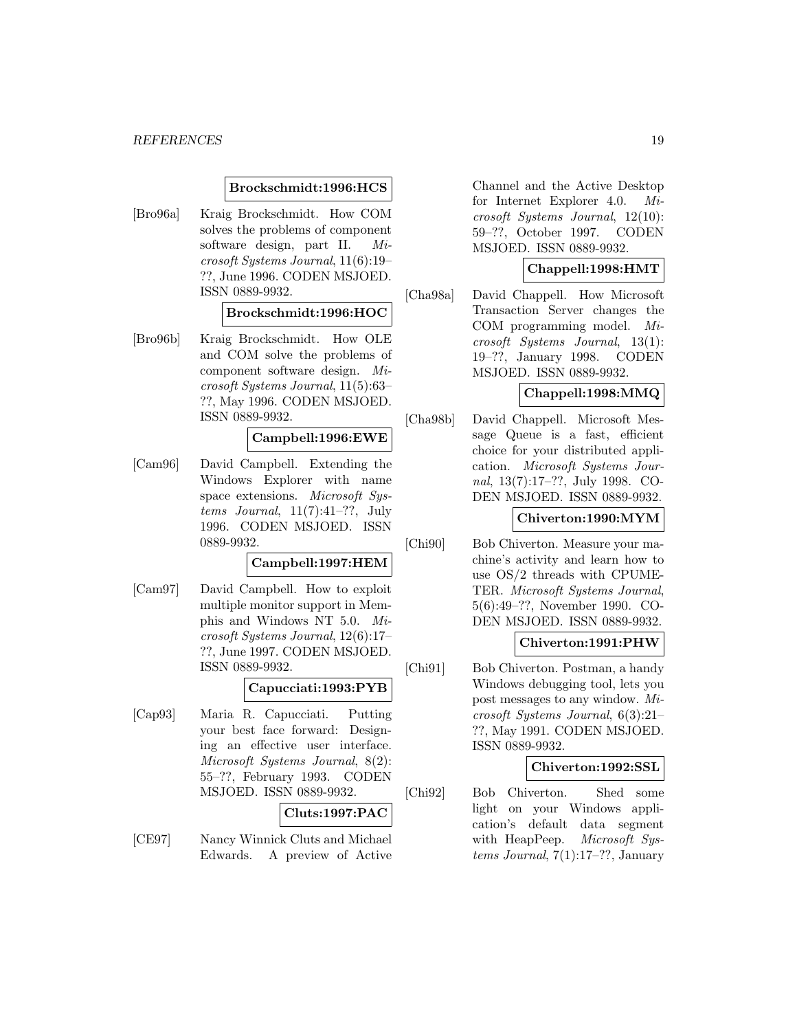**Brockschmidt:1996:HCS**

[Bro96a] Kraig Brockschmidt. How COM solves the problems of component software design, part II. *Microsoft Systems Journal*, 11(6):19–??, June 1996. CODEN MSJOED. ISSN 0889-9932.

**Brockschmidt:1996:HOC**

[Bro96b] Kraig Brockschmidt. How OLE and COM solve the problems of component software design. *Microsoft Systems Journal*, 11(5):63–??, May 1996. CODEN MSJOED. ISSN 0889-9932.

**Campbell:1996:EWE**

[Cam96] David Campbell. Extending the Windows Explorer with name space extensions. *Microsoft Systems Journal*, 11(7):41–??, July 1996. CODEN MSJOED. ISSN 0889-9932.

**Campbell:1997:HEM**

[Cam97] David Campbell. How to exploit multiple monitor support in Memphis and Windows NT 5.0. *Microsoft Systems Journal*, 12(6):17–??, June 1997. CODEN MSJOED. ISSN 0889-9932.

**Capucciati:1993:PYB**

[Cap93] Maria R. Capucciati. Putting your best face forward: Designing an effective user interface. *Microsoft Systems Journal*, 8(2): 55–??, February 1993. CODEN MSJOED. ISSN 0889-9932.

**Cluts:1997:PAC**

[CE97] Nancy Winnick Cluts and Michael Edwards. A preview of Active Channel and the Active Desktop for Internet Explorer 4.0. *Microsoft Systems Journal*, 12(10): 59–??, October 1997. CODEN MSJOED. ISSN 0889-9932.

**Chappell:1998:HMT**

[Cha98a] David Chappell. How Microsoft Transaction Server changes the COM programming model. *Microsoft Systems Journal*, 13(1): 19–??, January 1998. CODEN MSJOED. ISSN 0889-9932.

**Chappell:1998:MMQ**

[Cha98b] David Chappell. Microsoft Message Queue is a fast, efficient choice for your distributed application. *Microsoft Systems Journal*, 13(7):17–??, July 1998. CODEN MSJOED. ISSN 0889-9932.

**Chiverton:1990:MYM**

[Chi90] Bob Chiverton. Measure your machine's activity and learn how to use OS/2 threads with CPUMETER. *Microsoft Systems Journal*, 5(6):49–??, November 1990. CODEN MSJOED. ISSN 0889-9932.

**Chiverton:1991:PHW**

[Chi91] Bob Chiverton. Postman, a handy Windows debugging tool, lets you post messages to any window. *Microsoft Systems Journal*, 6(3):21–??, May 1991. CODEN MSJOED. ISSN 0889-9932.

**Chiverton:1992:SSL**

[Chi92] Bob Chiverton. Shed some light on your Windows application's default data segment with HeapPeep. *Microsoft Systems Journal*, 7(1):17–??, January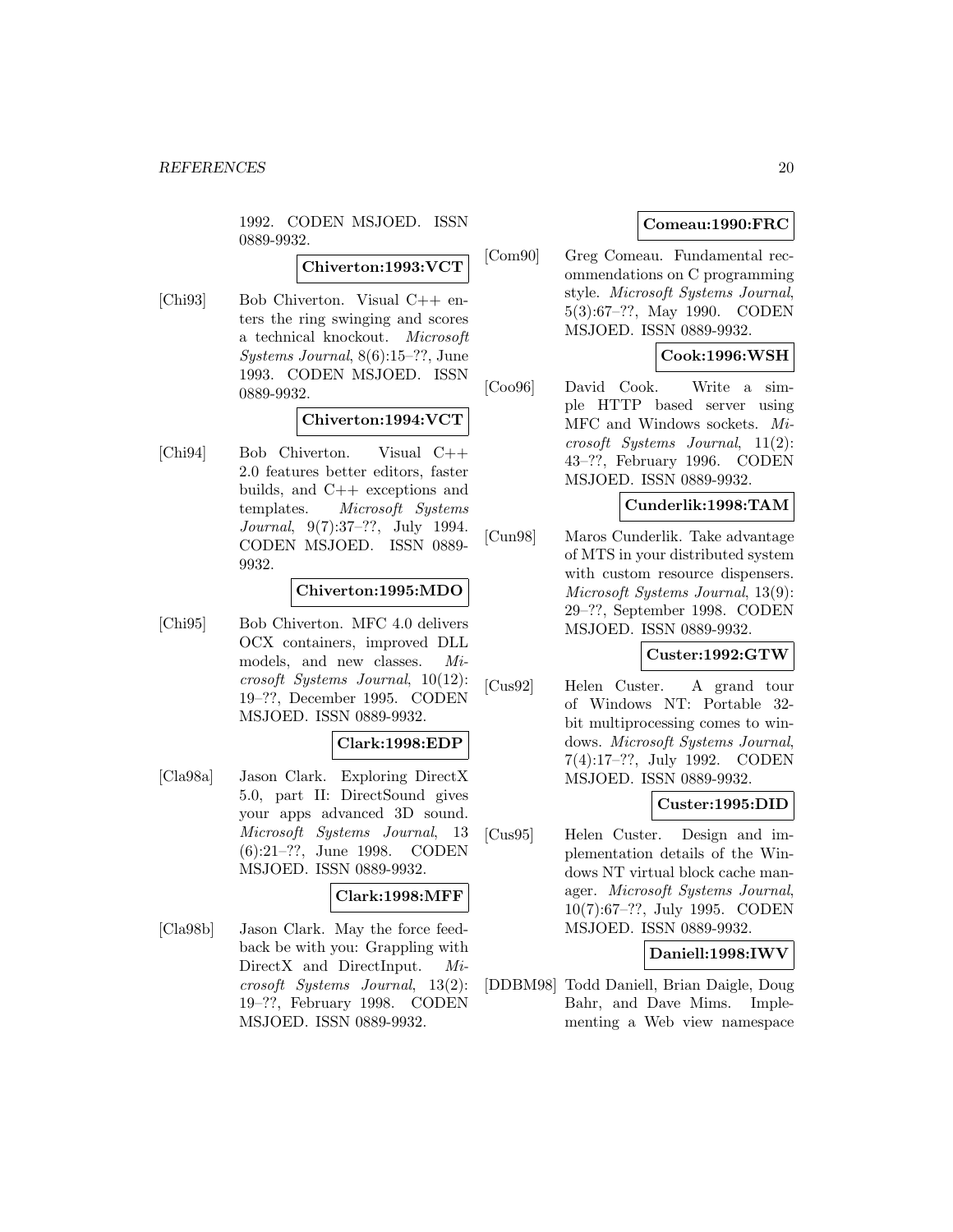1992. CODEN MSJOED. ISSN 0889-9932.

**Chiverton:1993:VCT**

[Chi93] Bob Chiverton. Visual C++ enters the ring swinging and scores a technical knockout. *Microsoft Systems Journal*, 8(6):15–??, June 1993. CODEN MSJOED. ISSN 0889-9932.

**Chiverton:1994:VCT**

[Chi94] Bob Chiverton. Visual C++ 2.0 features better editors, faster builds, and C++ exceptions and templates. *Microsoft Systems Journal*, 9(7):37–??, July 1994. CODEN MSJOED. ISSN 0889-9932.

**Chiverton:1995:MDO**

[Chi95] Bob Chiverton. MFC 4.0 delivers OCX containers, improved DLL models, and new classes. *Microsoft Systems Journal*, 10(12): 19–??, December 1995. CODEN MSJOED. ISSN 0889-9932.

**Clark:1998:EDP**

[Cla98a] Jason Clark. Exploring DirectX 5.0, part II: DirectSound gives your apps advanced 3D sound. *Microsoft Systems Journal*, 13 (6):21–??, June 1998. CODEN MSJOED. ISSN 0889-9932.

**Clark:1998:MFF**

[Cla98b] Jason Clark. May the force feedback be with you: Grappling with DirectX and DirectInput. *Microsoft Systems Journal*, 13(2): 19–??, February 1998. CODEN MSJOED. ISSN 0889-9932.

**Comeau:1990:FRC**

[Com90] Greg Comeau. Fundamental recommendations on C programming style. *Microsoft Systems Journal*, 5(3):67–??, May 1990. CODEN MSJOED. ISSN 0889-9932.

**Cook:1996:WSH**

[Coo96] David Cook. Write a simple HTTP based server using MFC and Windows sockets. *Microsoft Systems Journal*, 11(2): 43–??, February 1996. CODEN MSJOED. ISSN 0889-9932.

**Cunderlik:1998:TAM**

[Cun98] Maros Cunderlik. Take advantage of MTS in your distributed system with custom resource dispensers. *Microsoft Systems Journal*, 13(9): 29–??, September 1998. CODEN MSJOED. ISSN 0889-9932.

**Custer:1992:GTW**

[Cus92] Helen Custer. A grand tour of Windows NT: Portable 32-bit multiprocessing comes to windows. *Microsoft Systems Journal*, 7(4):17–??, July 1992. CODEN MSJOED. ISSN 0889-9932.

**Custer:1995:DID**

[Cus95] Helen Custer. Design and implementation details of the Windows NT virtual block cache manager. *Microsoft Systems Journal*, 10(7):67–??, July 1995. CODEN MSJOED. ISSN 0889-9932.

**Daniell:1998:IWV**

[DDBM98] Todd Daniell, Brian Daigle, Doug Bahr, and Dave Mims. Implementing a Web view namespace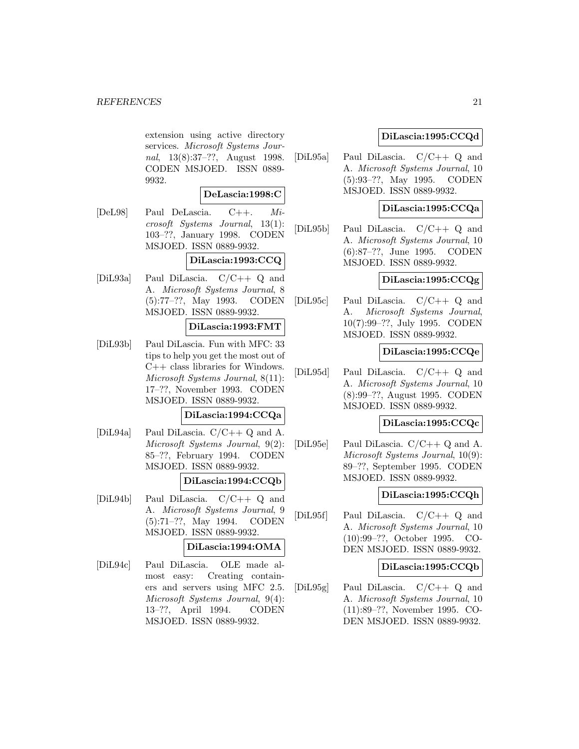extension using active directory services. *Microsoft Systems Journal*, 13(8):37–??, August 1998. CODEN MSJOED. ISSN 0889-9932.

**DeLascia:1998:C**

[DeL98] Paul DeLascia. C++. *Microsoft Systems Journal*, 13(1): 103–??, January 1998. CODEN MSJOED. ISSN 0889-9932.

**DiLascia:1993:CCQ**

[DiL93a] Paul DiLascia. C/C++ Q and A. *Microsoft Systems Journal*, 8 (5):77–??, May 1993. CODEN MSJOED. ISSN 0889-9932.

**DiLascia:1993:FMT**

[DiL93b] Paul DiLascia. Fun with MFC: 33 tips to help you get the most out of C++ class libraries for Windows. *Microsoft Systems Journal*, 8(11): 17–??, November 1993. CODEN MSJOED. ISSN 0889-9932.

**DiLascia:1994:CCQa**

[DiL94a] Paul DiLascia. C/C++ Q and A. *Microsoft Systems Journal*, 9(2): 85–??, February 1994. CODEN MSJOED. ISSN 0889-9932.

**DiLascia:1994:CCQb**

[DiL94b] Paul DiLascia. C/C++ Q and A. *Microsoft Systems Journal*, 9 (5):71–??, May 1994. CODEN MSJOED. ISSN 0889-9932.

**DiLascia:1994:OMA**

[DiL94c] Paul DiLascia. OLE made almost easy: Creating containers and servers using MFC 2.5. *Microsoft Systems Journal*, 9(4): 13–??, April 1994. CODEN MSJOED. ISSN 0889-9932.

**DiLascia:1995:CCQd**

[DiL95a] Paul DiLascia. C/C++ Q and A. *Microsoft Systems Journal*, 10 (5):93–??, May 1995. CODEN MSJOED. ISSN 0889-9932.

**DiLascia:1995:CCQa**

[DiL95b] Paul DiLascia. C/C++ Q and A. *Microsoft Systems Journal*, 10 (6):87–??, June 1995. CODEN MSJOED. ISSN 0889-9932.

**DiLascia:1995:CCQg**

[DiL95c] Paul DiLascia. C/C++ Q and A. *Microsoft Systems Journal*, 10(7):99–??, July 1995. CODEN MSJOED. ISSN 0889-9932.

**DiLascia:1995:CCQe**

[DiL95d] Paul DiLascia. C/C++ Q and A. *Microsoft Systems Journal*, 10 (8):99–??, August 1995. CODEN MSJOED. ISSN 0889-9932.

**DiLascia:1995:CCQc**

[DiL95e] Paul DiLascia. C/C++ Q and A. *Microsoft Systems Journal*, 10(9): 89–??, September 1995. CODEN MSJOED. ISSN 0889-9932.

**DiLascia:1995:CCQh**

[DiL95f] Paul DiLascia. C/C++ Q and A. *Microsoft Systems Journal*, 10 (10):99–??, October 1995. CODEN MSJOED. ISSN 0889-9932.

**DiLascia:1995:CCQb**

[DiL95g] Paul DiLascia. C/C++ Q and A. *Microsoft Systems Journal*, 10 (11):89–??, November 1995. CODEN MSJOED. ISSN 0889-9932.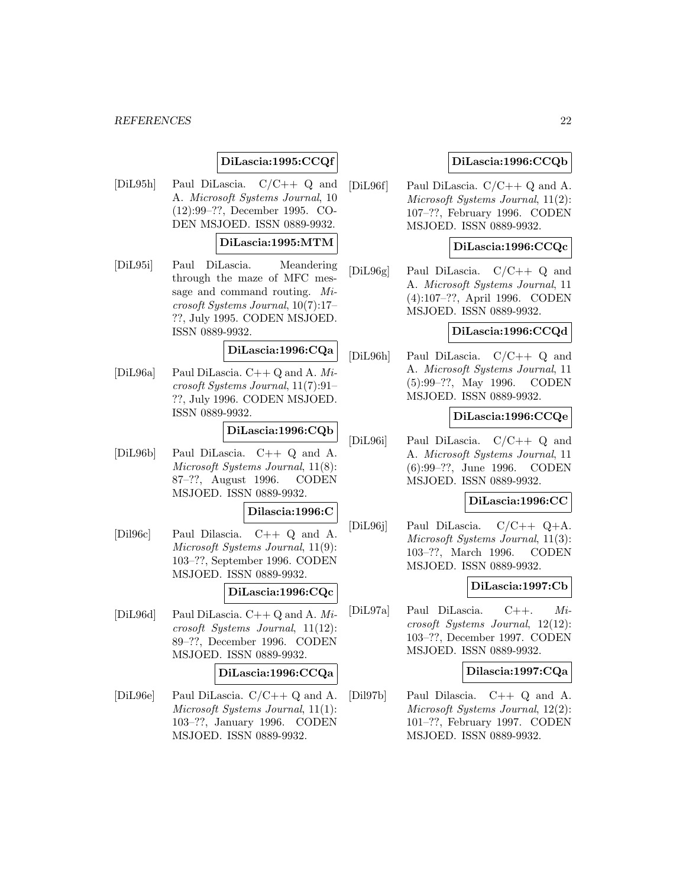**DiLascia:1995:CCQf**

[DiL95h] Paul DiLascia. C/C++ Q and A. *Microsoft Systems Journal*, 10 (12):99–??, December 1995. CODEN MSJOED. ISSN 0889-9932.

**DiLascia:1995:MTM**

[DiL95i] Paul DiLascia. Meandering through the maze of MFC message and command routing. *Microsoft Systems Journal*, 10(7):17–??, July 1995. CODEN MSJOED. ISSN 0889-9932.

**DiLascia:1996:CQa**

[DiL96a] Paul DiLascia. C++ Q and A. *Microsoft Systems Journal*, 11(7):91–??, July 1996. CODEN MSJOED. ISSN 0889-9932.

**DiLascia:1996:CQb**

[DiL96b] Paul DiLascia. C++ Q and A. *Microsoft Systems Journal*, 11(8): 87–??, August 1996. CODEN MSJOED. ISSN 0889-9932.

**Dilascia:1996:C**

[Dil96c] Paul Dilascia. C++ Q and A. *Microsoft Systems Journal*, 11(9): 103–??, September 1996. CODEN MSJOED. ISSN 0889-9932.

**DiLascia:1996:CQc**

[DiL96d] Paul DiLascia. C++ Q and A. *Microsoft Systems Journal*, 11(12): 89–??, December 1996. CODEN MSJOED. ISSN 0889-9932.

**DiLascia:1996:CCQa**

[DiL96e] Paul DiLascia. C/C++ Q and A. *Microsoft Systems Journal*, 11(1): 103–??, January 1996. CODEN MSJOED. ISSN 0889-9932.

**DiLascia:1996:CCQb**

[DiL96f] Paul DiLascia. C/C++ Q and A. *Microsoft Systems Journal*, 11(2): 107–??, February 1996. CODEN MSJOED. ISSN 0889-9932.

**DiLascia:1996:CCQc**

[DiL96g] Paul DiLascia. C/C++ Q and A. *Microsoft Systems Journal*, 11 (4):107–??, April 1996. CODEN MSJOED. ISSN 0889-9932.

**DiLascia:1996:CCQd**

[DiL96h] Paul DiLascia. C/C++ Q and A. *Microsoft Systems Journal*, 11 (5):99–??, May 1996. CODEN MSJOED. ISSN 0889-9932.

**DiLascia:1996:CCQe**

[DiL96i] Paul DiLascia. C/C++ Q and A. *Microsoft Systems Journal*, 11 (6):99–??, June 1996. CODEN MSJOED. ISSN 0889-9932.

**DiLascia:1996:CC**

[DiL96j] Paul DiLascia. C/C++ Q+A. *Microsoft Systems Journal*, 11(3): 103–??, March 1996. CODEN MSJOED. ISSN 0889-9932.

**DiLascia:1997:Cb**

[DiL97a] Paul DiLascia. C++. *Microsoft Systems Journal*, 12(12): 103–??, December 1997. CODEN MSJOED. ISSN 0889-9932.

**Dilascia:1997:CQa**

[Dil97b] Paul Dilascia. C++ Q and A. *Microsoft Systems Journal*, 12(2): 101–??, February 1997. CODEN MSJOED. ISSN 0889-9932.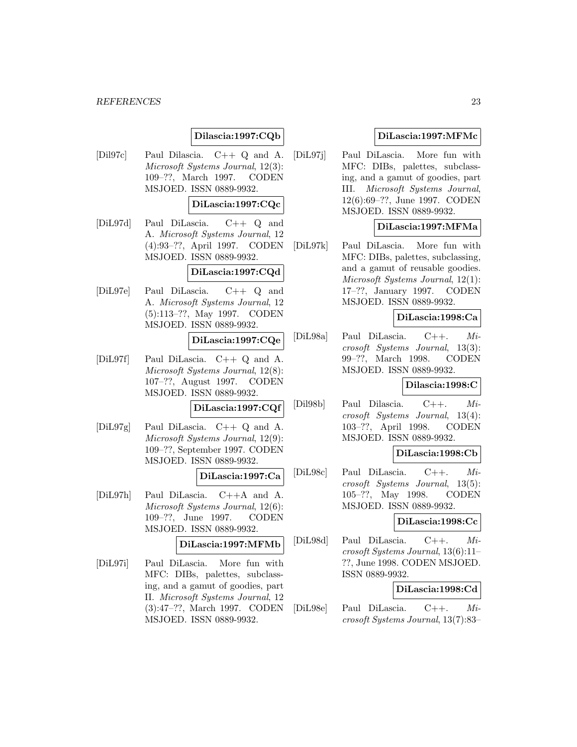**Dilascia:1997:CQb**

[Dil97c] Paul Dilascia. C++ Q and A. *Microsoft Systems Journal*, 12(3): 109–??, March 1997. CODEN MSJOED. ISSN 0889-9932.

**DiLascia:1997:CQc**

[DiL97d] Paul DiLascia. C++ Q and A. *Microsoft Systems Journal*, 12 (4):93–??, April 1997. CODEN MSJOED. ISSN 0889-9932.

**DiLascia:1997:CQd**

[DiL97e] Paul DiLascia. C++ Q and A. *Microsoft Systems Journal*, 12 (5):113–??, May 1997. CODEN MSJOED. ISSN 0889-9932.

**DiLascia:1997:CQe**

[DiL97f] Paul DiLascia. C++ Q and A. *Microsoft Systems Journal*, 12(8): 107–??, August 1997. CODEN MSJOED. ISSN 0889-9932.

**DiLascia:1997:CQf**

[DiL97g] Paul DiLascia. C++ Q and A. *Microsoft Systems Journal*, 12(9): 109–??, September 1997. CODEN MSJOED. ISSN 0889-9932.

**DiLascia:1997:Ca**

[DiL97h] Paul DiLascia. C++A and A. *Microsoft Systems Journal*, 12(6): 109–??, June 1997. CODEN MSJOED. ISSN 0889-9932.

**DiLascia:1997:MFMb**

[DiL97i] Paul DiLascia. More fun with MFC: DIBs, palettes, subclassing, and a gamut of goodies, part II. *Microsoft Systems Journal*, 12 (3):47–??, March 1997. CODEN MSJOED. ISSN 0889-9932.

**DiLascia:1997:MFMc**

[DiL97j] Paul DiLascia. More fun with MFC: DIBs, palettes, subclassing, and a gamut of goodies, part III. *Microsoft Systems Journal*, 12(6):69–??, June 1997. CODEN MSJOED. ISSN 0889-9932.

**DiLascia:1997:MFMa**

[DiL97k] Paul DiLascia. More fun with MFC: DIBs, palettes, subclassing, and a gamut of reusable goodies. *Microsoft Systems Journal*, 12(1): 17–??, January 1997. CODEN MSJOED. ISSN 0889-9932.

**DiLascia:1998:Ca**

[DiL98a] Paul DiLascia. C++. *Microsoft Systems Journal*, 13(3): 99–??, March 1998. CODEN MSJOED. ISSN 0889-9932.

**Dilascia:1998:C**

[Dil98b] Paul Dilascia. C++. *Microsoft Systems Journal*, 13(4): 103–??, April 1998. CODEN MSJOED. ISSN 0889-9932.

**DiLascia:1998:Cb**

[DiL98c] Paul DiLascia. C++. *Microsoft Systems Journal*, 13(5): 105–??, May 1998. CODEN MSJOED. ISSN 0889-9932.

**DiLascia:1998:Cc**

[DiL98d] Paul DiLascia. C++. *Microsoft Systems Journal*, 13(6):11–??, June 1998. CODEN MSJOED. ISSN 0889-9932.

**DiLascia:1998:Cd**

[DiL98e] Paul DiLascia. C++. *Microsoft Systems Journal*, 13(7):83–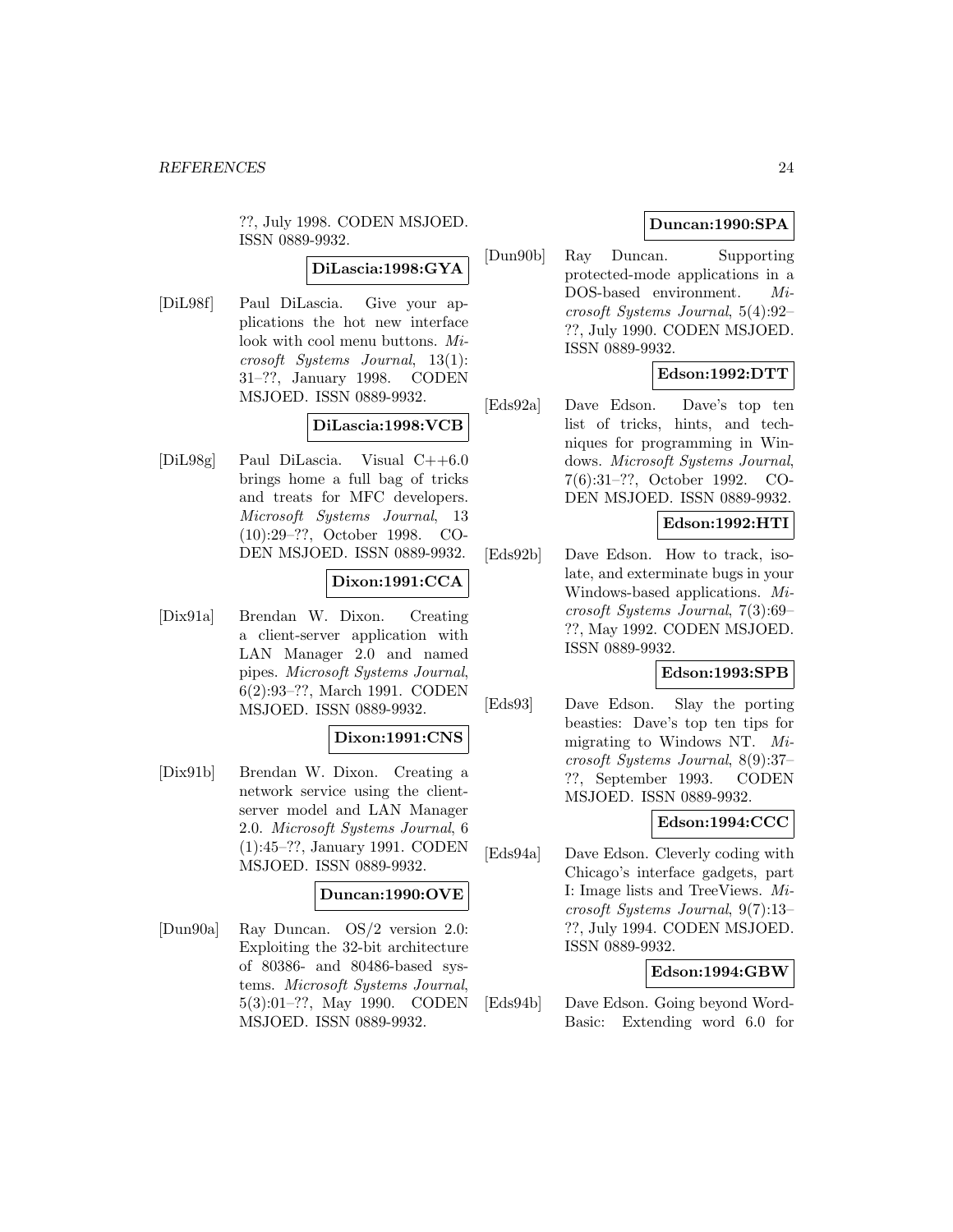??, July 1998. CODEN MSJOED. ISSN 0889-9932.

**DiLascia:1998:GYA**

[DiL98f] Paul DiLascia. Give your applications the hot new interface look with cool menu buttons. *Microsoft Systems Journal*, 13(1): 31–??, January 1998. CODEN MSJOED. ISSN 0889-9932.

**DiLascia:1998:VCB**

[DiL98g] Paul DiLascia. Visual C++6.0 brings home a full bag of tricks and treats for MFC developers. *Microsoft Systems Journal*, 13 (10):29–??, October 1998. CODEN MSJOED. ISSN 0889-9932.

**Dixon:1991:CCA**

[Dix91a] Brendan W. Dixon. Creating a client-server application with LAN Manager 2.0 and named pipes. *Microsoft Systems Journal*, 6(2):93–??, March 1991. CODEN MSJOED. ISSN 0889-9932.

**Dixon:1991:CNS**

[Dix91b] Brendan W. Dixon. Creating a network service using the client-server model and LAN Manager 2.0. *Microsoft Systems Journal*, 6 (1):45–??, January 1991. CODEN MSJOED. ISSN 0889-9932.

**Duncan:1990:OVE**

[Dun90a] Ray Duncan. OS/2 version 2.0: Exploiting the 32-bit architecture of 80386- and 80486-based systems. *Microsoft Systems Journal*, 5(3):01–??, May 1990. CODEN MSJOED. ISSN 0889-9932.

**Duncan:1990:SPA**

[Dun90b] Ray Duncan. Supporting protected-mode applications in a DOS-based environment. *Microsoft Systems Journal*, 5(4):92–??, July 1990. CODEN MSJOED. ISSN 0889-9932.

**Edson:1992:DTT**

[Eds92a] Dave Edson. Dave's top ten list of tricks, hints, and techniques for programming in Windows. *Microsoft Systems Journal*, 7(6):31–??, October 1992. CODEN MSJOED. ISSN 0889-9932.

**Edson:1992:HTI**

[Eds92b] Dave Edson. How to track, isolate, and exterminate bugs in your Windows-based applications. *Microsoft Systems Journal*, 7(3):69–??, May 1992. CODEN MSJOED. ISSN 0889-9932.

**Edson:1993:SPB**

[Eds93] Dave Edson. Slay the porting beasties: Dave's top ten tips for migrating to Windows NT. *Microsoft Systems Journal*, 8(9):37–??, September 1993. CODEN MSJOED. ISSN 0889-9932.

**Edson:1994:CCC**

[Eds94a] Dave Edson. Cleverly coding with Chicago's interface gadgets, part I: Image lists and TreeViews. *Microsoft Systems Journal*, 9(7):13–??, July 1994. CODEN MSJOED. ISSN 0889-9932.

**Edson:1994:GBW**

[Eds94b] Dave Edson. Going beyond WordBasic: Extending word 6.0 for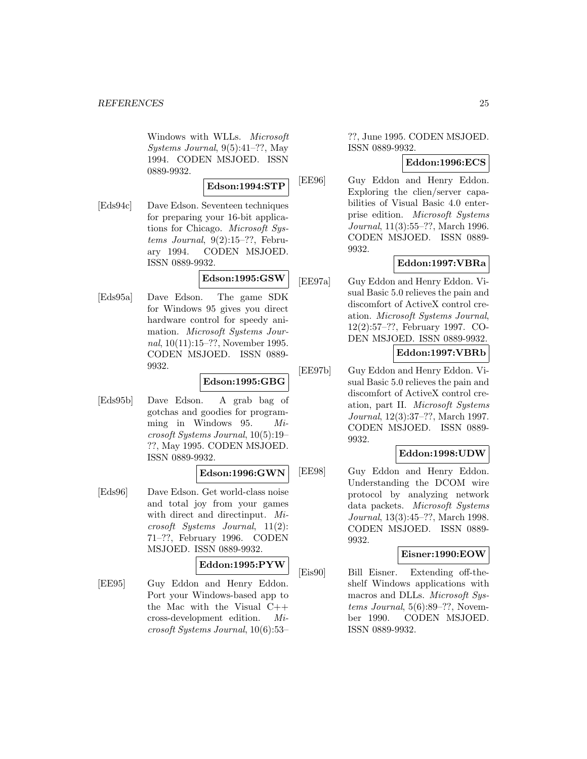Windows with WLLs. *Microsoft Systems Journal*, 9(5):41–??, May 1994. CODEN MSJOED. ISSN 0889-9932.

**Edson:1994:STP**

[Eds94c] Dave Edson. Seventeen techniques for preparing your 16-bit applications for Chicago. *Microsoft Systems Journal*, 9(2):15–??, February 1994. CODEN MSJOED. ISSN 0889-9932.

**Edson:1995:GSW**

[Eds95a] Dave Edson. The game SDK for Windows 95 gives you direct hardware control for speedy animation. *Microsoft Systems Journal*, 10(11):15–??, November 1995. CODEN MSJOED. ISSN 0889-9932.

**Edson:1995:GBG**

[Eds95b] Dave Edson. A grab bag of gotchas and goodies for programming in Windows 95. *Microsoft Systems Journal*, 10(5):19–??, May 1995. CODEN MSJOED. ISSN 0889-9932.

**Edson:1996:GWN**

[Eds96] Dave Edson. Get world-class noise and total joy from your games with direct and directinput. *Microsoft Systems Journal*, 11(2):71–??, February 1996. CODEN MSJOED. ISSN 0889-9932.

**Eddon:1995:PYW**

[EE95] Guy Eddon and Henry Eddon. Port your Windows-based app to the Mac with the Visual C++ cross-development edition. *Microsoft Systems Journal*, 10(6):53–??, June 1995. CODEN MSJOED. ISSN 0889-9932.

**Eddon:1996:ECS**

[EE96] Guy Eddon and Henry Eddon. Exploring the clien/server capabilities of Visual Basic 4.0 enterprise edition. *Microsoft Systems Journal*, 11(3):55–??, March 1996. CODEN MSJOED. ISSN 0889-9932.

**Eddon:1997:VBRa**

[EE97a] Guy Eddon and Henry Eddon. Visual Basic 5.0 relieves the pain and discomfort of ActiveX control creation. *Microsoft Systems Journal*, 12(2):57–??, February 1997. CODEN MSJOED. ISSN 0889-9932.

**Eddon:1997:VBRb**

[EE97b] Guy Eddon and Henry Eddon. Visual Basic 5.0 relieves the pain and discomfort of ActiveX control creation, part II. *Microsoft Systems Journal*, 12(3):37–??, March 1997. CODEN MSJOED. ISSN 0889-9932.

**Eddon:1998:UDW**

[EE98] Guy Eddon and Henry Eddon. Understanding the DCOM wire protocol by analyzing network data packets. *Microsoft Systems Journal*, 13(3):45–??, March 1998. CODEN MSJOED. ISSN 0889-9932.

**Eisner:1990:EOW**

[Eis90] Bill Eisner. Extending off-the-shelf Windows applications with macros and DLLs. *Microsoft Systems Journal*, 5(6):89–??, November 1990. CODEN MSJOED. ISSN 0889-9932.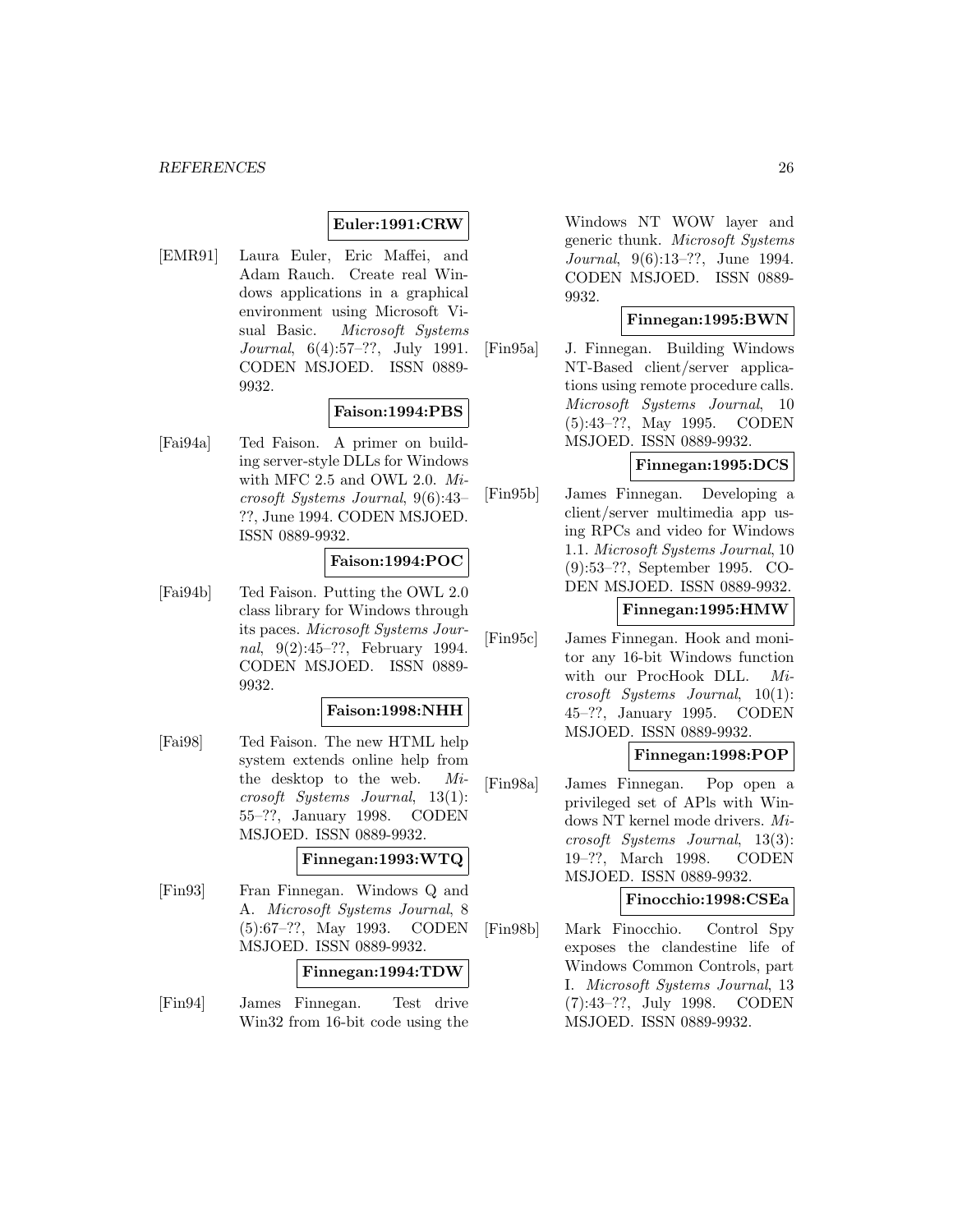**Euler:1991:CRW**

[EMR91] Laura Euler, Eric Maffei, and Adam Rauch. Create real Windows applications in a graphical environment using Microsoft Visual Basic. *Microsoft Systems Journal*, 6(4):57–??, July 1991. CODEN MSJOED. ISSN 0889-9932.

**Faison:1994:PBS**

[Fai94a] Ted Faison. A primer on building server-style DLLs for Windows with MFC 2.5 and OWL 2.0. *Microsoft Systems Journal*, 9(6):43–??, June 1994. CODEN MSJOED. ISSN 0889-9932.

**Faison:1994:POC**

[Fai94b] Ted Faison. Putting the OWL 2.0 class library for Windows through its paces. *Microsoft Systems Journal*, 9(2):45–??, February 1994. CODEN MSJOED. ISSN 0889-9932.

**Faison:1998:NHH**

[Fai98] Ted Faison. The new HTML help system extends online help from the desktop to the web. *Microsoft Systems Journal*, 13(1):55–??, January 1998. CODEN MSJOED. ISSN 0889-9932.

**Finnegan:1993:WTQ**

[Fin93] Fran Finnegan. Windows Q and A. *Microsoft Systems Journal*, 8(5):67–??, May 1993. CODEN MSJOED. ISSN 0889-9932.

**Finnegan:1994:TDW**

[Fin94] James Finnegan. Test drive Win32 from 16-bit code using the Windows NT WOW layer and generic thunk. *Microsoft Systems Journal*, 9(6):13–??, June 1994. CODEN MSJOED. ISSN 0889-9932.

**Finnegan:1995:BWN**

[Fin95a] J. Finnegan. Building Windows NT-Based client/server applications using remote procedure calls. *Microsoft Systems Journal*, 10(5):43–??, May 1995. CODEN MSJOED. ISSN 0889-9932.

**Finnegan:1995:DCS**

[Fin95b] James Finnegan. Developing a client/server multimedia app using RPCs and video for Windows 1.1. *Microsoft Systems Journal*, 10(9):53–??, September 1995. CODEN MSJOED. ISSN 0889-9932.

**Finnegan:1995:HMW**

[Fin95c] James Finnegan. Hook and monitor any 16-bit Windows function with our ProcHook DLL. *Microsoft Systems Journal*, 10(1):45–??, January 1995. CODEN MSJOED. ISSN 0889-9932.

**Finnegan:1998:POP**

[Fin98a] James Finnegan. Pop open a privileged set of APIs with Windows NT kernel mode drivers. *Microsoft Systems Journal*, 13(3):19–??, March 1998. CODEN MSJOED. ISSN 0889-9932.

**Finocchio:1998:CSEa**

[Fin98b] Mark Finocchio. Control Spy exposes the clandestine life of Windows Common Controls, part I. *Microsoft Systems Journal*, 13(7):43–??, July 1998. CODEN MSJOED. ISSN 0889-9932.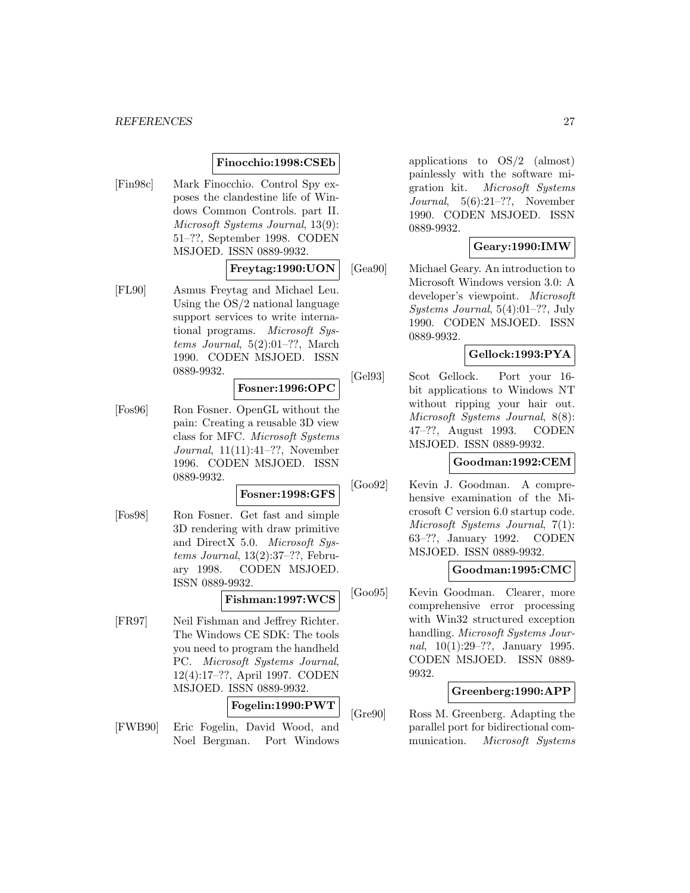**Finocchio:1998:CSEb**

[Fin98c] Mark Finocchio. Control Spy exposes the clandestine life of Windows Common Controls. part II. *Microsoft Systems Journal*, 13(9): 51–??, September 1998. CODEN MSJOED. ISSN 0889-9932.

**Freytag:1990:UON**

[FL90] Asmus Freytag and Michael Leu. Using the OS/2 national language support services to write international programs. *Microsoft Systems Journal*, 5(2):01–??, March 1990. CODEN MSJOED. ISSN 0889-9932.

**Fosner:1996:OPC**

[Fos96] Ron Fosner. OpenGL without the pain: Creating a reusable 3D view class for MFC. *Microsoft Systems Journal*, 11(11):41–??, November 1996. CODEN MSJOED. ISSN 0889-9932.

**Fosner:1998:GFS**

[Fos98] Ron Fosner. Get fast and simple 3D rendering with draw primitive and DirectX 5.0. *Microsoft Systems Journal*, 13(2):37–??, February 1998. CODEN MSJOED. ISSN 0889-9932.

**Fishman:1997:WCS**

[FR97] Neil Fishman and Jeffrey Richter. The Windows CE SDK: The tools you need to program the handheld PC. *Microsoft Systems Journal*, 12(4):17–??, April 1997. CODEN MSJOED. ISSN 0889-9932.

**Fogelin:1990:PWT**

[FWB90] Eric Fogelin, David Wood, and Noel Bergman. Port Windows applications to OS/2 (almost) painlessly with the software migration kit. *Microsoft Systems Journal*, 5(6):21–??, November 1990. CODEN MSJOED. ISSN 0889-9932.

**Geary:1990:IMW**

[Gea90] Michael Geary. An introduction to Microsoft Windows version 3.0: A developer's viewpoint. *Microsoft Systems Journal*, 5(4):01–??, July 1990. CODEN MSJOED. ISSN 0889-9932.

**Gellock:1993:PYA**

[Gel93] Scot Gellock. Port your 16-bit applications to Windows NT without ripping your hair out. *Microsoft Systems Journal*, 8(8): 47–??, August 1993. CODEN MSJOED. ISSN 0889-9932.

**Goodman:1992:CEM**

[Goo92] Kevin J. Goodman. A comprehensive examination of the Microsoft C version 6.0 startup code. *Microsoft Systems Journal*, 7(1): 63–??, January 1992. CODEN MSJOED. ISSN 0889-9932.

**Goodman:1995:CMC**

[Goo95] Kevin Goodman. Clearer, more comprehensive error processing with Win32 structured exception handling. *Microsoft Systems Journal*, 10(1):29–??, January 1995. CODEN MSJOED. ISSN 0889-9932.

**Greenberg:1990:APP**

[Gre90] Ross M. Greenberg. Adapting the parallel port for bidirectional communication. *Microsoft Systems*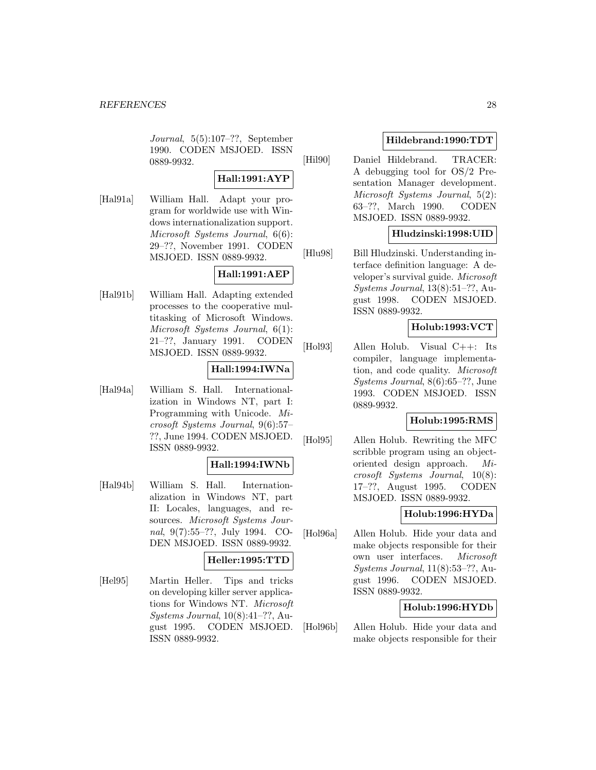*Journal*, 5(5):107–??, September 1990. CODEN MSJOED. ISSN 0889-9932.

**Hall:1991:AYP**

[Hal91a] William Hall. Adapt your program for worldwide use with Windows internationalization support. *Microsoft Systems Journal*, 6(6): 29–??, November 1991. CODEN MSJOED. ISSN 0889-9932.

**Hall:1991:AEP**

[Hal91b] William Hall. Adapting extended processes to the cooperative multitasking of Microsoft Windows. *Microsoft Systems Journal*, 6(1): 21–??, January 1991. CODEN MSJOED. ISSN 0889-9932.

**Hall:1994:IWNa**

[Hal94a] William S. Hall. Internationalization in Windows NT, part I: Programming with Unicode. *Microsoft Systems Journal*, 9(6):57–??, June 1994. CODEN MSJOED. ISSN 0889-9932.

**Hall:1994:IWNb**

[Hal94b] William S. Hall. Internationalization in Windows NT, part II: Locales, languages, and resources. *Microsoft Systems Journal*, 9(7):55–??, July 1994. CODEN MSJOED. ISSN 0889-9932.

**Heller:1995:TTD**

[Hel95] Martin Heller. Tips and tricks on developing killer server applications for Windows NT. *Microsoft Systems Journal*, 10(8):41–??, August 1995. CODEN MSJOED. ISSN 0889-9932.

**Hildebrand:1990:TDT**

[Hil90] Daniel Hildebrand. TRACER: A debugging tool for OS/2 Presentation Manager development. *Microsoft Systems Journal*, 5(2): 63–??, March 1990. CODEN MSJOED. ISSN 0889-9932.

**Hludzinski:1998:UID**

[Hlu98] Bill Hludzinski. Understanding interface definition language: A developer's survival guide. *Microsoft Systems Journal*, 13(8):51–??, August 1998. CODEN MSJOED. ISSN 0889-9932.

**Holub:1993:VCT**

[Hol93] Allen Holub. Visual C++: Its compiler, language implementation, and code quality. *Microsoft Systems Journal*, 8(6):65–??, June 1993. CODEN MSJOED. ISSN 0889-9932.

**Holub:1995:RMS**

[Hol95] Allen Holub. Rewriting the MFC scribble program using an object-oriented design approach. *Microsoft Systems Journal*, 10(8): 17–??, August 1995. CODEN MSJOED. ISSN 0889-9932.

**Holub:1996:HYDa**

[Hol96a] Allen Holub. Hide your data and make objects responsible for their own user interfaces. *Microsoft Systems Journal*, 11(8):53–??, August 1996. CODEN MSJOED. ISSN 0889-9932.

**Holub:1996:HYDb**

[Hol96b] Allen Holub. Hide your data and make objects responsible for their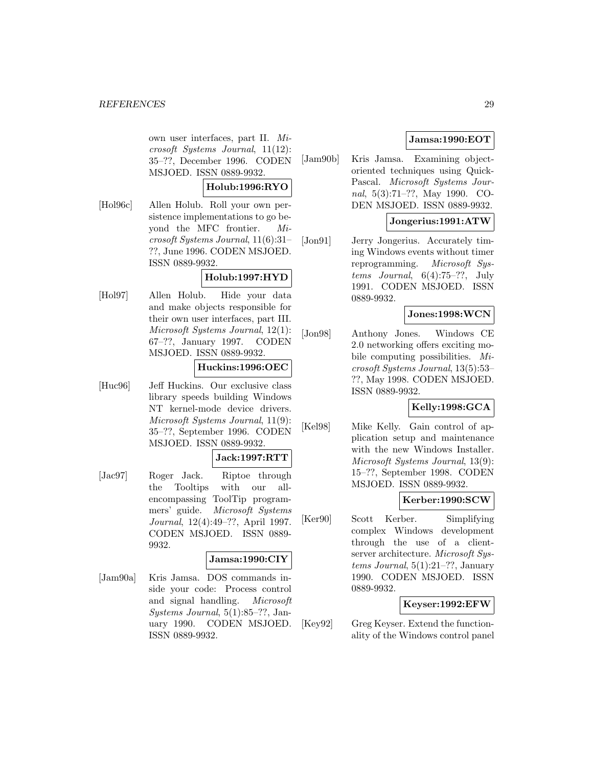own user interfaces, part II. *Microsoft Systems Journal*, 11(12): 35–??, December 1996. CODEN MSJOED. ISSN 0889-9932.

**Holub:1996:RYO**

[Hol96c] Allen Holub. Roll your own persistence implementations to go beyond the MFC frontier. *Microsoft Systems Journal*, 11(6):31–??, June 1996. CODEN MSJOED. ISSN 0889-9932.

**Holub:1997:HYD**

[Hol97] Allen Holub. Hide your data and make objects responsible for their own user interfaces, part III. *Microsoft Systems Journal*, 12(1): 67–??, January 1997. CODEN MSJOED. ISSN 0889-9932.

**Huckins:1996:OEC**

[Huc96] Jeff Huckins. Our exclusive class library speeds building Windows NT kernel-mode device drivers. *Microsoft Systems Journal*, 11(9): 35–??, September 1996. CODEN MSJOED. ISSN 0889-9932.

**Jack:1997:RTT**

[Jac97] Roger Jack. Riptoe through the Tooltips with our all-encompassing ToolTip programmers' guide. *Microsoft Systems Journal*, 12(4):49–??, April 1997. CODEN MSJOED. ISSN 0889-9932.

**Jamsa:1990:CIY**

[Jam90a] Kris Jamsa. DOS commands inside your code: Process control and signal handling. *Microsoft Systems Journal*, 5(1):85–??, January 1990. CODEN MSJOED. ISSN 0889-9932.

**Jamsa:1990:EOT**

[Jam90b] Kris Jamsa. Examining object-oriented techniques using QuickPascal. *Microsoft Systems Journal*, 5(3):71–??, May 1990. CODEN MSJOED. ISSN 0889-9932.

**Jongerius:1991:ATW**

[Jon91] Jerry Jongerius. Accurately timing Windows events without timer reprogramming. *Microsoft Systems Journal*, 6(4):75–??, July 1991. CODEN MSJOED. ISSN 0889-9932.

**Jones:1998:WCN**

[Jon98] Anthony Jones. Windows CE 2.0 networking offers exciting mobile computing possibilities. *Microsoft Systems Journal*, 13(5):53–??, May 1998. CODEN MSJOED. ISSN 0889-9932.

**Kelly:1998:GCA**

[Kel98] Mike Kelly. Gain control of application setup and maintenance with the new Windows Installer. *Microsoft Systems Journal*, 13(9): 15–??, September 1998. CODEN MSJOED. ISSN 0889-9932.

**Kerber:1990:SCW**

[Ker90] Scott Kerber. Simplifying complex Windows development through the use of a client-server architecture. *Microsoft Systems Journal*, 5(1):21–??, January 1990. CODEN MSJOED. ISSN 0889-9932.

**Keyser:1992:EFW**

[Key92] Greg Keyser. Extend the functionality of the Windows control panel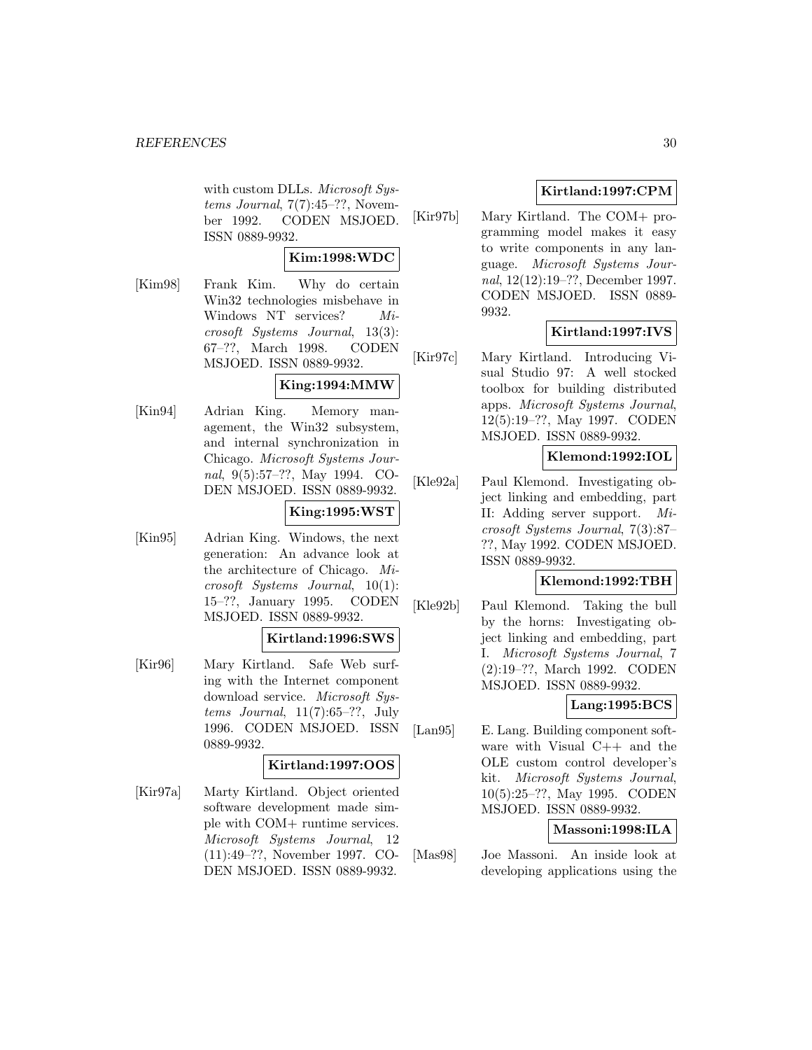with custom DLLs. *Microsoft Systems Journal*, 7(7):45–??, November 1992. CODEN MSJOED. ISSN 0889-9932.

**Kim:1998:WDC**

[Kim98] Frank Kim. Why do certain Win32 technologies misbehave in Windows NT services? *Microsoft Systems Journal*, 13(3): 67–??, March 1998. CODEN MSJOED. ISSN 0889-9932.

**King:1994:MMW**

[Kin94] Adrian King. Memory management, the Win32 subsystem, and internal synchronization in Chicago. *Microsoft Systems Journal*, 9(5):57–??, May 1994. CODEN MSJOED. ISSN 0889-9932.

**King:1995:WST**

[Kin95] Adrian King. Windows, the next generation: An advance look at the architecture of Chicago. *Microsoft Systems Journal*, 10(1): 15–??, January 1995. CODEN MSJOED. ISSN 0889-9932.

**Kirtland:1996:SWS**

[Kir96] Mary Kirtland. Safe Web surfing with the Internet component download service. *Microsoft Systems Journal*, 11(7):65–??, July 1996. CODEN MSJOED. ISSN 0889-9932.

**Kirtland:1997:OOS**

[Kir97a] Marty Kirtland. Object oriented software development made simple with COM+ runtime services. *Microsoft Systems Journal*, 12 (11):49–??, November 1997. CODEN MSJOED. ISSN 0889-9932.

**Kirtland:1997:CPM**

[Kir97b] Mary Kirtland. The COM+ programming model makes it easy to write components in any language. *Microsoft Systems Journal*, 12(12):19–??, December 1997. CODEN MSJOED. ISSN 0889-9932.

**Kirtland:1997:IVS**

[Kir97c] Mary Kirtland. Introducing Visual Studio 97: A well stocked toolbox for building distributed apps. *Microsoft Systems Journal*, 12(5):19–??, May 1997. CODEN MSJOED. ISSN 0889-9932.

**Klemond:1992:IOL**

[Kle92a] Paul Klemond. Investigating object linking and embedding, part II: Adding server support. *Microsoft Systems Journal*, 7(3):87–??, May 1992. CODEN MSJOED. ISSN 0889-9932.

**Klemond:1992:TBH**

[Kle92b] Paul Klemond. Taking the bull by the horns: Investigating object linking and embedding, part I. *Microsoft Systems Journal*, 7 (2):19–??, March 1992. CODEN MSJOED. ISSN 0889-9932.

**Lang:1995:BCS**

[Lan95] E. Lang. Building component software with Visual C++ and the OLE custom control developer's kit. *Microsoft Systems Journal*, 10(5):25–??, May 1995. CODEN MSJOED. ISSN 0889-9932.

**Massoni:1998:ILA**

[Mas98] Joe Massoni. An inside look at developing applications using the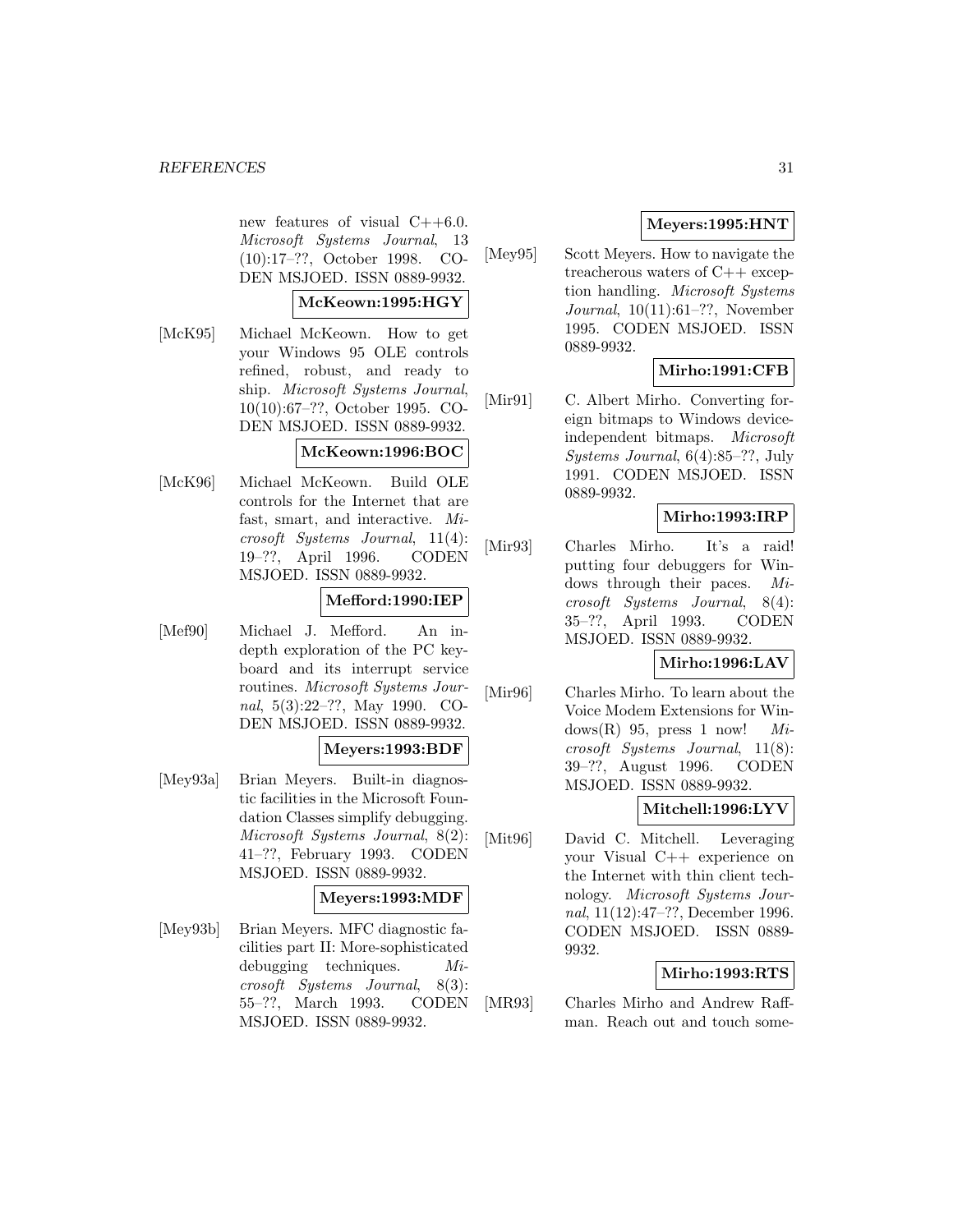new features of visual C++6.0. *Microsoft Systems Journal*, 13 (10):17–??, October 1998. CODEN MSJOED. ISSN 0889-9932.

**McKeown:1995:HGY**

[McK95] Michael McKeown. How to get your Windows 95 OLE controls refined, robust, and ready to ship. *Microsoft Systems Journal*, 10(10):67–??, October 1995. CODEN MSJOED. ISSN 0889-9932.

**McKeown:1996:BOC**

[McK96] Michael McKeown. Build OLE controls for the Internet that are fast, smart, and interactive. *Microsoft Systems Journal*, 11(4): 19–??, April 1996. CODEN MSJOED. ISSN 0889-9932.

**Mefford:1990:IEP**

[Mef90] Michael J. Mefford. An in-depth exploration of the PC keyboard and its interrupt service routines. *Microsoft Systems Journal*, 5(3):22–??, May 1990. CODEN MSJOED. ISSN 0889-9932.

**Meyers:1993:BDF**

[Mey93a] Brian Meyers. Built-in diagnostic facilities in the Microsoft Foundation Classes simplify debugging. *Microsoft Systems Journal*, 8(2): 41–??, February 1993. CODEN MSJOED. ISSN 0889-9932.

**Meyers:1993:MDF**

[Mey93b] Brian Meyers. MFC diagnostic facilities part II: More-sophisticated debugging techniques. *Microsoft Systems Journal*, 8(3): 55–??, March 1993. CODEN MSJOED. ISSN 0889-9932.

**Meyers:1995:HNT**

[Mey95] Scott Meyers. How to navigate the treacherous waters of C++ exception handling. *Microsoft Systems Journal*, 10(11):61–??, November 1995. CODEN MSJOED. ISSN 0889-9932.

**Mirho:1991:CFB**

[Mir91] C. Albert Mirho. Converting foreign bitmaps to Windows device-independent bitmaps. *Microsoft Systems Journal*, 6(4):85–??, July 1991. CODEN MSJOED. ISSN 0889-9932.

**Mirho:1993:IRP**

[Mir93] Charles Mirho. It's a raid! putting four debuggers for Windows through their paces. *Microsoft Systems Journal*, 8(4): 35–??, April 1993. CODEN MSJOED. ISSN 0889-9932.

**Mirho:1996:LAV**

[Mir96] Charles Mirho. To learn about the Voice Modem Extensions for Windows(R) 95, press 1 now! *Microsoft Systems Journal*, 11(8): 39–??, August 1996. CODEN MSJOED. ISSN 0889-9932.

**Mitchell:1996:LYV**

[Mit96] David C. Mitchell. Leveraging your Visual C++ experience on the Internet with thin client technology. *Microsoft Systems Journal*, 11(12):47–??, December 1996. CODEN MSJOED. ISSN 0889-9932.

**Mirho:1993:RTS**

[MR93] Charles Mirho and Andrew Raffman. Reach out and touch some-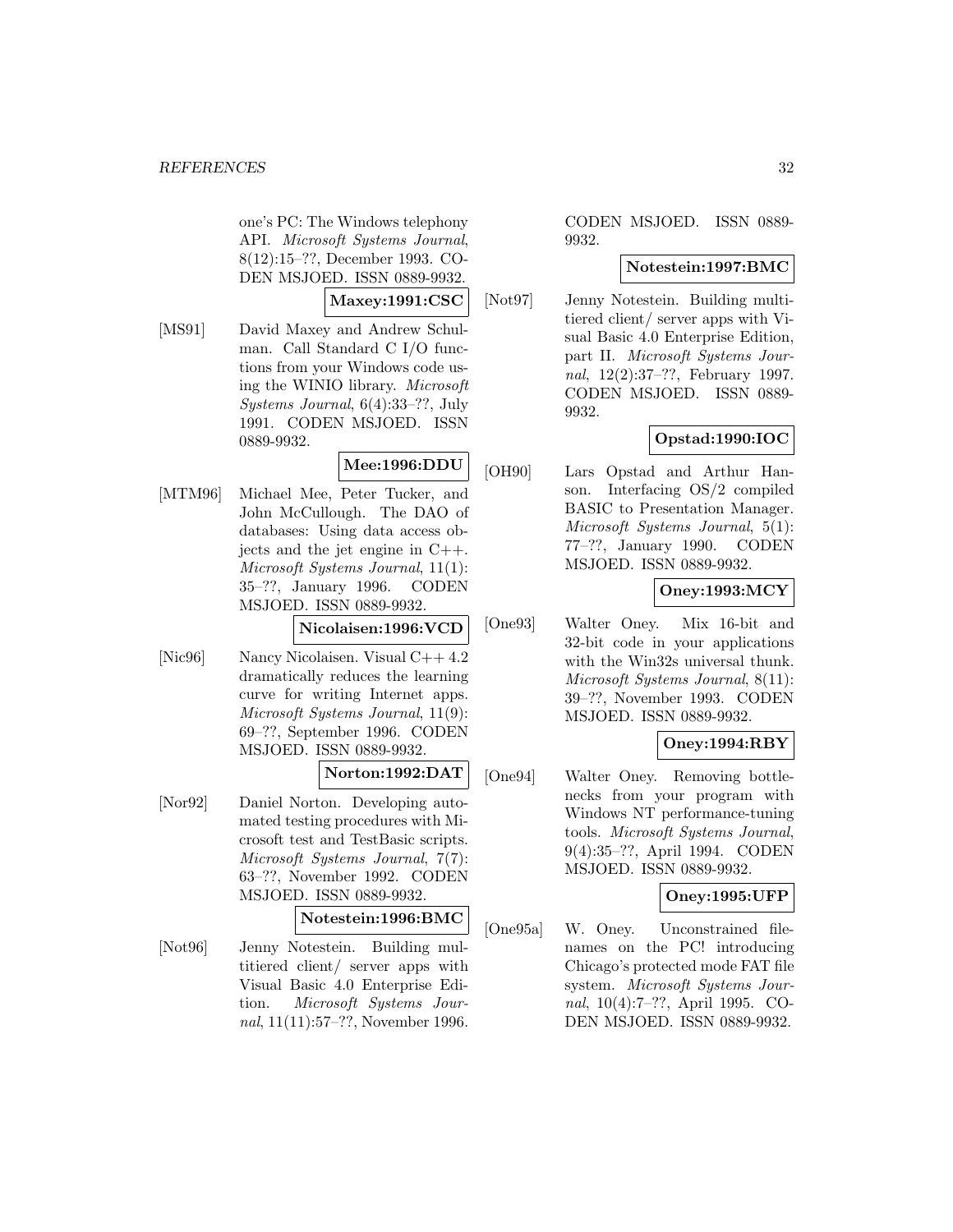one's PC: The Windows telephony API. *Microsoft Systems Journal*, 8(12):15–??, December 1993. CODEN MSJOED. ISSN 0889-9932.

**Maxey:1991:CSC**

[MS91] David Maxey and Andrew Schulman. Call Standard C I/O functions from your Windows code using the WINIO library. *Microsoft Systems Journal*, 6(4):33–??, July 1991. CODEN MSJOED. ISSN 0889-9932.

**Mee:1996:DDU**

[MTM96] Michael Mee, Peter Tucker, and John McCullough. The DAO of databases: Using data access objects and the jet engine in C++. *Microsoft Systems Journal*, 11(1): 35–??, January 1996. CODEN MSJOED. ISSN 0889-9932.

**Nicolaisen:1996:VCD**

[Nic96] Nancy Nicolaisen. Visual C++ 4.2 dramatically reduces the learning curve for writing Internet apps. *Microsoft Systems Journal*, 11(9): 69–??, September 1996. CODEN MSJOED. ISSN 0889-9932.

**Norton:1992:DAT**

[Nor92] Daniel Norton. Developing automated testing procedures with Microsoft test and TestBasic scripts. *Microsoft Systems Journal*, 7(7): 63–??, November 1992. CODEN MSJOED. ISSN 0889-9932.

**Notestein:1996:BMC**

[Not96] Jenny Notestein. Building multitiered client/ server apps with Visual Basic 4.0 Enterprise Edition. *Microsoft Systems Journal*, 11(11):57–??, November 1996. CODEN MSJOED. ISSN 0889-9932.

**Notestein:1997:BMC**

[Not97] Jenny Notestein. Building multitiered client/ server apps with Visual Basic 4.0 Enterprise Edition, part II. *Microsoft Systems Journal*, 12(2):37–??, February 1997. CODEN MSJOED. ISSN 0889-9932.

**Opstad:1990:IOC**

[OH90] Lars Opstad and Arthur Hanson. Interfacing OS/2 compiled BASIC to Presentation Manager. *Microsoft Systems Journal*, 5(1): 77–??, January 1990. CODEN MSJOED. ISSN 0889-9932.

**Oney:1993:MCY**

[One93] Walter Oney. Mix 16-bit and 32-bit code in your applications with the Win32s universal thunk. *Microsoft Systems Journal*, 8(11): 39–??, November 1993. CODEN MSJOED. ISSN 0889-9932.

**Oney:1994:RBY**

[One94] Walter Oney. Removing bottlenecks from your program with Windows NT performance-tuning tools. *Microsoft Systems Journal*, 9(4):35–??, April 1994. CODEN MSJOED. ISSN 0889-9932.

**Oney:1995:UFP**

[One95a] W. Oney. Unconstrained filenames on the PC! introducing Chicago's protected mode FAT file system. *Microsoft Systems Journal*, 10(4):7–??, April 1995. CODEN MSJOED. ISSN 0889-9932.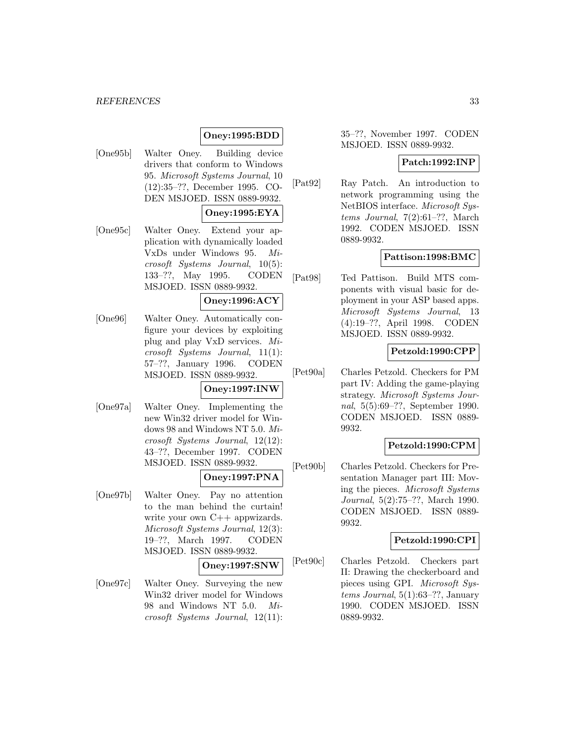**Oney:1995:BDD**

[One95b] Walter Oney. Building device drivers that conform to Windows 95. *Microsoft Systems Journal*, 10 (12):35–??, December 1995. CODEN MSJOED. ISSN 0889-9932.

**Oney:1995:EYA**

[One95c] Walter Oney. Extend your application with dynamically loaded VxDs under Windows 95. *Microsoft Systems Journal*, 10(5): 133–??, May 1995. CODEN MSJOED. ISSN 0889-9932.

**Oney:1996:ACY**

[One96] Walter Oney. Automatically configure your devices by exploiting plug and play VxD services. *Microsoft Systems Journal*, 11(1): 57–??, January 1996. CODEN MSJOED. ISSN 0889-9932.

**Oney:1997:INW**

[One97a] Walter Oney. Implementing the new Win32 driver model for Windows 98 and Windows NT 5.0. *Microsoft Systems Journal*, 12(12): 43–??, December 1997. CODEN MSJOED. ISSN 0889-9932.

**Oney:1997:PNA**

[One97b] Walter Oney. Pay no attention to the man behind the curtain! write your own C++ appwizards. *Microsoft Systems Journal*, 12(3): 19–??, March 1997. CODEN MSJOED. ISSN 0889-9932.

**Oney:1997:SNW**

[One97c] Walter Oney. Surveying the new Win32 driver model for Windows 98 and Windows NT 5.0. *Microsoft Systems Journal*, 12(11): 35–??, November 1997. CODEN MSJOED. ISSN 0889-9932.

**Patch:1992:INP**

[Pat92] Ray Patch. An introduction to network programming using the NetBIOS interface. *Microsoft Systems Journal*, 7(2):61–??, March 1992. CODEN MSJOED. ISSN 0889-9932.

**Pattison:1998:BMC**

[Pat98] Ted Pattison. Build MTS components with visual basic for deployment in your ASP based apps. *Microsoft Systems Journal*, 13 (4):19–??, April 1998. CODEN MSJOED. ISSN 0889-9932.

**Petzold:1990:CPP**

[Pet90a] Charles Petzold. Checkers for PM part IV: Adding the game-playing strategy. *Microsoft Systems Journal*, 5(5):69–??, September 1990. CODEN MSJOED. ISSN 0889-9932.

**Petzold:1990:CPM**

[Pet90b] Charles Petzold. Checkers for Presentation Manager part III: Moving the pieces. *Microsoft Systems Journal*, 5(2):75–??, March 1990. CODEN MSJOED. ISSN 0889-9932.

**Petzold:1990:CPI**

[Pet90c] Charles Petzold. Checkers part II: Drawing the checkerboard and pieces using GPI. *Microsoft Systems Journal*, 5(1):63–??, January 1990. CODEN MSJOED. ISSN 0889-9932.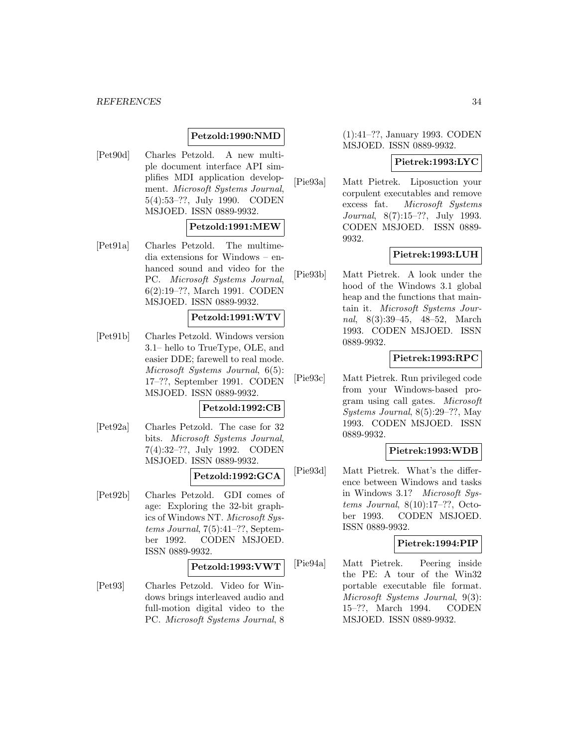**Petzold:1990:NMD**

[Pet90d] Charles Petzold. A new multiple document interface API simplifies MDI application development. *Microsoft Systems Journal*, 5(4):53–??, July 1990. CODEN MSJOED. ISSN 0889-9932.

**Petzold:1991:MEW**

[Pet91a] Charles Petzold. The multimedia extensions for Windows – enhanced sound and video for the PC. *Microsoft Systems Journal*, 6(2):19–??, March 1991. CODEN MSJOED. ISSN 0889-9932.

**Petzold:1991:WTV**

[Pet91b] Charles Petzold. Windows version 3.1– hello to TrueType, OLE, and easier DDE; farewell to real mode. *Microsoft Systems Journal*, 6(5): 17–??, September 1991. CODEN MSJOED. ISSN 0889-9932.

**Petzold:1992:CB**

[Pet92a] Charles Petzold. The case for 32 bits. *Microsoft Systems Journal*, 7(4):32–??, July 1992. CODEN MSJOED. ISSN 0889-9932.

**Petzold:1992:GCA**

[Pet92b] Charles Petzold. GDI comes of age: Exploring the 32-bit graphics of Windows NT. *Microsoft Systems Journal*, 7(5):41–??, September 1992. CODEN MSJOED. ISSN 0889-9932.

**Petzold:1993:VWT**

[Pet93] Charles Petzold. Video for Windows brings interleaved audio and full-motion digital video to the PC. *Microsoft Systems Journal*, 8 (1):41–??, January 1993. CODEN MSJOED. ISSN 0889-9932.

**Pietrek:1993:LYC**

[Pie93a] Matt Pietrek. Liposuction your corpulent executables and remove excess fat. *Microsoft Systems Journal*, 8(7):15–??, July 1993. CODEN MSJOED. ISSN 0889-9932.

**Pietrek:1993:LUH**

[Pie93b] Matt Pietrek. A look under the hood of the Windows 3.1 global heap and the functions that maintain it. *Microsoft Systems Journal*, 8(3):39–45, 48–52, March 1993. CODEN MSJOED. ISSN 0889-9932.

**Pietrek:1993:RPC**

[Pie93c] Matt Pietrek. Run privileged code from your Windows-based program using call gates. *Microsoft Systems Journal*, 8(5):29–??, May 1993. CODEN MSJOED. ISSN 0889-9932.

**Pietrek:1993:WDB**

[Pie93d] Matt Pietrek. What's the difference between Windows and tasks in Windows 3.1? *Microsoft Systems Journal*, 8(10):17–??, October 1993. CODEN MSJOED. ISSN 0889-9932.

**Pietrek:1994:PIP**

[Pie94a] Matt Pietrek. Peering inside the PE: A tour of the Win32 portable executable file format. *Microsoft Systems Journal*, 9(3): 15–??, March 1994. CODEN MSJOED. ISSN 0889-9932.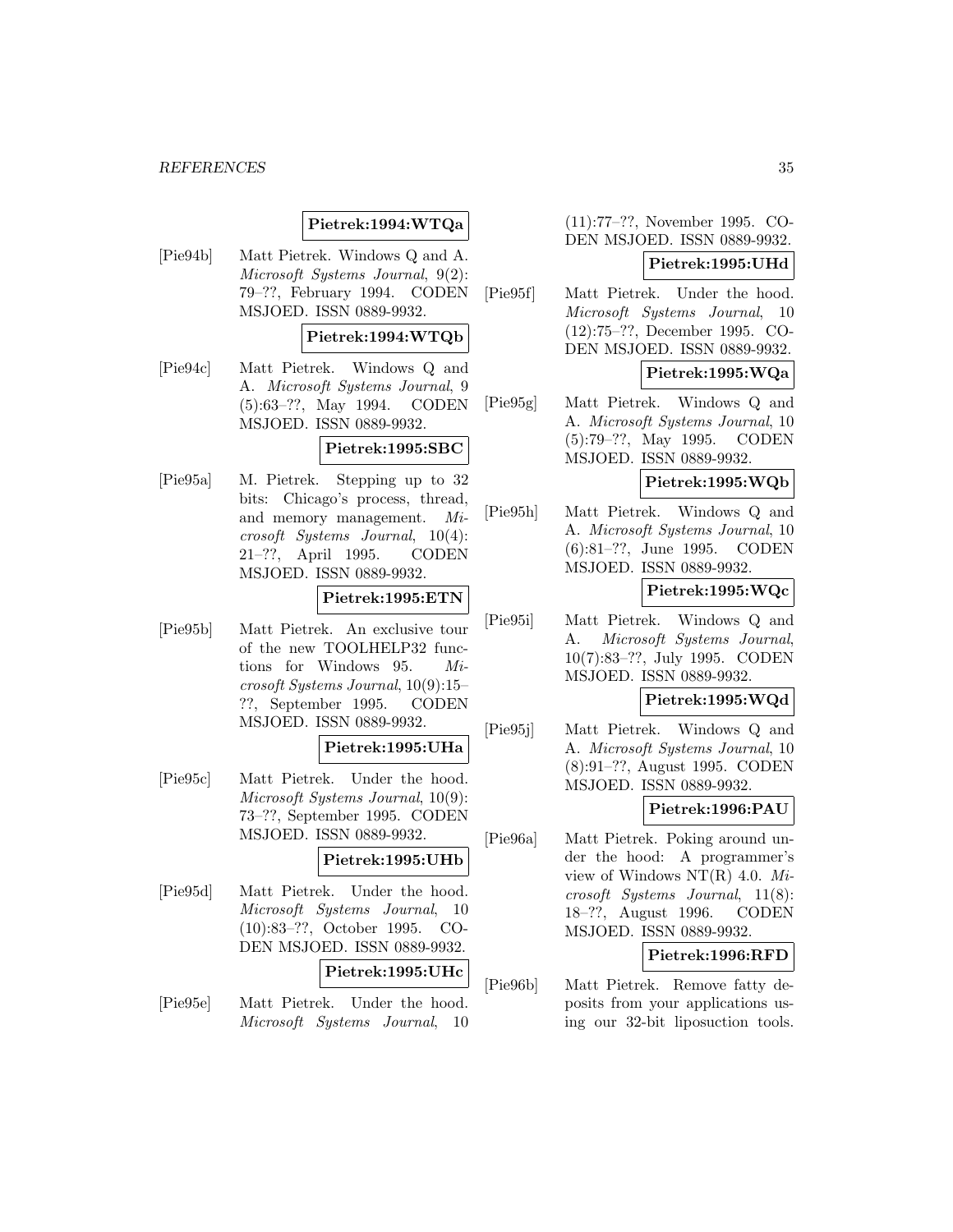**Pietrek:1994:WTQa**

[Pie94b] Matt Pietrek. Windows Q and A. *Microsoft Systems Journal*, 9(2): 79–??, February 1994. CODEN MSJOED. ISSN 0889-9932.

**Pietrek:1994:WTQb**

[Pie94c] Matt Pietrek. Windows Q and A. *Microsoft Systems Journal*, 9 (5):63–??, May 1994. CODEN MSJOED. ISSN 0889-9932.

**Pietrek:1995:SBC**

[Pie95a] M. Pietrek. Stepping up to 32 bits: Chicago's process, thread, and memory management. *Microsoft Systems Journal*, 10(4): 21–??, April 1995. CODEN MSJOED. ISSN 0889-9932.

**Pietrek:1995:ETN**

[Pie95b] Matt Pietrek. An exclusive tour of the new TOOLHELP32 functions for Windows 95. *Microsoft Systems Journal*, 10(9):15–??, September 1995. CODEN MSJOED. ISSN 0889-9932.

**Pietrek:1995:UHa**

[Pie95c] Matt Pietrek. Under the hood. *Microsoft Systems Journal*, 10(9): 73–??, September 1995. CODEN MSJOED. ISSN 0889-9932.

**Pietrek:1995:UHb**

[Pie95d] Matt Pietrek. Under the hood. *Microsoft Systems Journal*, 10 (10):83–??, October 1995. CODEN MSJOED. ISSN 0889-9932.

**Pietrek:1995:UHc**

[Pie95e] Matt Pietrek. Under the hood. *Microsoft Systems Journal*, 10 (11):77–??, November 1995. CODEN MSJOED. ISSN 0889-9932.

**Pietrek:1995:UHd**

[Pie95f] Matt Pietrek. Under the hood. *Microsoft Systems Journal*, 10 (12):75–??, December 1995. CODEN MSJOED. ISSN 0889-9932.

**Pietrek:1995:WQa**

[Pie95g] Matt Pietrek. Windows Q and A. *Microsoft Systems Journal*, 10 (5):79–??, May 1995. CODEN MSJOED. ISSN 0889-9932.

**Pietrek:1995:WQb**

[Pie95h] Matt Pietrek. Windows Q and A. *Microsoft Systems Journal*, 10 (6):81–??, June 1995. CODEN MSJOED. ISSN 0889-9932.

**Pietrek:1995:WQc**

[Pie95i] Matt Pietrek. Windows Q and A. *Microsoft Systems Journal*, 10(7):83–??, July 1995. CODEN MSJOED. ISSN 0889-9932.

**Pietrek:1995:WQd**

[Pie95j] Matt Pietrek. Windows Q and A. *Microsoft Systems Journal*, 10 (8):91–??, August 1995. CODEN MSJOED. ISSN 0889-9932.

**Pietrek:1996:PAU**

[Pie96a] Matt Pietrek. Poking around under the hood: A programmer's view of Windows NT(R) 4.0. *Microsoft Systems Journal*, 11(8): 18–??, August 1996. CODEN MSJOED. ISSN 0889-9932.

**Pietrek:1996:RFD**

[Pie96b] Matt Pietrek. Remove fatty deposits from your applications using our 32-bit liposuction tools.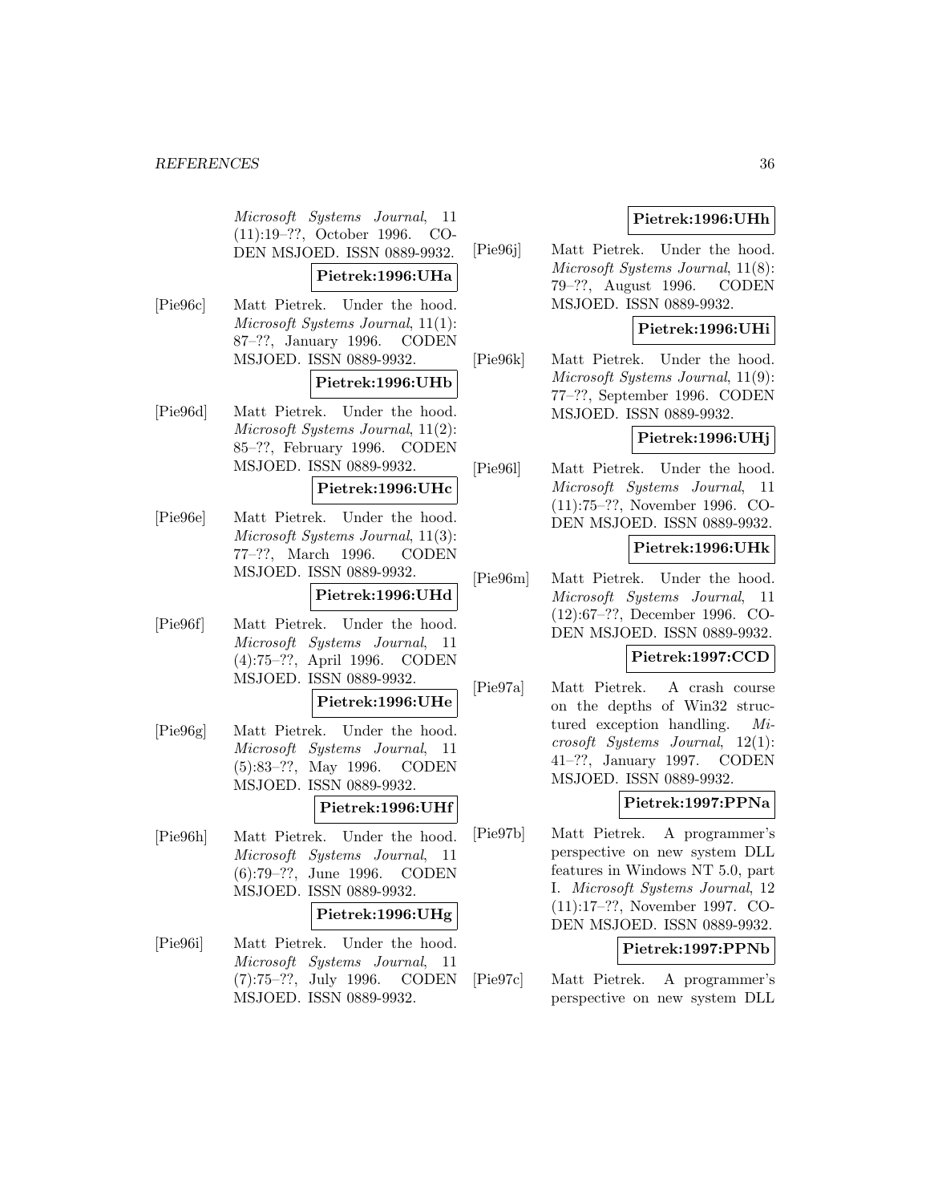*Microsoft Systems Journal*, 11 (11):19–??, October 1996. CODEN MSJOED. ISSN 0889-9932.

**Pietrek:1996:UHa**

[Pie96c] Matt Pietrek. Under the hood. *Microsoft Systems Journal*, 11(1): 87–??, January 1996. CODEN MSJOED. ISSN 0889-9932.

**Pietrek:1996:UHb**

[Pie96d] Matt Pietrek. Under the hood. *Microsoft Systems Journal*, 11(2): 85–??, February 1996. CODEN MSJOED. ISSN 0889-9932.

**Pietrek:1996:UHc**

[Pie96e] Matt Pietrek. Under the hood. *Microsoft Systems Journal*, 11(3): 77–??, March 1996. CODEN MSJOED. ISSN 0889-9932.

**Pietrek:1996:UHd**

[Pie96f] Matt Pietrek. Under the hood. *Microsoft Systems Journal*, 11 (4):75–??, April 1996. CODEN MSJOED. ISSN 0889-9932.

**Pietrek:1996:UHe**

[Pie96g] Matt Pietrek. Under the hood. *Microsoft Systems Journal*, 11 (5):83–??, May 1996. CODEN MSJOED. ISSN 0889-9932.

**Pietrek:1996:UHf**

[Pie96h] Matt Pietrek. Under the hood. *Microsoft Systems Journal*, 11 (6):79–??, June 1996. CODEN MSJOED. ISSN 0889-9932.

**Pietrek:1996:UHg**

[Pie96i] Matt Pietrek. Under the hood. *Microsoft Systems Journal*, 11 (7):75–??, July 1996. CODEN MSJOED. ISSN 0889-9932.

**Pietrek:1996:UHh**

[Pie96j] Matt Pietrek. Under the hood. *Microsoft Systems Journal*, 11(8): 79–??, August 1996. CODEN MSJOED. ISSN 0889-9932.

**Pietrek:1996:UHi**

[Pie96k] Matt Pietrek. Under the hood. *Microsoft Systems Journal*, 11(9): 77–??, September 1996. CODEN MSJOED. ISSN 0889-9932.

**Pietrek:1996:UHj**

[Pie96l] Matt Pietrek. Under the hood. *Microsoft Systems Journal*, 11 (11):75–??, November 1996. CODEN MSJOED. ISSN 0889-9932.

**Pietrek:1996:UHk**

[Pie96m] Matt Pietrek. Under the hood. *Microsoft Systems Journal*, 11 (12):67–??, December 1996. CODEN MSJOED. ISSN 0889-9932.

**Pietrek:1997:CCD**

[Pie97a] Matt Pietrek. A crash course on the depths of Win32 structured exception handling. *Microsoft Systems Journal*, 12(1): 41–??, January 1997. CODEN MSJOED. ISSN 0889-9932.

**Pietrek:1997:PPNa**

[Pie97b] Matt Pietrek. A programmer's perspective on new system DLL features in Windows NT 5.0, part I. *Microsoft Systems Journal*, 12 (11):17–??, November 1997. CODEN MSJOED. ISSN 0889-9932.

**Pietrek:1997:PPNb**

[Pie97c] Matt Pietrek. A programmer's perspective on new system DLL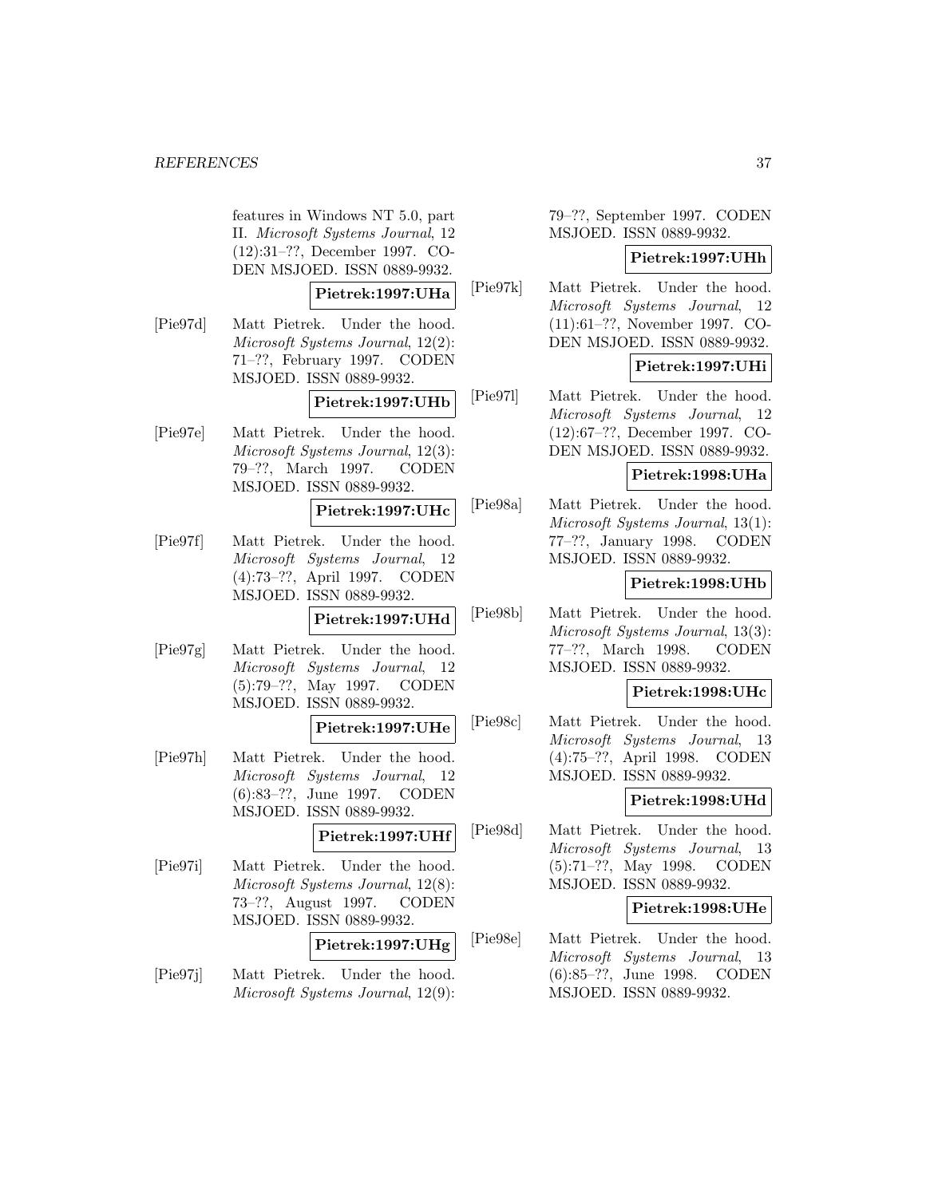features in Windows NT 5.0, part II. *Microsoft Systems Journal*, 12 (12):31–??, December 1997. CODEN MSJOED. ISSN 0889-9932.

**Pietrek:1997:UHa**

[Pie97d] Matt Pietrek. Under the hood. *Microsoft Systems Journal*, 12(2): 71–??, February 1997. CODEN MSJOED. ISSN 0889-9932.

**Pietrek:1997:UHb**

[Pie97e] Matt Pietrek. Under the hood. *Microsoft Systems Journal*, 12(3): 79–??, March 1997. CODEN MSJOED. ISSN 0889-9932.

**Pietrek:1997:UHc**

[Pie97f] Matt Pietrek. Under the hood. *Microsoft Systems Journal*, 12 (4):73–??, April 1997. CODEN MSJOED. ISSN 0889-9932.

**Pietrek:1997:UHd**

[Pie97g] Matt Pietrek. Under the hood. *Microsoft Systems Journal*, 12 (5):79–??, May 1997. CODEN MSJOED. ISSN 0889-9932.

**Pietrek:1997:UHe**

[Pie97h] Matt Pietrek. Under the hood. *Microsoft Systems Journal*, 12 (6):83–??, June 1997. CODEN MSJOED. ISSN 0889-9932.

**Pietrek:1997:UHf**

[Pie97i] Matt Pietrek. Under the hood. *Microsoft Systems Journal*, 12(8): 73–??, August 1997. CODEN MSJOED. ISSN 0889-9932.

**Pietrek:1997:UHg**

[Pie97j] Matt Pietrek. Under the hood. *Microsoft Systems Journal*, 12(9): 79–??, September 1997. CODEN MSJOED. ISSN 0889-9932.

**Pietrek:1997:UHh**

[Pie97k] Matt Pietrek. Under the hood. *Microsoft Systems Journal*, 12 (11):61–??, November 1997. CODEN MSJOED. ISSN 0889-9932.

**Pietrek:1997:UHi**

[Pie97l] Matt Pietrek. Under the hood. *Microsoft Systems Journal*, 12 (12):67–??, December 1997. CODEN MSJOED. ISSN 0889-9932.

**Pietrek:1998:UHa**

[Pie98a] Matt Pietrek. Under the hood. *Microsoft Systems Journal*, 13(1): 77–??, January 1998. CODEN MSJOED. ISSN 0889-9932.

**Pietrek:1998:UHb**

[Pie98b] Matt Pietrek. Under the hood. *Microsoft Systems Journal*, 13(3): 77–??, March 1998. CODEN MSJOED. ISSN 0889-9932.

**Pietrek:1998:UHc**

[Pie98c] Matt Pietrek. Under the hood. *Microsoft Systems Journal*, 13 (4):75–??, April 1998. CODEN MSJOED. ISSN 0889-9932.

**Pietrek:1998:UHd**

[Pie98d] Matt Pietrek. Under the hood. *Microsoft Systems Journal*, 13 (5):71–??, May 1998. CODEN MSJOED. ISSN 0889-9932.

**Pietrek:1998:UHe**

[Pie98e] Matt Pietrek. Under the hood. *Microsoft Systems Journal*, 13 (6):85–??, June 1998. CODEN MSJOED. ISSN 0889-9932.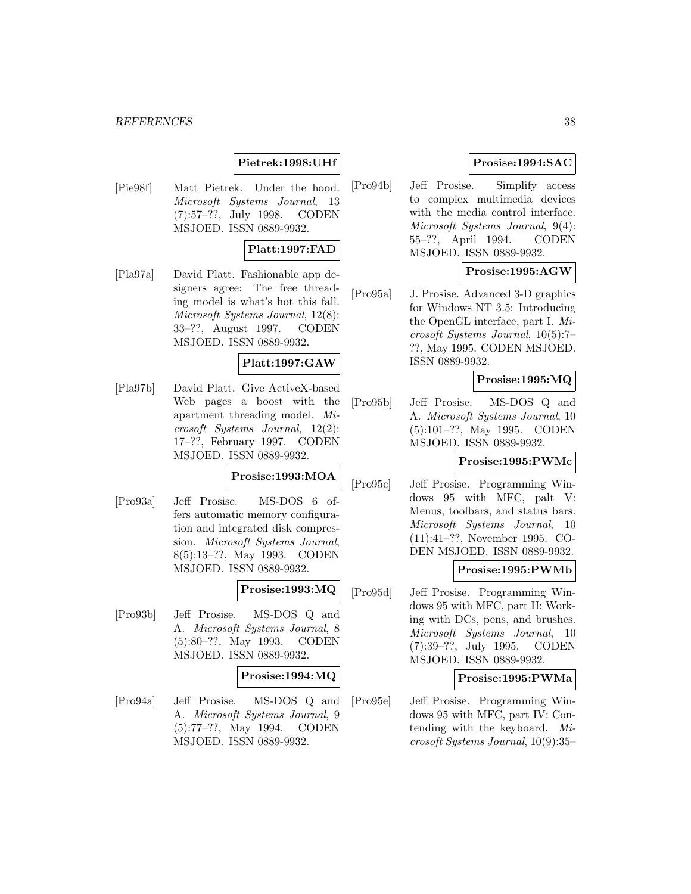**Pietrek:1998:UHf**

[Pie98f] Matt Pietrek. Under the hood. *Microsoft Systems Journal*, 13 (7):57–??, July 1998. CODEN MSJOED. ISSN 0889-9932.

**Platt:1997:FAD**

[Pla97a] David Platt. Fashionable app designers agree: The free threading model is what's hot this fall. *Microsoft Systems Journal*, 12(8): 33–??, August 1997. CODEN MSJOED. ISSN 0889-9932.

**Platt:1997:GAW**

[Pla97b] David Platt. Give ActiveX-based Web pages a boost with the apartment threading model. *Microsoft Systems Journal*, 12(2): 17–??, February 1997. CODEN MSJOED. ISSN 0889-9932.

**Prosise:1993:MOA**

[Pro93a] Jeff Prosise. MS-DOS 6 offers automatic memory configuration and integrated disk compression. *Microsoft Systems Journal*, 8(5):13–??, May 1993. CODEN MSJOED. ISSN 0889-9932.

**Prosise:1993:MQ**

[Pro93b] Jeff Prosise. MS-DOS Q and A. *Microsoft Systems Journal*, 8 (5):80–??, May 1993. CODEN MSJOED. ISSN 0889-9932.

**Prosise:1994:MQ**

[Pro94a] Jeff Prosise. MS-DOS Q and A. *Microsoft Systems Journal*, 9 (5):77–??, May 1994. CODEN MSJOED. ISSN 0889-9932.

**Prosise:1994:SAC**

[Pro94b] Jeff Prosise. Simplify access to complex multimedia devices with the media control interface. *Microsoft Systems Journal*, 9(4): 55–??, April 1994. CODEN MSJOED. ISSN 0889-9932.

**Prosise:1995:AGW**

[Pro95a] J. Prosise. Advanced 3-D graphics for Windows NT 3.5: Introducing the OpenGL interface, part I. *Microsoft Systems Journal*, 10(5):7–??, May 1995. CODEN MSJOED. ISSN 0889-9932.

**Prosise:1995:MQ**

[Pro95b] Jeff Prosise. MS-DOS Q and A. *Microsoft Systems Journal*, 10 (5):101–??, May 1995. CODEN MSJOED. ISSN 0889-9932.

**Prosise:1995:PWMc**

[Pro95c] Jeff Prosise. Programming Windows 95 with MFC, palt V: Menus, toolbars, and status bars. *Microsoft Systems Journal*, 10 (11):41–??, November 1995. CODEN MSJOED. ISSN 0889-9932.

**Prosise:1995:PWMb**

[Pro95d] Jeff Prosise. Programming Windows 95 with MFC, part II: Working with DCs, pens, and brushes. *Microsoft Systems Journal*, 10 (7):39–??, July 1995. CODEN MSJOED. ISSN 0889-9932.

**Prosise:1995:PWMa**

[Pro95e] Jeff Prosise. Programming Windows 95 with MFC, part IV: Contending with the keyboard. *Microsoft Systems Journal*, 10(9):35–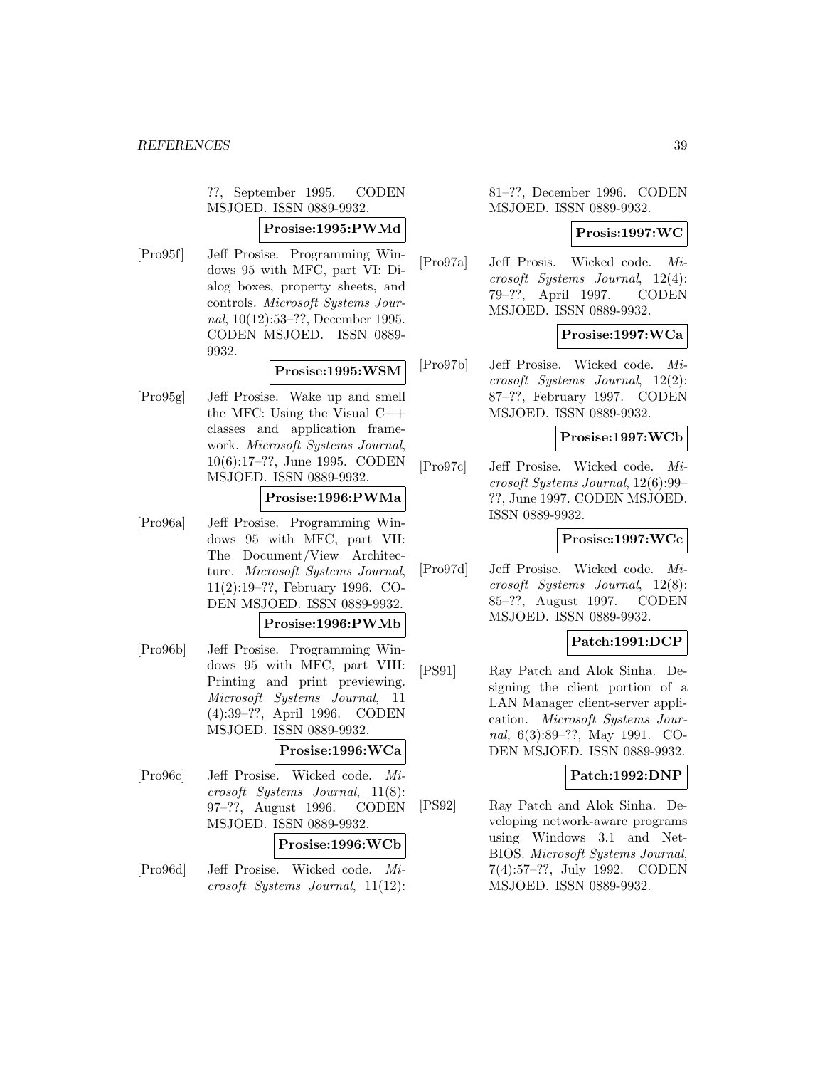??, September 1995. CODEN MSJOED. ISSN 0889-9932.

**Prosise:1995:PWMd**

[Pro95f] Jeff Prosise. Programming Windows 95 with MFC, part VI: Dialog boxes, property sheets, and controls. *Microsoft Systems Journal*, 10(12):53–??, December 1995. CODEN MSJOED. ISSN 0889-9932.

**Prosise:1995:WSM**

[Pro95g] Jeff Prosise. Wake up and smell the MFC: Using the Visual C++ classes and application framework. *Microsoft Systems Journal*, 10(6):17–??, June 1995. CODEN MSJOED. ISSN 0889-9932.

**Prosise:1996:PWMa**

[Pro96a] Jeff Prosise. Programming Windows 95 with MFC, part VII: The Document/View Architecture. *Microsoft Systems Journal*, 11(2):19–??, February 1996. CODEN MSJOED. ISSN 0889-9932.

**Prosise:1996:PWMb**

[Pro96b] Jeff Prosise. Programming Windows 95 with MFC, part VIII: Printing and print previewing. *Microsoft Systems Journal*, 11 (4):39–??, April 1996. CODEN MSJOED. ISSN 0889-9932.

**Prosise:1996:WCa**

[Pro96c] Jeff Prosise. Wicked code. *Microsoft Systems Journal*, 11(8): 97–??, August 1996. CODEN MSJOED. ISSN 0889-9932.

**Prosise:1996:WCb**

[Pro96d] Jeff Prosise. Wicked code. *Microsoft Systems Journal*, 11(12): 81–??, December 1996. CODEN MSJOED. ISSN 0889-9932.

**Prosis:1997:WC**

[Pro97a] Jeff Prosis. Wicked code. *Microsoft Systems Journal*, 12(4): 79–??, April 1997. CODEN MSJOED. ISSN 0889-9932.

**Prosise:1997:WCa**

[Pro97b] Jeff Prosise. Wicked code. *Microsoft Systems Journal*, 12(2): 87–??, February 1997. CODEN MSJOED. ISSN 0889-9932.

**Prosise:1997:WCb**

[Pro97c] Jeff Prosise. Wicked code. *Microsoft Systems Journal*, 12(6):99–??, June 1997. CODEN MSJOED. ISSN 0889-9932.

**Prosise:1997:WCc**

[Pro97d] Jeff Prosise. Wicked code. *Microsoft Systems Journal*, 12(8): 85–??, August 1997. CODEN MSJOED. ISSN 0889-9932.

**Patch:1991:DCP**

[PS91] Ray Patch and Alok Sinha. Designing the client portion of a LAN Manager client-server application. *Microsoft Systems Journal*, 6(3):89–??, May 1991. CODEN MSJOED. ISSN 0889-9932.

**Patch:1992:DNP**

[PS92] Ray Patch and Alok Sinha. Developing network-aware programs using Windows 3.1 and NetBIOS. *Microsoft Systems Journal*, 7(4):57–??, July 1992. CODEN MSJOED. ISSN 0889-9932.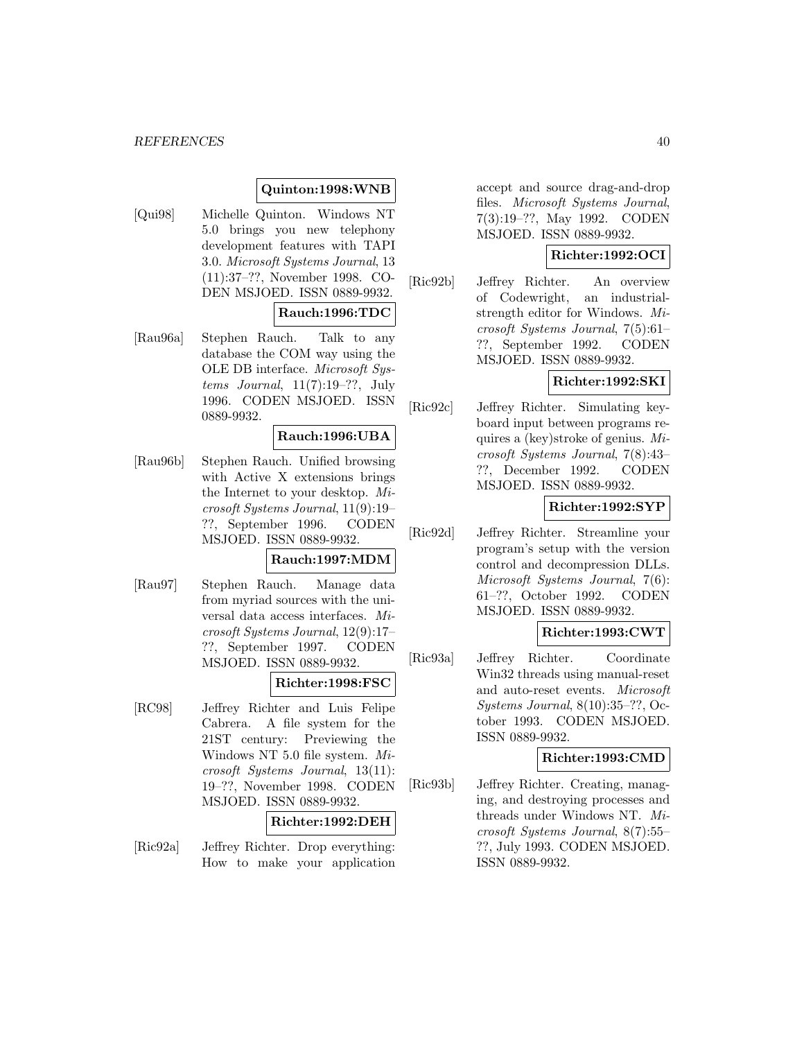**Quinton:1998:WNB**

[Qui98] Michelle Quinton. Windows NT 5.0 brings you new telephony development features with TAPI 3.0. *Microsoft Systems Journal*, 13 (11):37–??, November 1998. CODEN MSJOED. ISSN 0889-9932.

**Rauch:1996:TDC**

[Rau96a] Stephen Rauch. Talk to any database the COM way using the OLE DB interface. *Microsoft Systems Journal*, 11(7):19–??, July 1996. CODEN MSJOED. ISSN 0889-9932.

**Rauch:1996:UBA**

[Rau96b] Stephen Rauch. Unified browsing with Active X extensions brings the Internet to your desktop. *Microsoft Systems Journal*, 11(9):19–??, September 1996. CODEN MSJOED. ISSN 0889-9932.

**Rauch:1997:MDM**

[Rau97] Stephen Rauch. Manage data from myriad sources with the universal data access interfaces. *Microsoft Systems Journal*, 12(9):17–??, September 1997. CODEN MSJOED. ISSN 0889-9932.

**Richter:1998:FSC**

[RC98] Jeffrey Richter and Luis Felipe Cabrera. A file system for the 21ST century: Previewing the Windows NT 5.0 file system. *Microsoft Systems Journal*, 13(11): 19–??, November 1998. CODEN MSJOED. ISSN 0889-9932.

**Richter:1992:DEH**

[Ric92a] Jeffrey Richter. Drop everything: How to make your application accept and source drag-and-drop files. *Microsoft Systems Journal*, 7(3):19–??, May 1992. CODEN MSJOED. ISSN 0889-9932.

**Richter:1992:OCI**

[Ric92b] Jeffrey Richter. An overview of Codewright, an industrial-strength editor for Windows. *Microsoft Systems Journal*, 7(5):61–??, September 1992. CODEN MSJOED. ISSN 0889-9932.

**Richter:1992:SKI**

[Ric92c] Jeffrey Richter. Simulating keyboard input between programs requires a (key)stroke of genius. *Microsoft Systems Journal*, 7(8):43–??, December 1992. CODEN MSJOED. ISSN 0889-9932.

**Richter:1992:SYP**

[Ric92d] Jeffrey Richter. Streamline your program's setup with the version control and decompression DLLs. *Microsoft Systems Journal*, 7(6): 61–??, October 1992. CODEN MSJOED. ISSN 0889-9932.

**Richter:1993:CWT**

[Ric93a] Jeffrey Richter. Coordinate Win32 threads using manual-reset and auto-reset events. *Microsoft Systems Journal*, 8(10):35–??, October 1993. CODEN MSJOED. ISSN 0889-9932.

**Richter:1993:CMD**

[Ric93b] Jeffrey Richter. Creating, managing, and destroying processes and threads under Windows NT. *Microsoft Systems Journal*, 8(7):55–??, July 1993. CODEN MSJOED. ISSN 0889-9932.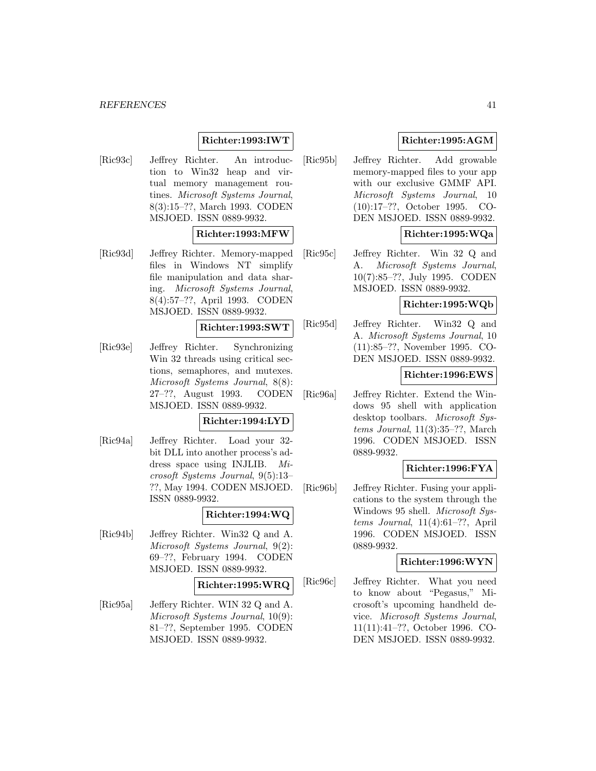**Richter:1993:IWT**

[Ric93c] Jeffrey Richter. An introduction to Win32 heap and virtual memory management routines. *Microsoft Systems Journal*, 8(3):15–??, March 1993. CODEN MSJOED. ISSN 0889-9932.

**Richter:1993:MFW**

[Ric93d] Jeffrey Richter. Memory-mapped files in Windows NT simplify file manipulation and data sharing. *Microsoft Systems Journal*, 8(4):57–??, April 1993. CODEN MSJOED. ISSN 0889-9932.

**Richter:1993:SWT**

[Ric93e] Jeffrey Richter. Synchronizing Win 32 threads using critical sections, semaphores, and mutexes. *Microsoft Systems Journal*, 8(8): 27–??, August 1993. CODEN MSJOED. ISSN 0889-9932.

**Richter:1994:LYD**

[Ric94a] Jeffrey Richter. Load your 32-bit DLL into another process's address space using INJLIB. *Microsoft Systems Journal*, 9(5):13–??, May 1994. CODEN MSJOED. ISSN 0889-9932.

**Richter:1994:WQ**

[Ric94b] Jeffrey Richter. Win32 Q and A. *Microsoft Systems Journal*, 9(2): 69–??, February 1994. CODEN MSJOED. ISSN 0889-9932.

**Richter:1995:WRQ**

[Ric95a] Jeffery Richter. WIN 32 Q and A. *Microsoft Systems Journal*, 10(9): 81–??, September 1995. CODEN MSJOED. ISSN 0889-9932.

**Richter:1995:AGM**

[Ric95b] Jeffrey Richter. Add growable memory-mapped files to your app with our exclusive GMMF API. *Microsoft Systems Journal*, 10 (10):17–??, October 1995. CODEN MSJOED. ISSN 0889-9932.

**Richter:1995:WQa**

[Ric95c] Jeffrey Richter. Win 32 Q and A. *Microsoft Systems Journal*, 10(7):85–??, July 1995. CODEN MSJOED. ISSN 0889-9932.

**Richter:1995:WQb**

[Ric95d] Jeffrey Richter. Win32 Q and A. *Microsoft Systems Journal*, 10 (11):85–??, November 1995. CODEN MSJOED. ISSN 0889-9932.

**Richter:1996:EWS**

[Ric96a] Jeffrey Richter. Extend the Windows 95 shell with application desktop toolbars. *Microsoft Systems Journal*, 11(3):35–??, March 1996. CODEN MSJOED. ISSN 0889-9932.

**Richter:1996:FYA**

[Ric96b] Jeffrey Richter. Fusing your applications to the system through the Windows 95 shell. *Microsoft Systems Journal*, 11(4):61–??, April 1996. CODEN MSJOED. ISSN 0889-9932.

**Richter:1996:WYN**

[Ric96c] Jeffrey Richter. What you need to know about "Pegasus," Microsoft's upcoming handheld device. *Microsoft Systems Journal*, 11(11):41–??, October 1996. CODEN MSJOED. ISSN 0889-9932.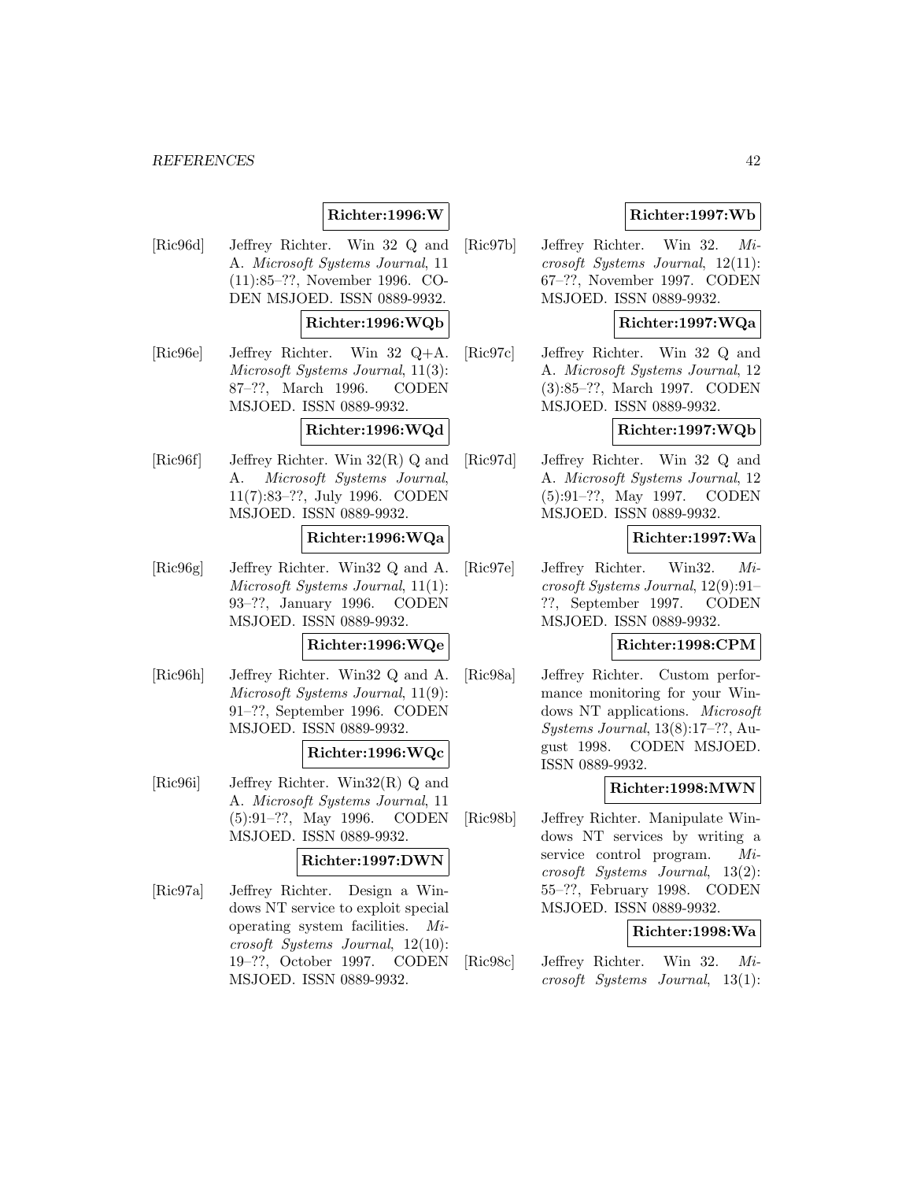**Richter:1996:W**

[Ric96d] Jeffrey Richter. Win 32 Q and A. *Microsoft Systems Journal*, 11 (11):85–??, November 1996. CODEN MSJOED. ISSN 0889-9932.

**Richter:1996:WQb**

[Ric96e] Jeffrey Richter. Win 32 Q+A. *Microsoft Systems Journal*, 11(3): 87–??, March 1996. CODEN MSJOED. ISSN 0889-9932.

**Richter:1996:WQd**

[Ric96f] Jeffrey Richter. Win 32(R) Q and A. *Microsoft Systems Journal*, 11(7):83–??, July 1996. CODEN MSJOED. ISSN 0889-9932.

**Richter:1996:WQa**

[Ric96g] Jeffrey Richter. Win32 Q and A. *Microsoft Systems Journal*, 11(1): 93–??, January 1996. CODEN MSJOED. ISSN 0889-9932.

**Richter:1996:WQe**

[Ric96h] Jeffrey Richter. Win32 Q and A. *Microsoft Systems Journal*, 11(9): 91–??, September 1996. CODEN MSJOED. ISSN 0889-9932.

**Richter:1996:WQc**

[Ric96i] Jeffrey Richter. Win32(R) Q and A. *Microsoft Systems Journal*, 11 (5):91–??, May 1996. CODEN MSJOED. ISSN 0889-9932.

**Richter:1997:DWN**

[Ric97a] Jeffrey Richter. Design a Windows NT service to exploit special operating system facilities. *Microsoft Systems Journal*, 12(10): 19–??, October 1997. CODEN MSJOED. ISSN 0889-9932.

**Richter:1997:Wb**

[Ric97b] Jeffrey Richter. Win 32. *Microsoft Systems Journal*, 12(11): 67–??, November 1997. CODEN MSJOED. ISSN 0889-9932.

**Richter:1997:WQa**

[Ric97c] Jeffrey Richter. Win 32 Q and A. *Microsoft Systems Journal*, 12 (3):85–??, March 1997. CODEN MSJOED. ISSN 0889-9932.

**Richter:1997:WQb**

[Ric97d] Jeffrey Richter. Win 32 Q and A. *Microsoft Systems Journal*, 12 (5):91–??, May 1997. CODEN MSJOED. ISSN 0889-9932.

**Richter:1997:Wa**

[Ric97e] Jeffrey Richter. Win32. *Microsoft Systems Journal*, 12(9):91–??, September 1997. CODEN MSJOED. ISSN 0889-9932.

**Richter:1998:CPM**

[Ric98a] Jeffrey Richter. Custom performance monitoring for your Windows NT applications. *Microsoft Systems Journal*, 13(8):17–??, August 1998. CODEN MSJOED. ISSN 0889-9932.

**Richter:1998:MWN**

[Ric98b] Jeffrey Richter. Manipulate Windows NT services by writing a service control program. *Microsoft Systems Journal*, 13(2): 55–??, February 1998. CODEN MSJOED. ISSN 0889-9932.

**Richter:1998:Wa**

[Ric98c] Jeffrey Richter. Win 32. *Microsoft Systems Journal*, 13(1):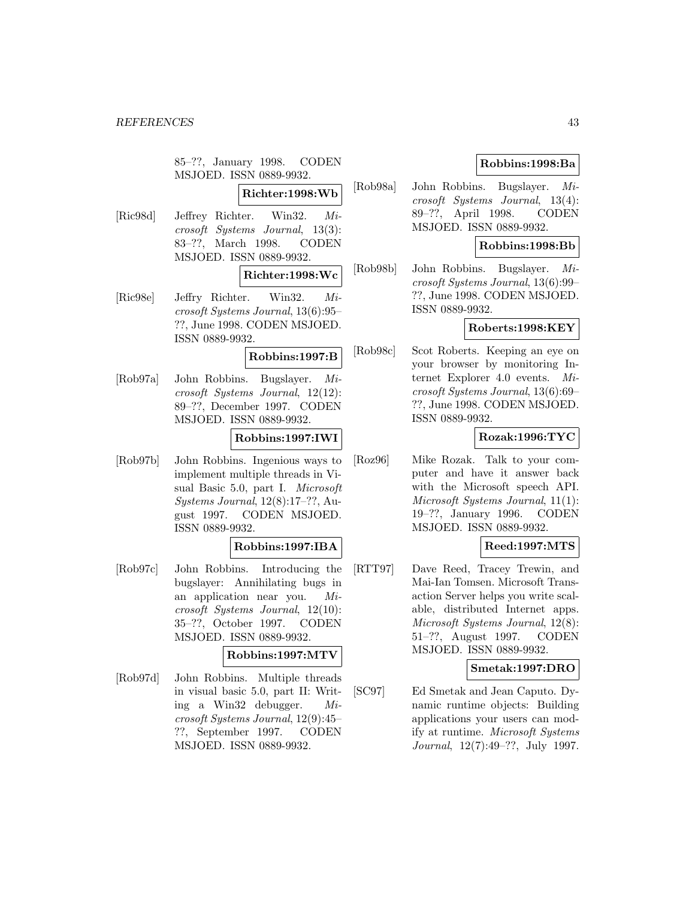85–??, January 1998. CODEN MSJOED. ISSN 0889-9932.

**Richter:1998:Wb**

[Ric98d] Jeffrey Richter. Win32. *Microsoft Systems Journal*, 13(3): 83–??, March 1998. CODEN MSJOED. ISSN 0889-9932.

**Richter:1998:Wc**

[Ric98e] Jeffry Richter. Win32. *Microsoft Systems Journal*, 13(6):95–??, June 1998. CODEN MSJOED. ISSN 0889-9932.

**Robbins:1997:B**

[Rob97a] John Robbins. Bugslayer. *Microsoft Systems Journal*, 12(12): 89–??, December 1997. CODEN MSJOED. ISSN 0889-9932.

**Robbins:1997:IWI**

[Rob97b] John Robbins. Ingenious ways to implement multiple threads in Visual Basic 5.0, part I. *Microsoft Systems Journal*, 12(8):17–??, August 1997. CODEN MSJOED. ISSN 0889-9932.

**Robbins:1997:IBA**

[Rob97c] John Robbins. Introducing the bugslayer: Annihilating bugs in an application near you. *Microsoft Systems Journal*, 12(10): 35–??, October 1997. CODEN MSJOED. ISSN 0889-9932.

**Robbins:1997:MTV**

[Rob97d] John Robbins. Multiple threads in visual basic 5.0, part II: Writing a Win32 debugger. *Microsoft Systems Journal*, 12(9):45–??, September 1997. CODEN MSJOED. ISSN 0889-9932.

**Robbins:1998:Ba**

[Rob98a] John Robbins. Bugslayer. *Microsoft Systems Journal*, 13(4): 89–??, April 1998. CODEN MSJOED. ISSN 0889-9932.

**Robbins:1998:Bb**

[Rob98b] John Robbins. Bugslayer. *Microsoft Systems Journal*, 13(6):99–??, June 1998. CODEN MSJOED. ISSN 0889-9932.

**Roberts:1998:KEY**

[Rob98c] Scot Roberts. Keeping an eye on your browser by monitoring Internet Explorer 4.0 events. *Microsoft Systems Journal*, 13(6):69–??, June 1998. CODEN MSJOED. ISSN 0889-9932.

**Rozak:1996:TYC**

[Roz96] Mike Rozak. Talk to your computer and have it answer back with the Microsoft speech API. *Microsoft Systems Journal*, 11(1): 19–??, January 1996. CODEN MSJOED. ISSN 0889-9932.

**Reed:1997:MTS**

[RTT97] Dave Reed, Tracey Trewin, and Mai-Ian Tomsen. Microsoft Transaction Server helps you write scalable, distributed Internet apps. *Microsoft Systems Journal*, 12(8): 51–??, August 1997. CODEN MSJOED. ISSN 0889-9932.

**Smetak:1997:DRO**

[SC97] Ed Smetak and Jean Caputo. Dynamic runtime objects: Building applications your users can modify at runtime. *Microsoft Systems Journal*, 12(7):49–??, July 1997.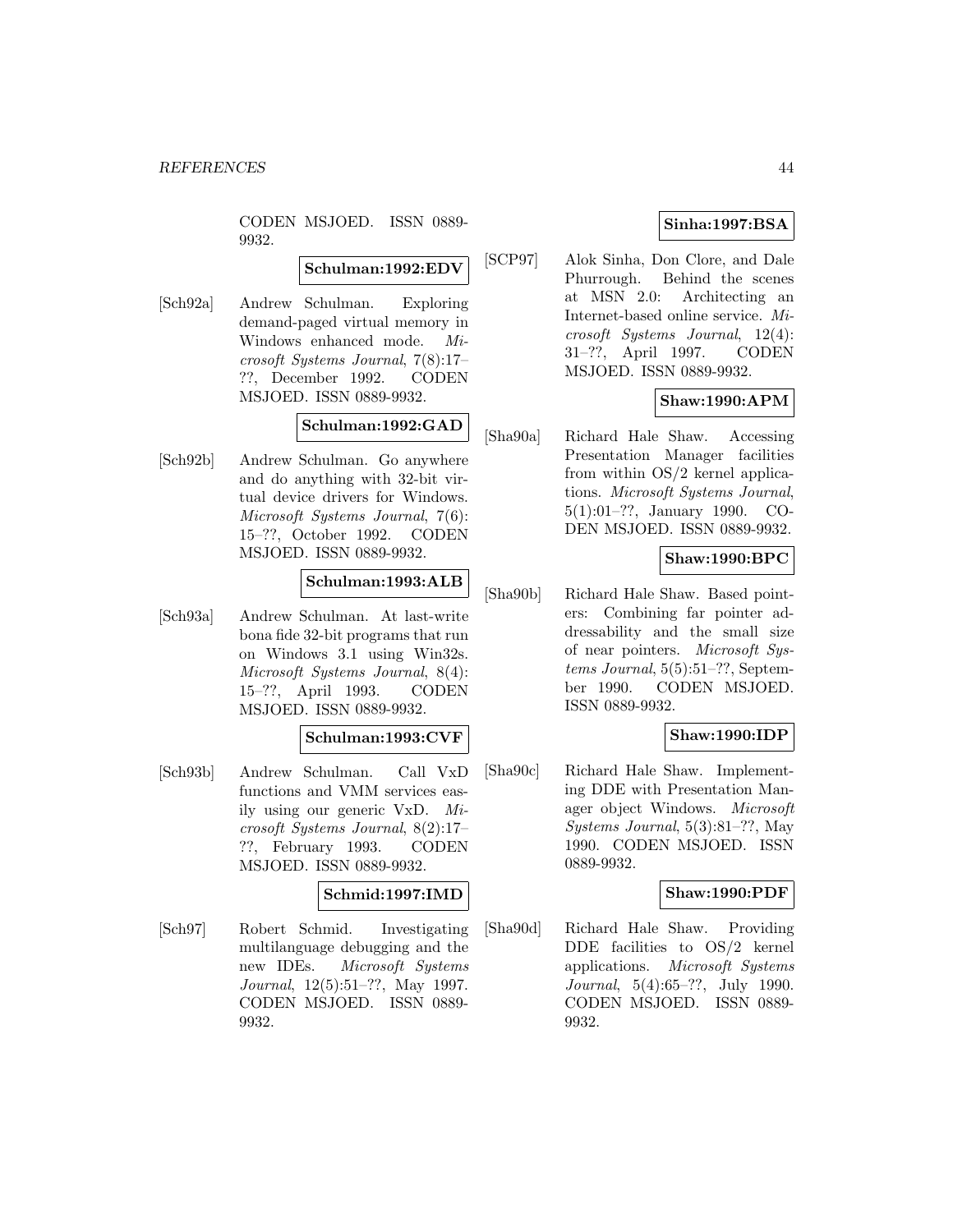CODEN MSJOED. ISSN 0889-9932.

**Schulman:1992:EDV**

[Sch92a] Andrew Schulman. Exploring demand-paged virtual memory in Windows enhanced mode. *Microsoft Systems Journal*, 7(8):17–??, December 1992. CODEN MSJOED. ISSN 0889-9932.

**Schulman:1992:GAD**

[Sch92b] Andrew Schulman. Go anywhere and do anything with 32-bit virtual device drivers for Windows. *Microsoft Systems Journal*, 7(6):15–??, October 1992. CODEN MSJOED. ISSN 0889-9932.

**Schulman:1993:ALB**

[Sch93a] Andrew Schulman. At last-write bona fide 32-bit programs that run on Windows 3.1 using Win32s. *Microsoft Systems Journal*, 8(4):15–??, April 1993. CODEN MSJOED. ISSN 0889-9932.

**Schulman:1993:CVF**

[Sch93b] Andrew Schulman. Call VxD functions and VMM services easily using our generic VxD. *Microsoft Systems Journal*, 8(2):17–??, February 1993. CODEN MSJOED. ISSN 0889-9932.

**Schmid:1997:IMD**

[Sch97] Robert Schmid. Investigating multilanguage debugging and the new IDEs. *Microsoft Systems Journal*, 12(5):51–??, May 1997. CODEN MSJOED. ISSN 0889-9932.

**Sinha:1997:BSA**

[SCP97] Alok Sinha, Don Clore, and Dale Phurrough. Behind the scenes at MSN 2.0: Architecting an Internet-based online service. *Microsoft Systems Journal*, 12(4):31–??, April 1997. CODEN MSJOED. ISSN 0889-9932.

**Shaw:1990:APM**

[Sha90a] Richard Hale Shaw. Accessing Presentation Manager facilities from within OS/2 kernel applications. *Microsoft Systems Journal*, 5(1):01–??, January 1990. CODEN MSJOED. ISSN 0889-9932.

**Shaw:1990:BPC**

[Sha90b] Richard Hale Shaw. Based pointers: Combining far pointer addressability and the small size of near pointers. *Microsoft Systems Journal*, 5(5):51–??, September 1990. CODEN MSJOED. ISSN 0889-9932.

**Shaw:1990:IDP**

[Sha90c] Richard Hale Shaw. Implementing DDE with Presentation Manager object Windows. *Microsoft Systems Journal*, 5(3):81–??, May 1990. CODEN MSJOED. ISSN 0889-9932.

**Shaw:1990:PDF**

[Sha90d] Richard Hale Shaw. Providing DDE facilities to OS/2 kernel applications. *Microsoft Systems Journal*, 5(4):65–??, July 1990. CODEN MSJOED. ISSN 0889-9932.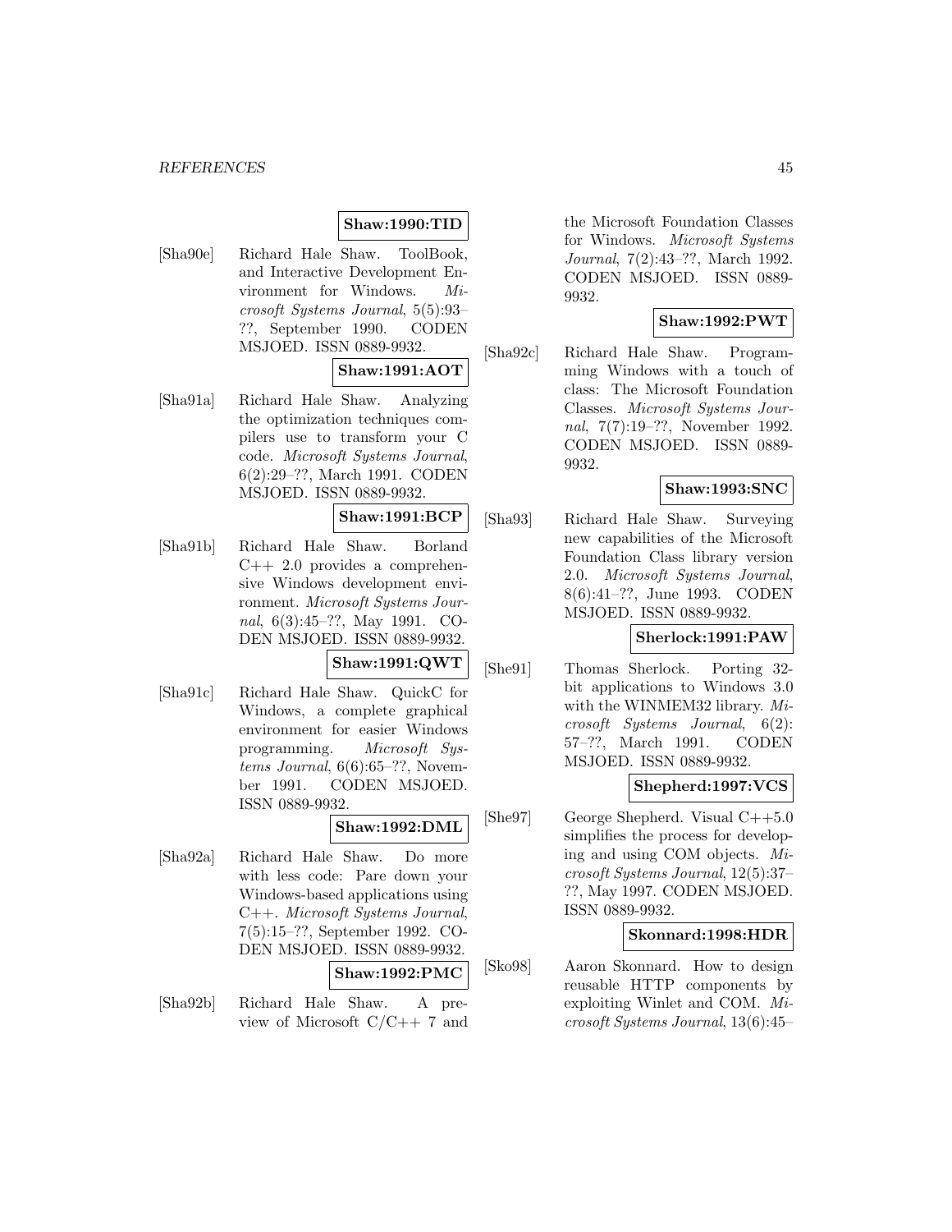**Shaw:1990:TID**

[Sha90e] Richard Hale Shaw. ToolBook, and Interactive Development Environment for Windows. *Microsoft Systems Journal*, 5(5):93–??, September 1990. CODEN MSJOED. ISSN 0889-9932.

**Shaw:1991:AOT**

[Sha91a] Richard Hale Shaw. Analyzing the optimization techniques compilers use to transform your C code. *Microsoft Systems Journal*, 6(2):29–??, March 1991. CODEN MSJOED. ISSN 0889-9932.

**Shaw:1991:BCP**

[Sha91b] Richard Hale Shaw. Borland C++ 2.0 provides a comprehensive Windows development environment. *Microsoft Systems Journal*, 6(3):45–??, May 1991. CODEN MSJOED. ISSN 0889-9932.

**Shaw:1991:QWT**

[Sha91c] Richard Hale Shaw. QuickC for Windows, a complete graphical environment for easier Windows programming. *Microsoft Systems Journal*, 6(6):65–??, November 1991. CODEN MSJOED. ISSN 0889-9932.

**Shaw:1992:DML**

[Sha92a] Richard Hale Shaw. Do more with less code: Pare down your Windows-based applications using C++. *Microsoft Systems Journal*, 7(5):15–??, September 1992. CODEN MSJOED. ISSN 0889-9932.

**Shaw:1992:PMC**

[Sha92b] Richard Hale Shaw. A preview of Microsoft C/C++ 7 and the Microsoft Foundation Classes for Windows. *Microsoft Systems Journal*, 7(2):43–??, March 1992. CODEN MSJOED. ISSN 0889-9932.

**Shaw:1992:PWT**

[Sha92c] Richard Hale Shaw. Programming Windows with a touch of class: The Microsoft Foundation Classes. *Microsoft Systems Journal*, 7(7):19–??, November 1992. CODEN MSJOED. ISSN 0889-9932.

**Shaw:1993:SNC**

[Sha93] Richard Hale Shaw. Surveying new capabilities of the Microsoft Foundation Class library version 2.0. *Microsoft Systems Journal*, 8(6):41–??, June 1993. CODEN MSJOED. ISSN 0889-9932.

**Sherlock:1991:PAW**

[She91] Thomas Sherlock. Porting 32-bit applications to Windows 3.0 with the WINMEM32 library. *Microsoft Systems Journal*, 6(2): 57–??, March 1991. CODEN MSJOED. ISSN 0889-9932.

**Shepherd:1997:VCS**

[She97] George Shepherd. Visual C++5.0 simplifies the process for developing and using COM objects. *Microsoft Systems Journal*, 12(5):37–??, May 1997. CODEN MSJOED. ISSN 0889-9932.

**Skonnard:1998:HDR**

[Sko98] Aaron Skonnard. How to design reusable HTTP components by exploiting Winlet and COM. *Microsoft Systems Journal*, 13(6):45–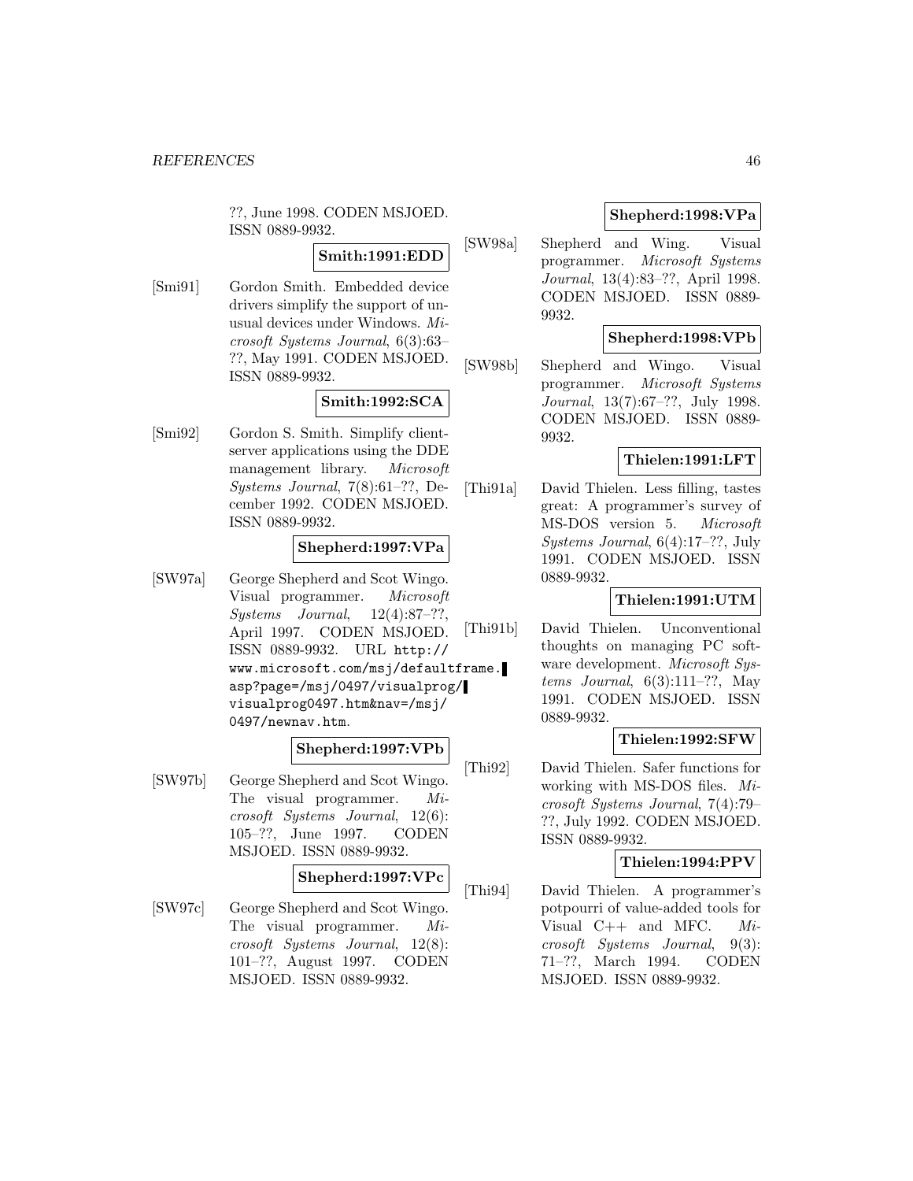??, June 1998. CODEN MSJOED. ISSN 0889-9932.

**Smith:1991:EDD**

[Smi91] Gordon Smith. Embedded device drivers simplify the support of unusual devices under Windows. *Microsoft Systems Journal*, 6(3):63–??, May 1991. CODEN MSJOED. ISSN 0889-9932.

**Smith:1992:SCA**

[Smi92] Gordon S. Smith. Simplify client-server applications using the DDE management library. *Microsoft Systems Journal*, 7(8):61–??, December 1992. CODEN MSJOED. ISSN 0889-9932.

**Shepherd:1997:VPa**

[SW97a] George Shepherd and Scot Wingo. Visual programmer. *Microsoft Systems Journal*, 12(4):87–??, April 1997. CODEN MSJOED. ISSN 0889-9932. URL http://www.microsoft.com/msj/defaultframe.asp?page=/msj/0497/visualprog/visualprog0497.htm&nav=/msj/0497/newnav.htm.

**Shepherd:1997:VPb**

[SW97b] George Shepherd and Scot Wingo. The visual programmer. *Microsoft Systems Journal*, 12(6):105–??, June 1997. CODEN MSJOED. ISSN 0889-9932.

**Shepherd:1997:VPc**

[SW97c] George Shepherd and Scot Wingo. The visual programmer. *Microsoft Systems Journal*, 12(8):101–??, August 1997. CODEN MSJOED. ISSN 0889-9932.

**Shepherd:1998:VPa**

[SW98a] Shepherd and Wing. Visual programmer. *Microsoft Systems Journal*, 13(4):83–??, April 1998. CODEN MSJOED. ISSN 0889-9932.

**Shepherd:1998:VPb**

[SW98b] Shepherd and Wingo. Visual programmer. *Microsoft Systems Journal*, 13(7):67–??, July 1998. CODEN MSJOED. ISSN 0889-9932.

**Thielen:1991:LFT**

[Thi91a] David Thielen. Less filling, tastes great: A programmer's survey of MS-DOS version 5. *Microsoft Systems Journal*, 6(4):17–??, July 1991. CODEN MSJOED. ISSN 0889-9932.

**Thielen:1991:UTM**

[Thi91b] David Thielen. Unconventional thoughts on managing PC software development. *Microsoft Systems Journal*, 6(3):111–??, May 1991. CODEN MSJOED. ISSN 0889-9932.

**Thielen:1992:SFW**

[Thi92] David Thielen. Safer functions for working with MS-DOS files. *Microsoft Systems Journal*, 7(4):79–??, July 1992. CODEN MSJOED. ISSN 0889-9932.

**Thielen:1994:PPV**

[Thi94] David Thielen. A programmer's potpourri of value-added tools for Visual C++ and MFC. *Microsoft Systems Journal*, 9(3):71–??, March 1994. CODEN MSJOED. ISSN 0889-9932.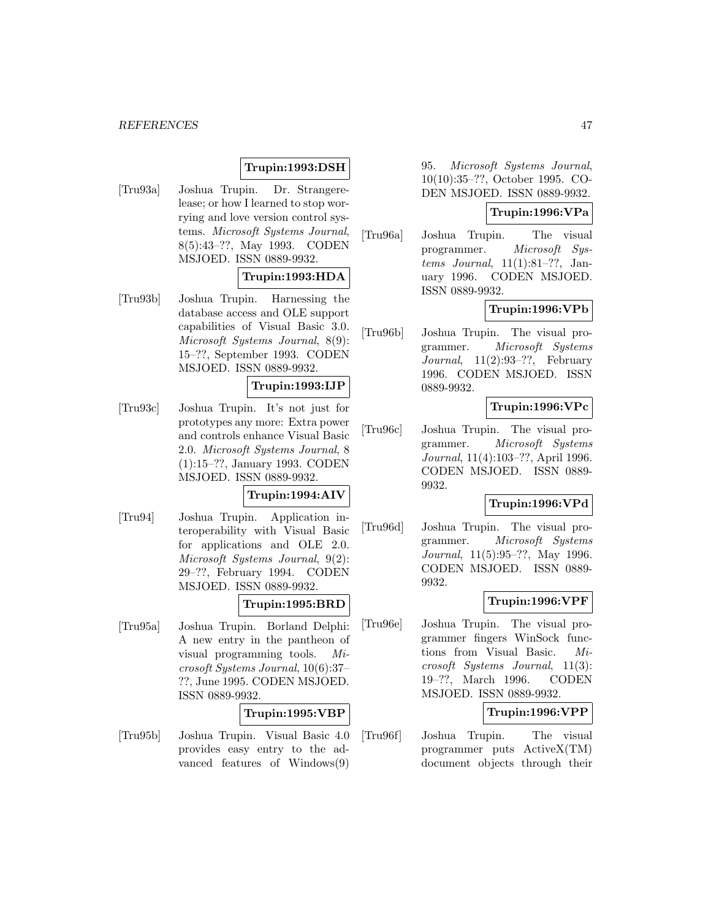**Trupin:1993:DSH**

[Tru93a] Joshua Trupin. Dr. Strangerelease; or how I learned to stop worrying and love version control systems. *Microsoft Systems Journal*, 8(5):43–??, May 1993. CODEN MSJOED. ISSN 0889-9932.

**Trupin:1993:HDA**

[Tru93b] Joshua Trupin. Harnessing the database access and OLE support capabilities of Visual Basic 3.0. *Microsoft Systems Journal*, 8(9): 15–??, September 1993. CODEN MSJOED. ISSN 0889-9932.

**Trupin:1993:IJP**

[Tru93c] Joshua Trupin. It's not just for prototypes any more: Extra power and controls enhance Visual Basic 2.0. *Microsoft Systems Journal*, 8 (1):15–??, January 1993. CODEN MSJOED. ISSN 0889-9932.

**Trupin:1994:AIV**

[Tru94] Joshua Trupin. Application interoperability with Visual Basic for applications and OLE 2.0. *Microsoft Systems Journal*, 9(2): 29–??, February 1994. CODEN MSJOED. ISSN 0889-9932.

**Trupin:1995:BRD**

[Tru95a] Joshua Trupin. Borland Delphi: A new entry in the pantheon of visual programming tools. *Microsoft Systems Journal*, 10(6):37–??, June 1995. CODEN MSJOED. ISSN 0889-9932.

**Trupin:1995:VBP**

[Tru95b] Joshua Trupin. Visual Basic 4.0 provides easy entry to the advanced features of Windows(9) 95. *Microsoft Systems Journal*, 10(10):35–??, October 1995. CODEN MSJOED. ISSN 0889-9932.

**Trupin:1996:VPa**

[Tru96a] Joshua Trupin. The visual programmer. *Microsoft Systems Journal*, 11(1):81–??, January 1996. CODEN MSJOED. ISSN 0889-9932.

**Trupin:1996:VPb**

[Tru96b] Joshua Trupin. The visual programmer. *Microsoft Systems Journal*, 11(2):93–??, February 1996. CODEN MSJOED. ISSN 0889-9932.

**Trupin:1996:VPc**

[Tru96c] Joshua Trupin. The visual programmer. *Microsoft Systems Journal*, 11(4):103–??, April 1996. CODEN MSJOED. ISSN 0889-9932.

**Trupin:1996:VPd**

[Tru96d] Joshua Trupin. The visual programmer. *Microsoft Systems Journal*, 11(5):95–??, May 1996. CODEN MSJOED. ISSN 0889-9932.

**Trupin:1996:VPF**

[Tru96e] Joshua Trupin. The visual programmer fingers WinSock functions from Visual Basic. *Microsoft Systems Journal*, 11(3): 19–??, March 1996. CODEN MSJOED. ISSN 0889-9932.

**Trupin:1996:VPP**

[Tru96f] Joshua Trupin. The visual programmer puts ActiveX(TM) document objects through their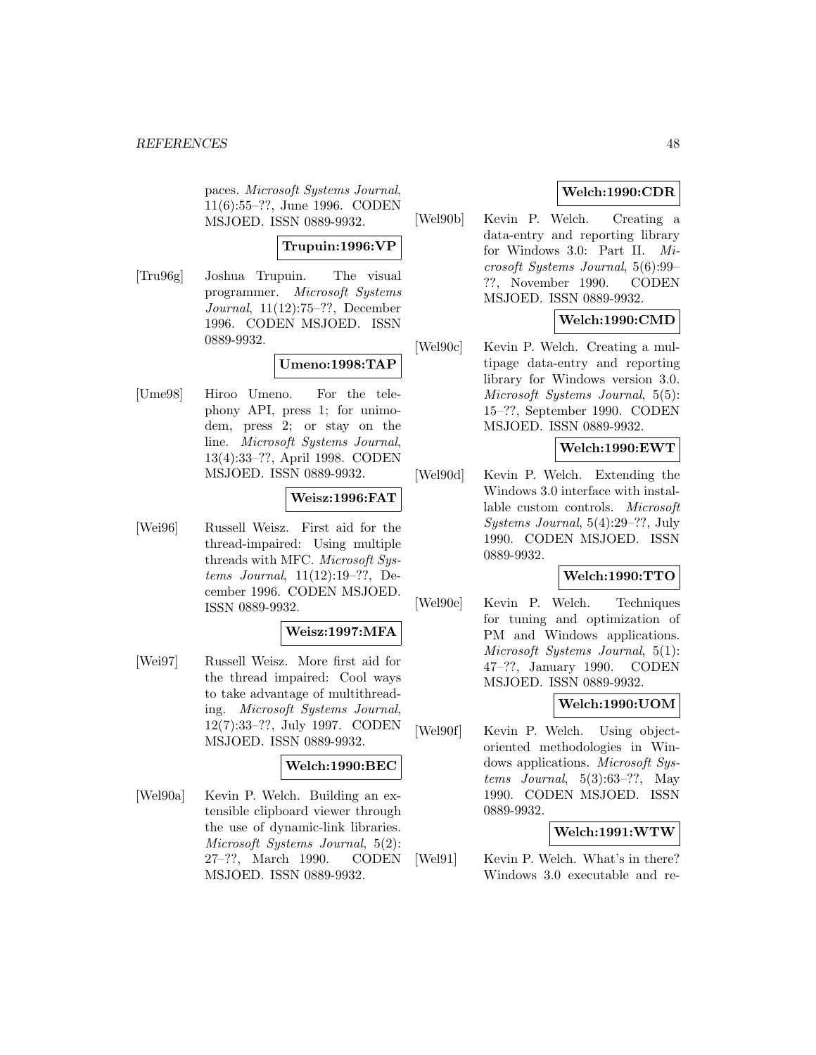paces. *Microsoft Systems Journal*, 11(6):55–??, June 1996. CODEN MSJOED. ISSN 0889-9932.

**Trupuin:1996:VP**

[Tru96g] Joshua Trupuin. The visual programmer. *Microsoft Systems Journal*, 11(12):75–??, December 1996. CODEN MSJOED. ISSN 0889-9932.

**Umeno:1998:TAP**

[Ume98] Hiroo Umeno. For the telephony API, press 1; for unimodem, press 2; or stay on the line. *Microsoft Systems Journal*, 13(4):33–??, April 1998. CODEN MSJOED. ISSN 0889-9932.

**Weisz:1996:FAT**

[Wei96] Russell Weisz. First aid for the thread-impaired: Using multiple threads with MFC. *Microsoft Systems Journal*, 11(12):19–??, December 1996. CODEN MSJOED. ISSN 0889-9932.

**Weisz:1997:MFA**

[Wei97] Russell Weisz. More first aid for the thread impaired: Cool ways to take advantage of multithreading. *Microsoft Systems Journal*, 12(7):33–??, July 1997. CODEN MSJOED. ISSN 0889-9932.

**Welch:1990:BEC**

[Wel90a] Kevin P. Welch. Building an extensible clipboard viewer through the use of dynamic-link libraries. *Microsoft Systems Journal*, 5(2): 27–??, March 1990. CODEN MSJOED. ISSN 0889-9932.

**Welch:1990:CDR**

[Wel90b] Kevin P. Welch. Creating a data-entry and reporting library for Windows 3.0: Part II. *Microsoft Systems Journal*, 5(6):99–??, November 1990. CODEN MSJOED. ISSN 0889-9932.

**Welch:1990:CMD**

[Wel90c] Kevin P. Welch. Creating a multipage data-entry and reporting library for Windows version 3.0. *Microsoft Systems Journal*, 5(5): 15–??, September 1990. CODEN MSJOED. ISSN 0889-9932.

**Welch:1990:EWT**

[Wel90d] Kevin P. Welch. Extending the Windows 3.0 interface with installable custom controls. *Microsoft Systems Journal*, 5(4):29–??, July 1990. CODEN MSJOED. ISSN 0889-9932.

**Welch:1990:TTO**

[Wel90e] Kevin P. Welch. Techniques for tuning and optimization of PM and Windows applications. *Microsoft Systems Journal*, 5(1): 47–??, January 1990. CODEN MSJOED. ISSN 0889-9932.

**Welch:1990:UOM**

[Wel90f] Kevin P. Welch. Using object-oriented methodologies in Windows applications. *Microsoft Systems Journal*, 5(3):63–??, May 1990. CODEN MSJOED. ISSN 0889-9932.

**Welch:1991:WTW**

[Wel91] Kevin P. Welch. What's in there? Windows 3.0 executable and re-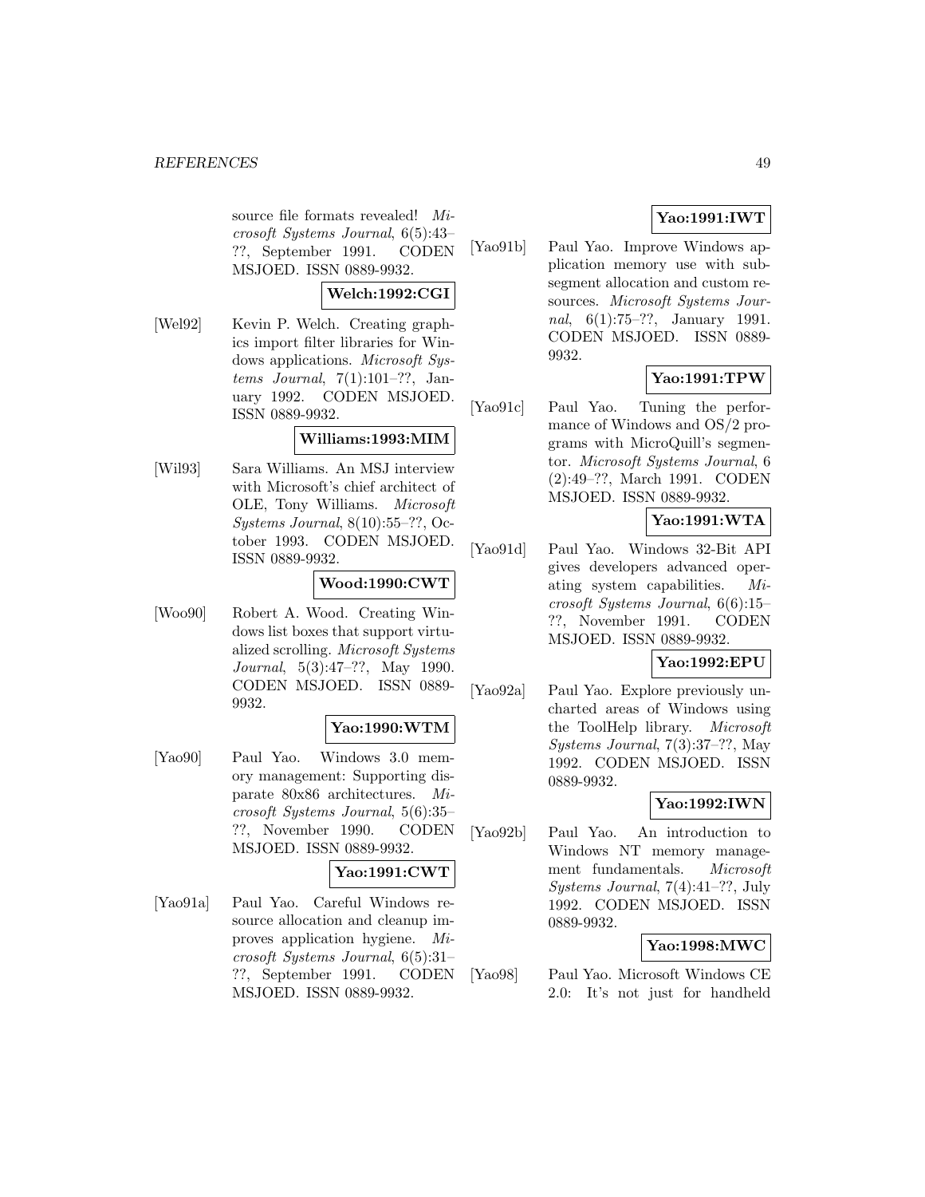source file formats revealed! *Microsoft Systems Journal*, 6(5):43–??, September 1991. CODEN MSJOED. ISSN 0889-9932.

**Welch:1992:CGI**

[Wel92] Kevin P. Welch. Creating graphics import filter libraries for Windows applications. *Microsoft Systems Journal*, 7(1):101–??, January 1992. CODEN MSJOED. ISSN 0889-9932.

**Williams:1993:MIM**

[Wil93] Sara Williams. An MSJ interview with Microsoft's chief architect of OLE, Tony Williams. *Microsoft Systems Journal*, 8(10):55–??, October 1993. CODEN MSJOED. ISSN 0889-9932.

**Wood:1990:CWT**

[Woo90] Robert A. Wood. Creating Windows list boxes that support virtualized scrolling. *Microsoft Systems Journal*, 5(3):47–??, May 1990. CODEN MSJOED. ISSN 0889-9932.

**Yao:1990:WTM**

[Yao90] Paul Yao. Windows 3.0 memory management: Supporting disparate 80x86 architectures. *Microsoft Systems Journal*, 5(6):35–??, November 1990. CODEN MSJOED. ISSN 0889-9932.

**Yao:1991:CWT**

[Yao91a] Paul Yao. Careful Windows resource allocation and cleanup improves application hygiene. *Microsoft Systems Journal*, 6(5):31–??, September 1991. CODEN MSJOED. ISSN 0889-9932.

**Yao:1991:IWT**

[Yao91b] Paul Yao. Improve Windows application memory use with subsegment allocation and custom resources. *Microsoft Systems Journal*, 6(1):75–??, January 1991. CODEN MSJOED. ISSN 0889-9932.

**Yao:1991:TPW**

[Yao91c] Paul Yao. Tuning the performance of Windows and OS/2 programs with MicroQuill's segmentor. *Microsoft Systems Journal*, 6 (2):49–??, March 1991. CODEN MSJOED. ISSN 0889-9932.

**Yao:1991:WTA**

[Yao91d] Paul Yao. Windows 32-Bit API gives developers advanced operating system capabilities. *Microsoft Systems Journal*, 6(6):15–??, November 1991. CODEN MSJOED. ISSN 0889-9932.

**Yao:1992:EPU**

[Yao92a] Paul Yao. Explore previously uncharted areas of Windows using the ToolHelp library. *Microsoft Systems Journal*, 7(3):37–??, May 1992. CODEN MSJOED. ISSN 0889-9932.

**Yao:1992:IWN**

[Yao92b] Paul Yao. An introduction to Windows NT memory management fundamentals. *Microsoft Systems Journal*, 7(4):41–??, July 1992. CODEN MSJOED. ISSN 0889-9932.

**Yao:1998:MWC**

[Yao98] Paul Yao. Microsoft Windows CE 2.0: It's not just for handheld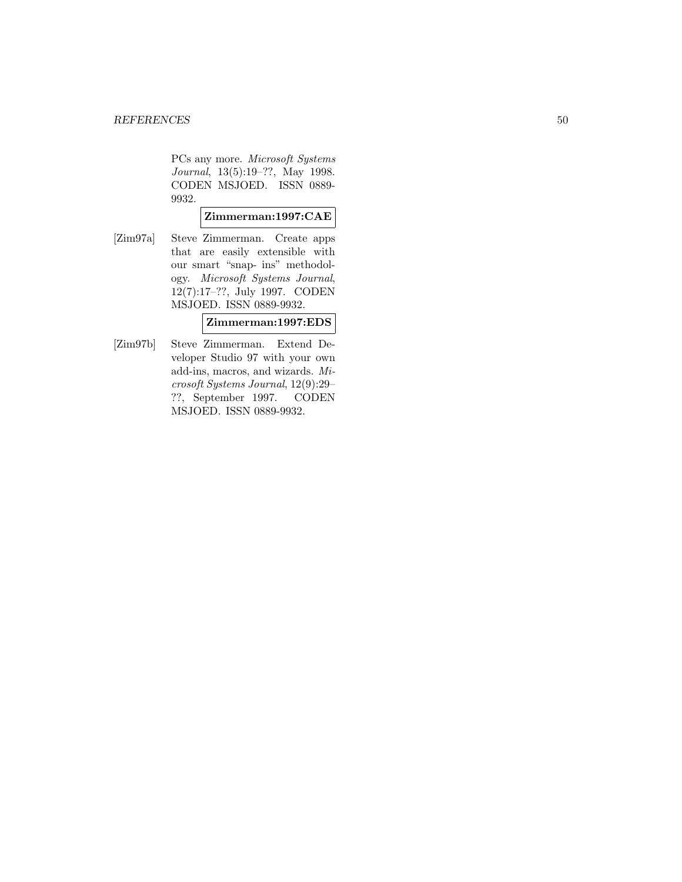PCs any more. *Microsoft Systems Journal*, 13(5):19–??, May 1998. CODEN MSJOED. ISSN 0889-9932.

**Zimmerman:1997:CAE**

[Zim97a] Steve Zimmerman. Create apps that are easily extensible with our smart "snap- ins" methodology. *Microsoft Systems Journal*, 12(7):17–??, July 1997. CODEN MSJOED. ISSN 0889-9932.

**Zimmerman:1997:EDS**

[Zim97b] Steve Zimmerman. Extend Developer Studio 97 with your own add-ins, macros, and wizards. *Microsoft Systems Journal*, 12(9):29–??, September 1997. CODEN MSJOED. ISSN 0889-9932.